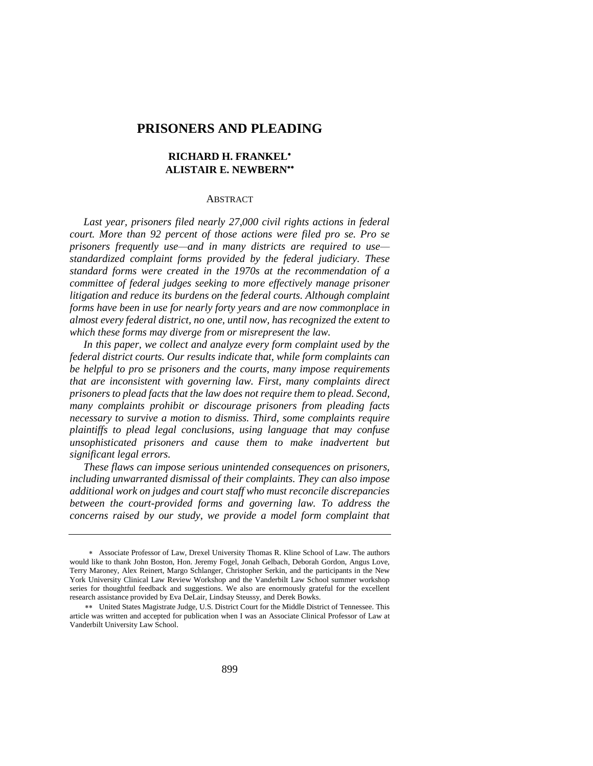# PRISONERS AND PLEADING

**RICHARD H. FRANKEL[*]**
**ALISTAIR E. NEWBERN[**]**

ABSTRACT

*Last year, prisoners filed nearly 27,000 civil rights actions in federal court. More than 92 percent of those actions were filed pro se. Pro se prisoners frequently use—and in many districts are required to use—standardized complaint forms provided by the federal judiciary. These standard forms were created in the 1970s at the recommendation of a committee of federal judges seeking to more effectively manage prisoner litigation and reduce its burdens on the federal courts. Although complaint forms have been in use for nearly forty years and are now commonplace in almost every federal district, no one, until now, has recognized the extent to which these forms may diverge from or misrepresent the law.*

*In this paper, we collect and analyze every form complaint used by the federal district courts. Our results indicate that, while form complaints can be helpful to pro se prisoners and the courts, many impose requirements that are inconsistent with governing law. First, many complaints direct prisoners to plead facts that the law does not require them to plead. Second, many complaints prohibit or discourage prisoners from pleading facts necessary to survive a motion to dismiss. Third, some complaints require plaintiffs to plead legal conclusions, using language that may confuse unsophisticated prisoners and cause them to make inadvertent but significant legal errors.*

*These flaws can impose serious unintended consequences on prisoners, including unwarranted dismissal of their complaints. They can also impose additional work on judges and court staff who must reconcile discrepancies between the court-provided forms and governing law. To address the concerns raised by our study, we provide a model form complaint that*

---

[*] Associate Professor of Law, Drexel University Thomas R. Kline School of Law. The authors would like to thank John Boston, Hon. Jeremy Fogel, Jonah Gelbach, Deborah Gordon, Angus Love, Terry Maroney, Alex Reinert, Margo Schlanger, Christopher Serkin, and the participants in the New York University Clinical Law Review Workshop and the Vanderbilt Law School summer workshop series for thoughtful feedback and suggestions. We also are enormously grateful for the excellent research assistance provided by Eva DeLair, Lindsay Steussy, and Derek Bowks.

[**] United States Magistrate Judge, U.S. District Court for the Middle District of Tennessee. This article was written and accepted for publication when I was an Associate Clinical Professor of Law at Vanderbilt University Law School.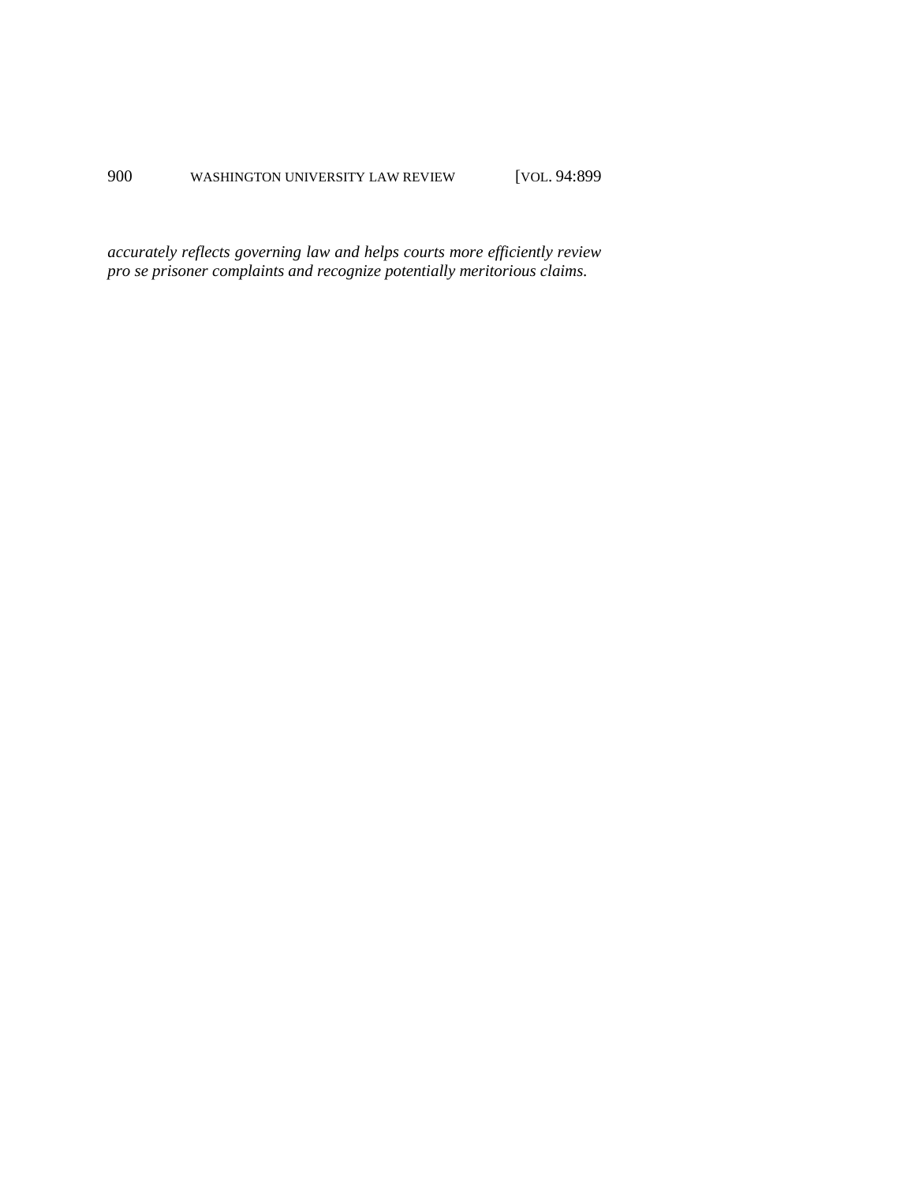*accurately reflects governing law and helps courts more efficiently review pro se prisoner complaints and recognize potentially meritorious claims.*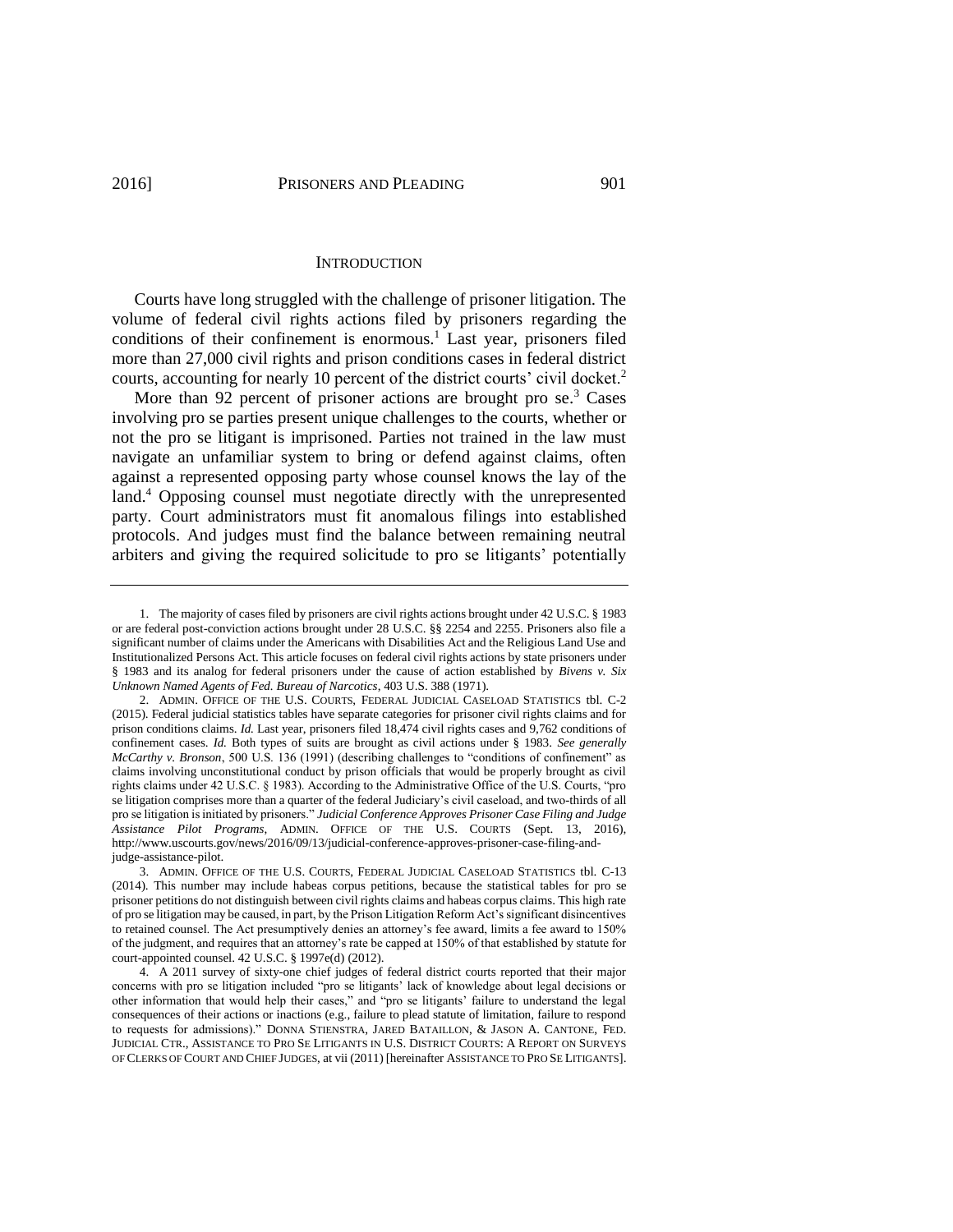## INTRODUCTION

Courts have long struggled with the challenge of prisoner litigation. The volume of federal civil rights actions filed by prisoners regarding the conditions of their confinement is enormous.[1] Last year, prisoners filed more than 27,000 civil rights and prison conditions cases in federal district courts, accounting for nearly 10 percent of the district courts' civil docket.[2]

More than 92 percent of prisoner actions are brought pro se.[3] Cases involving pro se parties present unique challenges to the courts, whether or not the pro se litigant is imprisoned. Parties not trained in the law must navigate an unfamiliar system to bring or defend against claims, often against a represented opposing party whose counsel knows the lay of the land.[4] Opposing counsel must negotiate directly with the unrepresented party. Court administrators must fit anomalous filings into established protocols. And judges must find the balance between remaining neutral arbiters and giving the required solicitude to pro se litigants' potentially

---

1. The majority of cases filed by prisoners are civil rights actions brought under 42 U.S.C. § 1983 or are federal post-conviction actions brought under 28 U.S.C. §§ 2254 and 2255. Prisoners also file a significant number of claims under the Americans with Disabilities Act and the Religious Land Use and Institutionalized Persons Act. This article focuses on federal civil rights actions by state prisoners under § 1983 and its analog for federal prisoners under the cause of action established by *Bivens v. Six Unknown Named Agents of Fed. Bureau of Narcotics*, 403 U.S. 388 (1971).

2. ADMIN. OFFICE OF THE U.S. COURTS, FEDERAL JUDICIAL CASELOAD STATISTICS tbl. C-2 (2015). Federal judicial statistics tables have separate categories for prisoner civil rights claims and for prison conditions claims. *Id.* Last year, prisoners filed 18,474 civil rights cases and 9,762 conditions of confinement cases. *Id.* Both types of suits are brought as civil actions under § 1983. *See generally McCarthy v. Bronson*, 500 U.S. 136 (1991) (describing challenges to "conditions of confinement" as claims involving unconstitutional conduct by prison officials that would be properly brought as civil rights claims under 42 U.S.C. § 1983). According to the Administrative Office of the U.S. Courts, "pro se litigation comprises more than a quarter of the federal Judiciary's civil caseload, and two-thirds of all pro se litigation is initiated by prisoners." *Judicial Conference Approves Prisoner Case Filing and Judge Assistance Pilot Programs*, ADMIN. OFFICE OF THE U.S. COURTS (Sept. 13, 2016), http://www.uscourts.gov/news/2016/09/13/judicial-conference-approves-prisoner-case-filing-and-judge-assistance-pilot.

3. ADMIN. OFFICE OF THE U.S. COURTS, FEDERAL JUDICIAL CASELOAD STATISTICS tbl. C-13 (2014). This number may include habeas corpus petitions, because the statistical tables for pro se prisoner petitions do not distinguish between civil rights claims and habeas corpus claims. This high rate of pro se litigation may be caused, in part, by the Prison Litigation Reform Act's significant disincentives to retained counsel. The Act presumptively denies an attorney's fee award, limits a fee award to 150% of the judgment, and requires that an attorney's rate be capped at 150% of that established by statute for court-appointed counsel. 42 U.S.C. § 1997e(d) (2012).

4. A 2011 survey of sixty-one chief judges of federal district courts reported that their major concerns with pro se litigation included "pro se litigants' lack of knowledge about legal decisions or other information that would help their cases," and "pro se litigants' failure to understand the legal consequences of their actions or inactions (e.g., failure to plead statute of limitation, failure to respond to requests for admissions)." DONNA STIENSTRA, JARED BATAILLON, & JASON A. CANTONE, FED. JUDICIAL CTR., ASSISTANCE TO PRO SE LITIGANTS IN U.S. DISTRICT COURTS: A REPORT ON SURVEYS OF CLERKS OF COURT AND CHIEF JUDGES, at vii (2011) [hereinafter ASSISTANCE TO PRO SE LITIGANTS].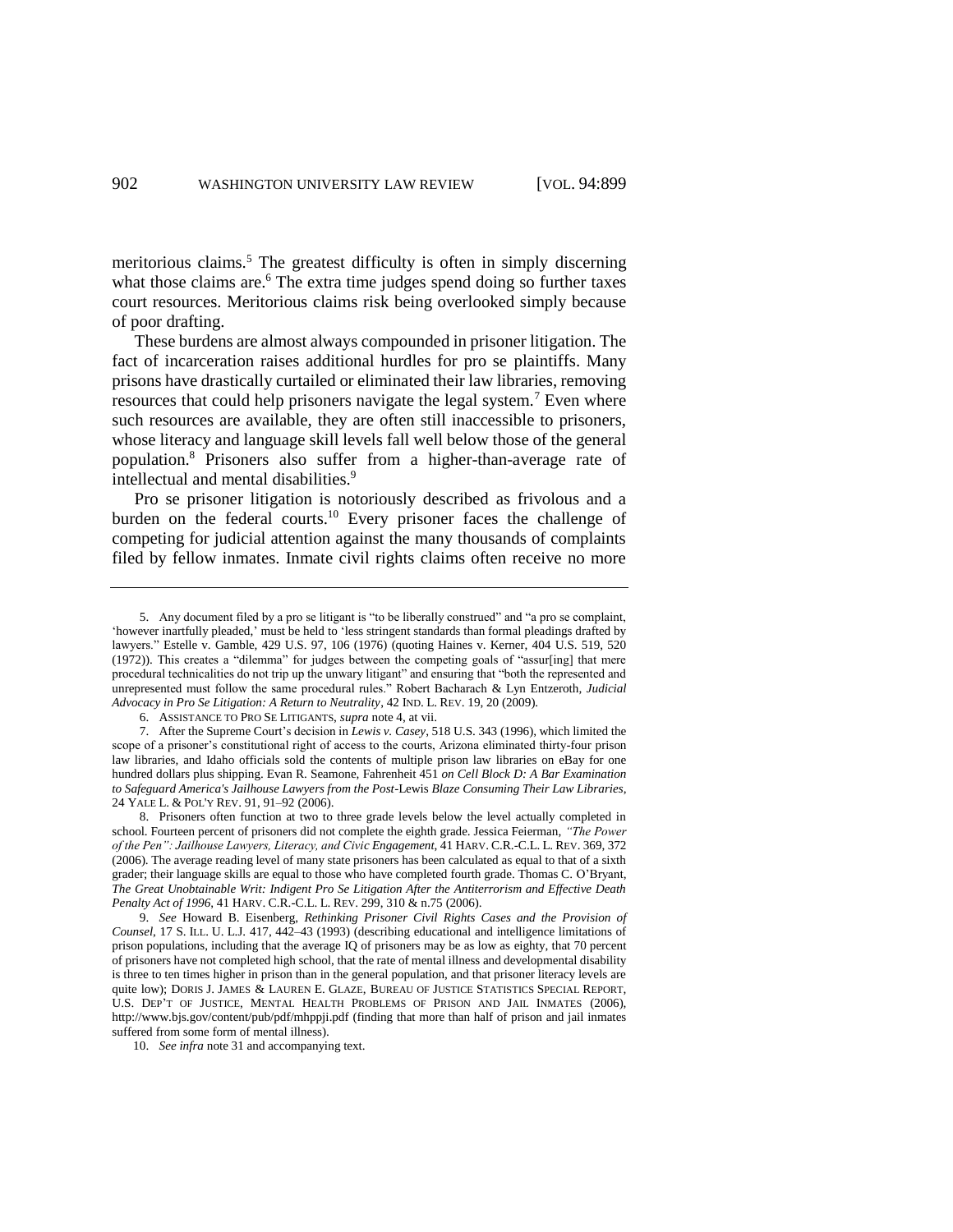meritorious claims.[5] The greatest difficulty is often in simply discerning what those claims are.[6] The extra time judges spend doing so further taxes court resources. Meritorious claims risk being overlooked simply because of poor drafting.

These burdens are almost always compounded in prisoner litigation. The fact of incarceration raises additional hurdles for pro se plaintiffs. Many prisons have drastically curtailed or eliminated their law libraries, removing resources that could help prisoners navigate the legal system.[7] Even where such resources are available, they are often still inaccessible to prisoners, whose literacy and language skill levels fall well below those of the general population.[8] Prisoners also suffer from a higher-than-average rate of intellectual and mental disabilities.[9]

Pro se prisoner litigation is notoriously described as frivolous and a burden on the federal courts.[10] Every prisoner faces the challenge of competing for judicial attention against the many thousands of complaints filed by fellow inmates. Inmate civil rights claims often receive no more

---

5. Any document filed by a pro se litigant is "to be liberally construed" and "a pro se complaint, 'however inartfully pleaded,' must be held to 'less stringent standards than formal pleadings drafted by lawyers." Estelle v. Gamble, 429 U.S. 97, 106 (1976) (quoting Haines v. Kerner, 404 U.S. 519, 520 (1972)). This creates a "dilemma" for judges between the competing goals of "assur[ing] that mere procedural technicalities do not trip up the unwary litigant" and ensuring that "both the represented and unrepresented must follow the same procedural rules." Robert Bacharach & Lyn Entzeroth, *Judicial Advocacy in Pro Se Litigation: A Return to Neutrality*, 42 IND. L. REV. 19, 20 (2009).

6. ASSISTANCE TO PRO SE LITIGANTS, *supra* note 4, at vii.

7. After the Supreme Court's decision in *Lewis v. Casey*, 518 U.S. 343 (1996), which limited the scope of a prisoner's constitutional right of access to the courts, Arizona eliminated thirty-four prison law libraries, and Idaho officials sold the contents of multiple prison law libraries on eBay for one hundred dollars plus shipping. Evan R. Seamone, Fahrenheit 451 *on Cell Block D: A Bar Examination to Safeguard America's Jailhouse Lawyers from the Post-*Lewis *Blaze Consuming Their Law Libraries*, 24 YALE L. & POL'Y REV. 91, 91–92 (2006).

8. Prisoners often function at two to three grade levels below the level actually completed in school. Fourteen percent of prisoners did not complete the eighth grade. Jessica Feierman, *"The Power of the Pen": Jailhouse Lawyers, Literacy, and Civic Engagement*, 41 HARV. C.R.-C.L. L. REV. 369, 372 (2006). The average reading level of many state prisoners has been calculated as equal to that of a sixth grader; their language skills are equal to those who have completed fourth grade. Thomas C. O'Bryant, *The Great Unobtainable Writ: Indigent Pro Se Litigation After the Antiterrorism and Effective Death Penalty Act of 1996*, 41 HARV. C.R.-C.L. L. REV. 299, 310 & n.75 (2006).

9. *See* Howard B. Eisenberg, *Rethinking Prisoner Civil Rights Cases and the Provision of Counsel*, 17 S. ILL. U. L.J. 417, 442–43 (1993) (describing educational and intelligence limitations of prison populations, including that the average IQ of prisoners may be as low as eighty, that 70 percent of prisoners have not completed high school, that the rate of mental illness and developmental disability is three to ten times higher in prison than in the general population, and that prisoner literacy levels are quite low); DORIS J. JAMES & LAUREN E. GLAZE, BUREAU OF JUSTICE STATISTICS SPECIAL REPORT, U.S. DEP'T OF JUSTICE, MENTAL HEALTH PROBLEMS OF PRISON AND JAIL INMATES (2006), http://www.bjs.gov/content/pub/pdf/mhppji.pdf (finding that more than half of prison and jail inmates suffered from some form of mental illness).

10. *See infra* note 31 and accompanying text.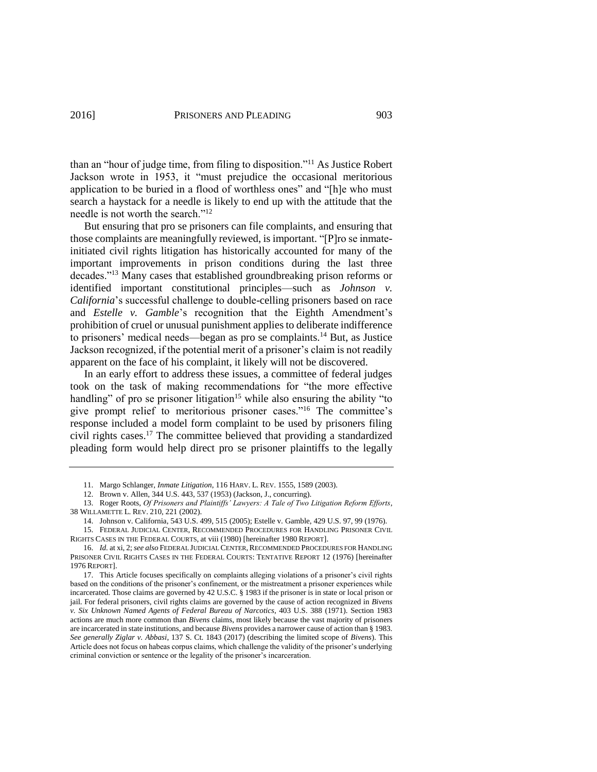than an "hour of judge time, from filing to disposition."[11] As Justice Robert Jackson wrote in 1953, it "must prejudice the occasional meritorious application to be buried in a flood of worthless ones" and "[h]e who must search a haystack for a needle is likely to end up with the attitude that the needle is not worth the search."[12]

But ensuring that pro se prisoners can file complaints, and ensuring that those complaints are meaningfully reviewed, is important. "[P]ro se inmate-initiated civil rights litigation has historically accounted for many of the important improvements in prison conditions during the last three decades."[13] Many cases that established groundbreaking prison reforms or identified important constitutional principles—such as *Johnson v. California*'s successful challenge to double-celling prisoners based on race and *Estelle v. Gamble*'s recognition that the Eighth Amendment's prohibition of cruel or unusual punishment applies to deliberate indifference to prisoners' medical needs—began as pro se complaints.[14] But, as Justice Jackson recognized, if the potential merit of a prisoner's claim is not readily apparent on the face of his complaint, it likely will not be discovered.

In an early effort to address these issues, a committee of federal judges took on the task of making recommendations for "the more effective handling" of pro se prisoner litigation[15] while also ensuring the ability "to give prompt relief to meritorious prisoner cases."[16] The committee's response included a model form complaint to be used by prisoners filing civil rights cases.[17] The committee believed that providing a standardized pleading form would help direct pro se prisoner plaintiffs to the legally

---

11. Margo Schlanger, *Inmate Litigation*, 116 HARV. L. REV. 1555, 1589 (2003).

12. Brown v. Allen, 344 U.S. 443, 537 (1953) (Jackson, J., concurring).

13. Roger Roots, *Of Prisoners and Plaintiffs' Lawyers: A Tale of Two Litigation Reform Efforts*, 38 WILLAMETTE L. REV. 210, 221 (2002).

14. Johnson v. California, 543 U.S. 499, 515 (2005); Estelle v. Gamble, 429 U.S. 97, 99 (1976).

15. FEDERAL JUDICIAL CENTER, RECOMMENDED PROCEDURES FOR HANDLING PRISONER CIVIL RIGHTS CASES IN THE FEDERAL COURTS, at viii (1980) [hereinafter 1980 REPORT].

16. *Id.* at xi, 2; *see also* FEDERAL JUDICIAL CENTER, RECOMMENDED PROCEDURES FOR HANDLING PRISONER CIVIL RIGHTS CASES IN THE FEDERAL COURTS: TENTATIVE REPORT 12 (1976) [hereinafter 1976 REPORT].

17. This Article focuses specifically on complaints alleging violations of a prisoner's civil rights based on the conditions of the prisoner's confinement, or the mistreatment a prisoner experiences while incarcerated. Those claims are governed by 42 U.S.C. § 1983 if the prisoner is in state or local prison or jail. For federal prisoners, civil rights claims are governed by the cause of action recognized in *Bivens v. Six Unknown Named Agents of Federal Bureau of Narcotics*, 403 U.S. 388 (1971). Section 1983 actions are much more common than *Bivens* claims, most likely because the vast majority of prisoners are incarcerated in state institutions, and because *Bivens* provides a narrower cause of action than § 1983. *See generally Ziglar v. Abbasi*, 137 S. Ct. 1843 (2017) (describing the limited scope of *Bivens*). This Article does not focus on habeas corpus claims, which challenge the validity of the prisoner's underlying criminal conviction or sentence or the legality of the prisoner's incarceration.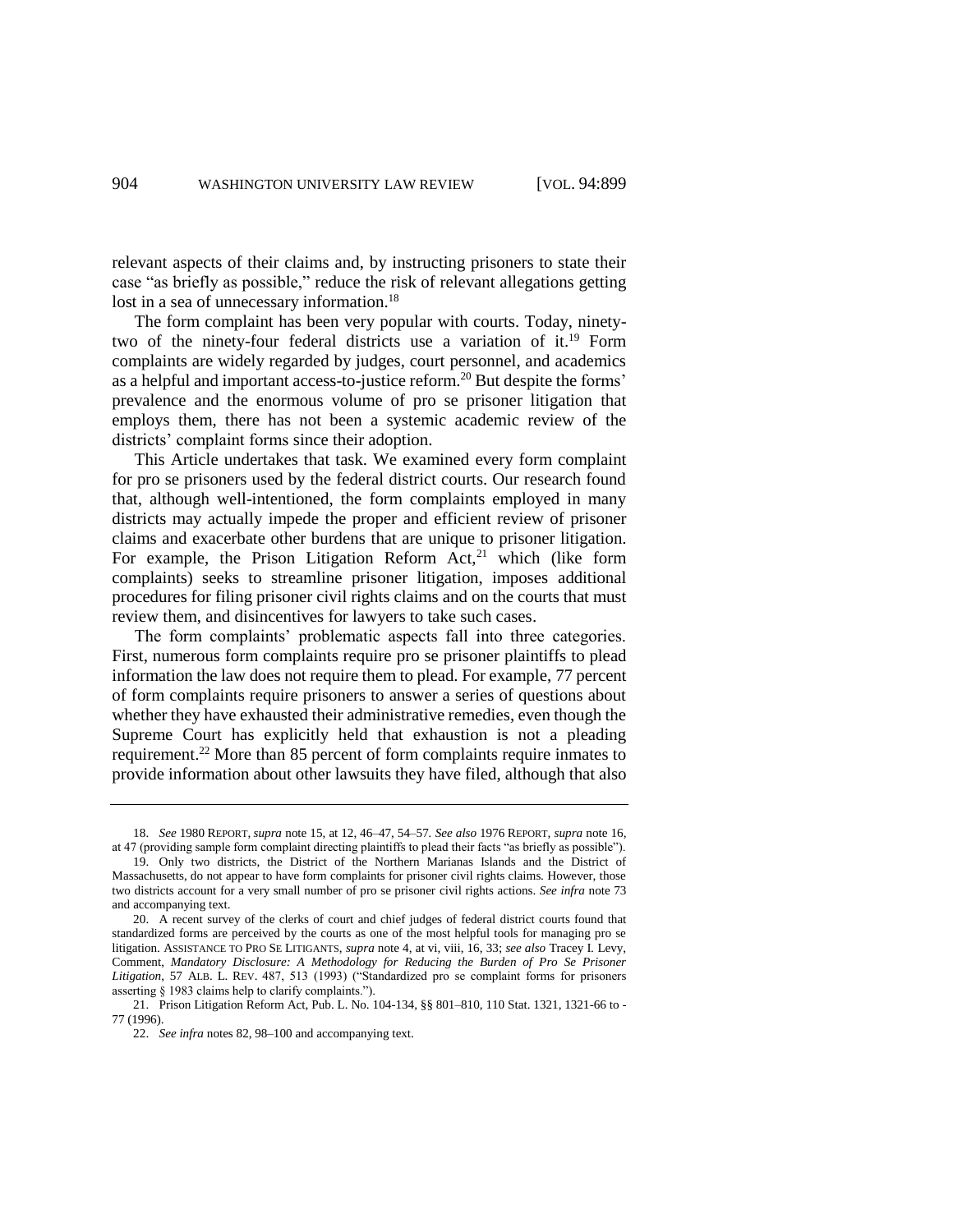relevant aspects of their claims and, by instructing prisoners to state their case "as briefly as possible," reduce the risk of relevant allegations getting lost in a sea of unnecessary information.[18]

The form complaint has been very popular with courts. Today, ninety-two of the ninety-four federal districts use a variation of it.[19] Form complaints are widely regarded by judges, court personnel, and academics as a helpful and important access-to-justice reform.[20] But despite the forms' prevalence and the enormous volume of pro se prisoner litigation that employs them, there has not been a systemic academic review of the districts' complaint forms since their adoption.

This Article undertakes that task. We examined every form complaint for pro se prisoners used by the federal district courts. Our research found that, although well-intentioned, the form complaints employed in many districts may actually impede the proper and efficient review of prisoner claims and exacerbate other burdens that are unique to prisoner litigation. For example, the Prison Litigation Reform Act,[21] which (like form complaints) seeks to streamline prisoner litigation, imposes additional procedures for filing prisoner civil rights claims and on the courts that must review them, and disincentives for lawyers to take such cases.

The form complaints' problematic aspects fall into three categories. First, numerous form complaints require pro se prisoner plaintiffs to plead information the law does not require them to plead. For example, 77 percent of form complaints require prisoners to answer a series of questions about whether they have exhausted their administrative remedies, even though the Supreme Court has explicitly held that exhaustion is not a pleading requirement.[22] More than 85 percent of form complaints require inmates to provide information about other lawsuits they have filed, although that also

---

18. *See* 1980 REPORT, *supra* note 15, at 12, 46–47, 54–57. *See also* 1976 REPORT, *supra* note 16, at 47 (providing sample form complaint directing plaintiffs to plead their facts "as briefly as possible").

19. Only two districts, the District of the Northern Marianas Islands and the District of Massachusetts, do not appear to have form complaints for prisoner civil rights claims. However, those two districts account for a very small number of pro se prisoner civil rights actions. *See infra* note 73 and accompanying text.

20. A recent survey of the clerks of court and chief judges of federal district courts found that standardized forms are perceived by the courts as one of the most helpful tools for managing pro se litigation. ASSISTANCE TO PRO SE LITIGANTS, *supra* note 4, at vi, viii, 16, 33; *see also* Tracey I. Levy, Comment, *Mandatory Disclosure: A Methodology for Reducing the Burden of Pro Se Prisoner Litigation*, 57 ALB. L. REV. 487, 513 (1993) ("Standardized pro se complaint forms for prisoners asserting § 1983 claims help to clarify complaints.").

21. Prison Litigation Reform Act, Pub. L. No. 104-134, §§ 801–810, 110 Stat. 1321, 1321-66 to -77 (1996).

22. *See infra* notes 82, 98–100 and accompanying text.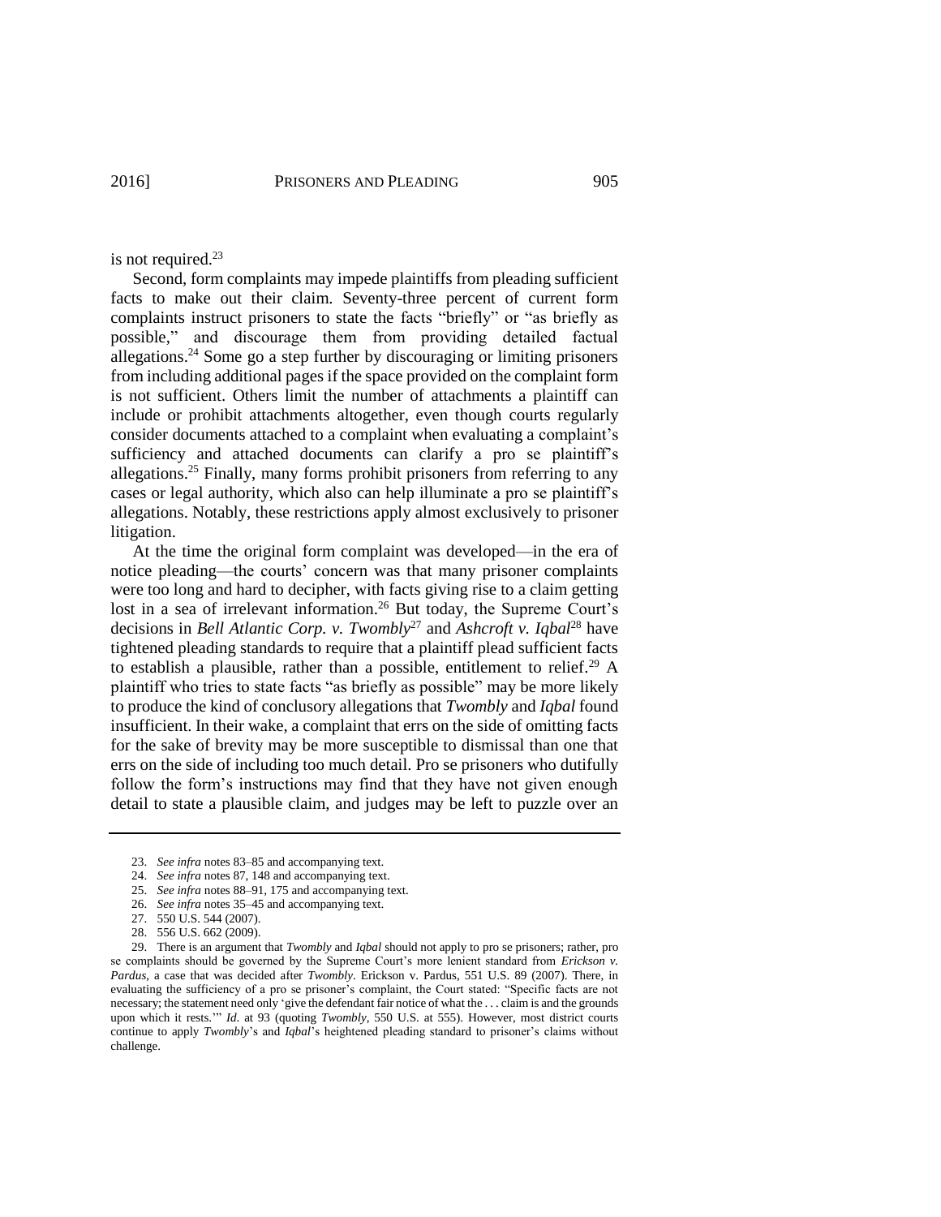is not required.[23]

Second, form complaints may impede plaintiffs from pleading sufficient facts to make out their claim. Seventy-three percent of current form complaints instruct prisoners to state the facts "briefly" or "as briefly as possible," and discourage them from providing detailed factual allegations.[24] Some go a step further by discouraging or limiting prisoners from including additional pages if the space provided on the complaint form is not sufficient. Others limit the number of attachments a plaintiff can include or prohibit attachments altogether, even though courts regularly consider documents attached to a complaint when evaluating a complaint's sufficiency and attached documents can clarify a pro se plaintiff's allegations.[25] Finally, many forms prohibit prisoners from referring to any cases or legal authority, which also can help illuminate a pro se plaintiff's allegations. Notably, these restrictions apply almost exclusively to prisoner litigation.

At the time the original form complaint was developed—in the era of notice pleading—the courts' concern was that many prisoner complaints were too long and hard to decipher, with facts giving rise to a claim getting lost in a sea of irrelevant information.[26] But today, the Supreme Court's decisions in *Bell Atlantic Corp. v. Twombly*[27] and *Ashcroft v. Iqbal*[28] have tightened pleading standards to require that a plaintiff plead sufficient facts to establish a plausible, rather than a possible, entitlement to relief.[29] A plaintiff who tries to state facts "as briefly as possible" may be more likely to produce the kind of conclusory allegations that *Twombly* and *Iqbal* found insufficient. In their wake, a complaint that errs on the side of omitting facts for the sake of brevity may be more susceptible to dismissal than one that errs on the side of including too much detail. Pro se prisoners who dutifully follow the form's instructions may find that they have not given enough detail to state a plausible claim, and judges may be left to puzzle over an

---

23. *See infra* notes 83–85 and accompanying text.

24. *See infra* notes 87, 148 and accompanying text.

25. *See infra* notes 88–91, 175 and accompanying text.

26. *See infra* notes 35–45 and accompanying text.

27. 550 U.S. 544 (2007).

28. 556 U.S. 662 (2009).

29. There is an argument that *Twombly* and *Iqbal* should not apply to pro se prisoners; rather, pro se complaints should be governed by the Supreme Court's more lenient standard from *Erickson v. Pardus*, a case that was decided after *Twombly*. Erickson v. Pardus, 551 U.S. 89 (2007). There, in evaluating the sufficiency of a pro se prisoner's complaint, the Court stated: "Specific facts are not necessary; the statement need only 'give the defendant fair notice of what the . . . claim is and the grounds upon which it rests.'" *Id.* at 93 (quoting *Twombly*, 550 U.S. at 555). However, most district courts continue to apply *Twombly*'s and *Iqbal*'s heightened pleading standard to prisoner's claims without challenge.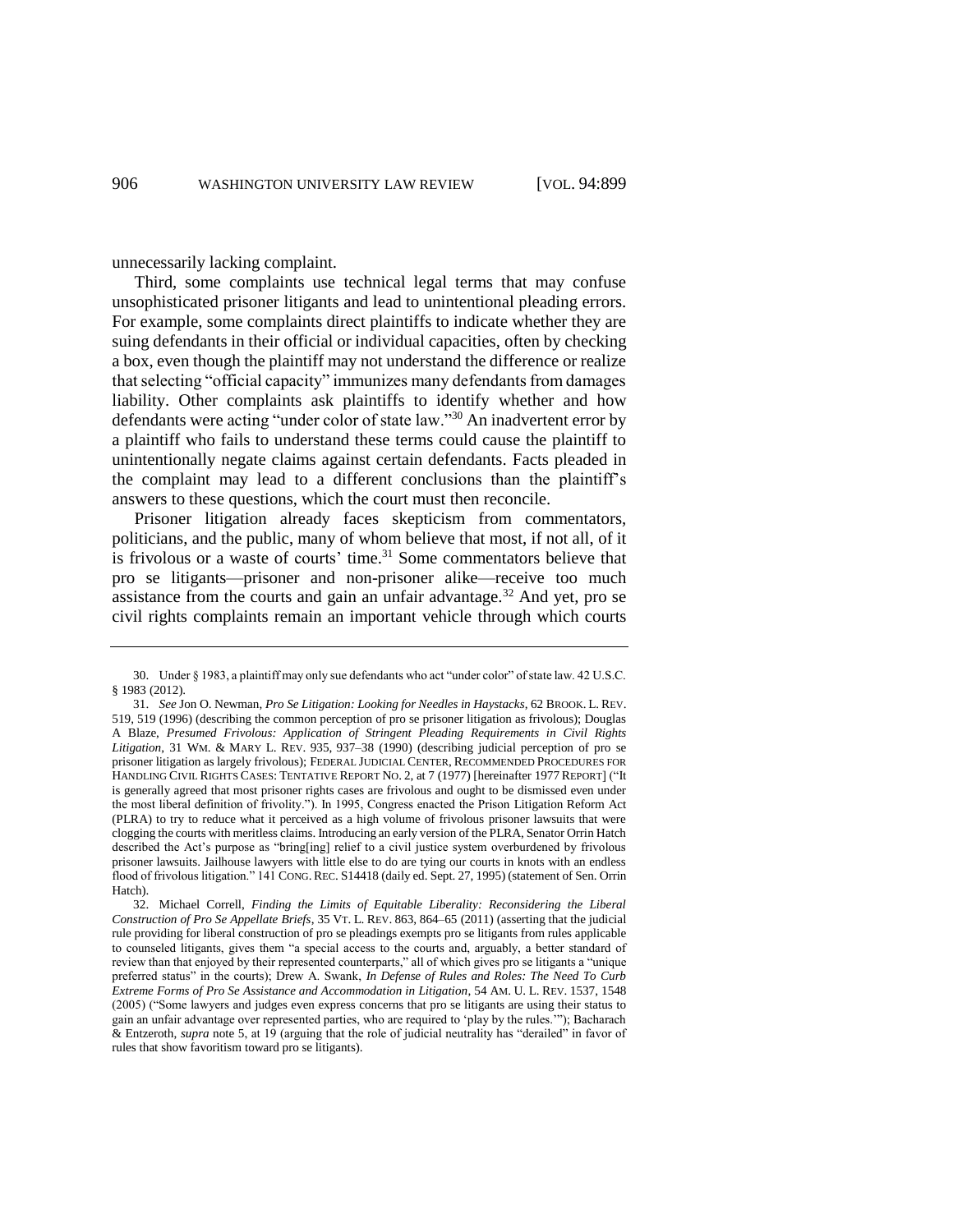unnecessarily lacking complaint.

Third, some complaints use technical legal terms that may confuse unsophisticated prisoner litigants and lead to unintentional pleading errors. For example, some complaints direct plaintiffs to indicate whether they are suing defendants in their official or individual capacities, often by checking a box, even though the plaintiff may not understand the difference or realize that selecting "official capacity" immunizes many defendants from damages liability. Other complaints ask plaintiffs to identify whether and how defendants were acting "under color of state law."[30] An inadvertent error by a plaintiff who fails to understand these terms could cause the plaintiff to unintentionally negate claims against certain defendants. Facts pleaded in the complaint may lead to a different conclusions than the plaintiff's answers to these questions, which the court must then reconcile.

Prisoner litigation already faces skepticism from commentators, politicians, and the public, many of whom believe that most, if not all, of it is frivolous or a waste of courts' time.[31] Some commentators believe that pro se litigants—prisoner and non-prisoner alike—receive too much assistance from the courts and gain an unfair advantage.[32] And yet, pro se civil rights complaints remain an important vehicle through which courts

---

30. Under § 1983, a plaintiff may only sue defendants who act "under color" of state law. 42 U.S.C. § 1983 (2012).

31. *See* Jon O. Newman, *Pro Se Litigation: Looking for Needles in Haystacks*, 62 BROOK. L. REV. 519, 519 (1996) (describing the common perception of pro se prisoner litigation as frivolous); Douglas A Blaze, *Presumed Frivolous: Application of Stringent Pleading Requirements in Civil Rights Litigation*, 31 WM. & MARY L. REV. 935, 937–38 (1990) (describing judicial perception of pro se prisoner litigation as largely frivolous); FEDERAL JUDICIAL CENTER, RECOMMENDED PROCEDURES FOR HANDLING CIVIL RIGHTS CASES: TENTATIVE REPORT NO. 2, at 7 (1977) [hereinafter 1977 REPORT] ("It is generally agreed that most prisoner rights cases are frivolous and ought to be dismissed even under the most liberal definition of frivolity."). In 1995, Congress enacted the Prison Litigation Reform Act (PLRA) to try to reduce what it perceived as a high volume of frivolous prisoner lawsuits that were clogging the courts with meritless claims. Introducing an early version of the PLRA, Senator Orrin Hatch described the Act's purpose as "bring[ing] relief to a civil justice system overburdened by frivolous prisoner lawsuits. Jailhouse lawyers with little else to do are tying our courts in knots with an endless flood of frivolous litigation." 141 CONG. REC. S14418 (daily ed. Sept. 27, 1995) (statement of Sen. Orrin Hatch).

32. Michael Correll, *Finding the Limits of Equitable Liberality: Reconsidering the Liberal Construction of Pro Se Appellate Briefs*, 35 VT. L. REV. 863, 864–65 (2011) (asserting that the judicial rule providing for liberal construction of pro se pleadings exempts pro se litigants from rules applicable to counseled litigants, gives them "a special access to the courts and, arguably, a better standard of review than that enjoyed by their represented counterparts," all of which gives pro se litigants a "unique preferred status" in the courts); Drew A. Swank, *In Defense of Rules and Roles: The Need To Curb Extreme Forms of Pro Se Assistance and Accommodation in Litigation*, 54 AM. U. L. REV. 1537, 1548 (2005) ("Some lawyers and judges even express concerns that pro se litigants are using their status to gain an unfair advantage over represented parties, who are required to 'play by the rules.'"); Bacharach & Entzeroth, *supra* note 5, at 19 (arguing that the role of judicial neutrality has "derailed" in favor of rules that show favoritism toward pro se litigants).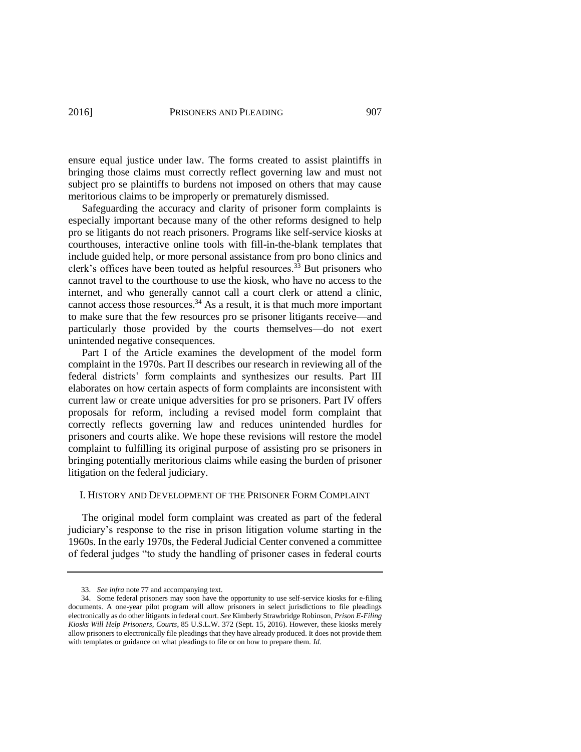ensure equal justice under law. The forms created to assist plaintiffs in bringing those claims must correctly reflect governing law and must not subject pro se plaintiffs to burdens not imposed on others that may cause meritorious claims to be improperly or prematurely dismissed.

Safeguarding the accuracy and clarity of prisoner form complaints is especially important because many of the other reforms designed to help pro se litigants do not reach prisoners. Programs like self-service kiosks at courthouses, interactive online tools with fill-in-the-blank templates that include guided help, or more personal assistance from pro bono clinics and clerk's offices have been touted as helpful resources.[33] But prisoners who cannot travel to the courthouse to use the kiosk, who have no access to the internet, and who generally cannot call a court clerk or attend a clinic, cannot access those resources.[34] As a result, it is that much more important to make sure that the few resources pro se prisoner litigants receive—and particularly those provided by the courts themselves—do not exert unintended negative consequences.

Part I of the Article examines the development of the model form complaint in the 1970s. Part II describes our research in reviewing all of the federal districts' form complaints and synthesizes our results. Part III elaborates on how certain aspects of form complaints are inconsistent with current law or create unique adversities for pro se prisoners. Part IV offers proposals for reform, including a revised model form complaint that correctly reflects governing law and reduces unintended hurdles for prisoners and courts alike. We hope these revisions will restore the model complaint to fulfilling its original purpose of assisting pro se prisoners in bringing potentially meritorious claims while easing the burden of prisoner litigation on the federal judiciary.

## I. HISTORY AND DEVELOPMENT OF THE PRISONER FORM COMPLAINT

The original model form complaint was created as part of the federal judiciary's response to the rise in prison litigation volume starting in the 1960s. In the early 1970s, the Federal Judicial Center convened a committee of federal judges "to study the handling of prisoner cases in federal courts

---

33. *See infra* note 77 and accompanying text.

34. Some federal prisoners may soon have the opportunity to use self-service kiosks for e-filing documents. A one-year pilot program will allow prisoners in select jurisdictions to file pleadings electronically as do other litigants in federal court. *See* Kimberly Strawbridge Robinson, *Prison E-Filing Kiosks Will Help Prisoners, Courts*, 85 U.S.L.W. 372 (Sept. 15, 2016). However, these kiosks merely allow prisoners to electronically file pleadings that they have already produced. It does not provide them with templates or guidance on what pleadings to file or on how to prepare them. *Id.*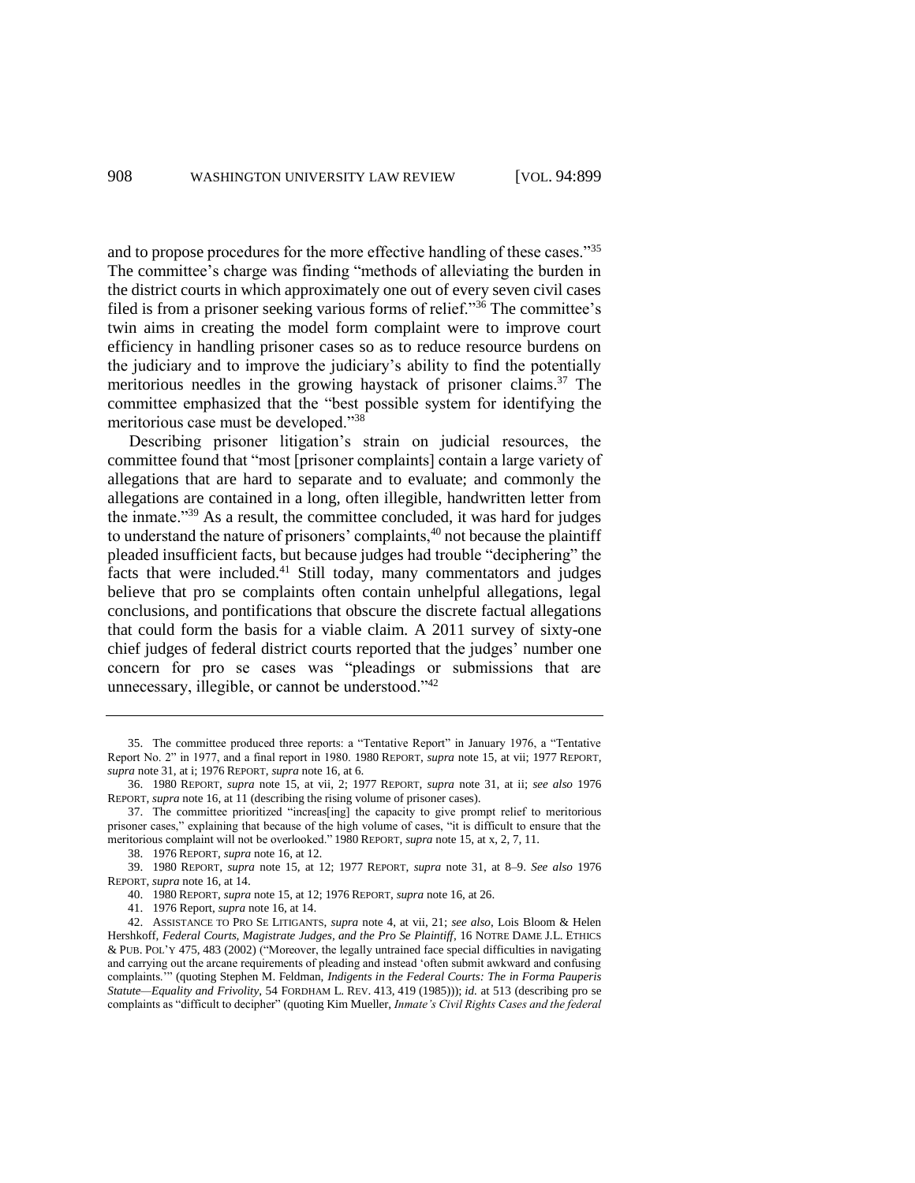and to propose procedures for the more effective handling of these cases."[35] The committee's charge was finding "methods of alleviating the burden in the district courts in which approximately one out of every seven civil cases filed is from a prisoner seeking various forms of relief."[36] The committee's twin aims in creating the model form complaint were to improve court efficiency in handling prisoner cases so as to reduce resource burdens on the judiciary and to improve the judiciary's ability to find the potentially meritorious needles in the growing haystack of prisoner claims.[37] The committee emphasized that the "best possible system for identifying the meritorious case must be developed."[38]

Describing prisoner litigation's strain on judicial resources, the committee found that "most [prisoner complaints] contain a large variety of allegations that are hard to separate and to evaluate; and commonly the allegations are contained in a long, often illegible, handwritten letter from the inmate."[39] As a result, the committee concluded, it was hard for judges to understand the nature of prisoners' complaints,[40] not because the plaintiff pleaded insufficient facts, but because judges had trouble "deciphering" the facts that were included.[41] Still today, many commentators and judges believe that pro se complaints often contain unhelpful allegations, legal conclusions, and pontifications that obscure the discrete factual allegations that could form the basis for a viable claim. A 2011 survey of sixty-one chief judges of federal district courts reported that the judges' number one concern for pro se cases was "pleadings or submissions that are unnecessary, illegible, or cannot be understood."[42]

---

35. The committee produced three reports: a "Tentative Report" in January 1976, a "Tentative Report No. 2" in 1977, and a final report in 1980. 1980 REPORT, *supra* note 15, at vii; 1977 REPORT, *supra* note 31, at i; 1976 REPORT, *supra* note 16, at 6.

36. 1980 REPORT, *supra* note 15, at vii, 2; 1977 REPORT, *supra* note 31, at ii; *see also* 1976 REPORT, *supra* note 16, at 11 (describing the rising volume of prisoner cases).

37. The committee prioritized "increas[ing] the capacity to give prompt relief to meritorious prisoner cases," explaining that because of the high volume of cases, "it is difficult to ensure that the meritorious complaint will not be overlooked." 1980 REPORT, *supra* note 15, at x, 2, 7, 11.

38. 1976 REPORT, *supra* note 16, at 12.

39. 1980 REPORT, *supra* note 15, at 12; 1977 REPORT, *supra* note 31, at 8–9. *See also* 1976 REPORT, *supra* note 16, at 14.

40. 1980 REPORT, *supra* note 15, at 12; 1976 REPORT, *supra* note 16, at 26.

41. 1976 Report, *supra* note 16, at 14.

42. ASSISTANCE TO PRO SE LITIGANTS, *supra* note 4, at vii, 21; *see also*, Lois Bloom & Helen Hershkoff, *Federal Courts, Magistrate Judges, and the Pro Se Plaintiff*, 16 NOTRE DAME J.L. ETHICS & PUB. POL'Y 475, 483 (2002) ("Moreover, the legally untrained face special difficulties in navigating and carrying out the arcane requirements of pleading and instead 'often submit awkward and confusing complaints.'" (quoting Stephen M. Feldman, *Indigents in the Federal Courts: The in Forma Pauperis Statute—Equality and Frivolity*, 54 FORDHAM L. REV. 413, 419 (1985))); *id.* at 513 (describing pro se complaints as "difficult to decipher" (quoting Kim Mueller, *Inmate's Civil Rights Cases and the federal*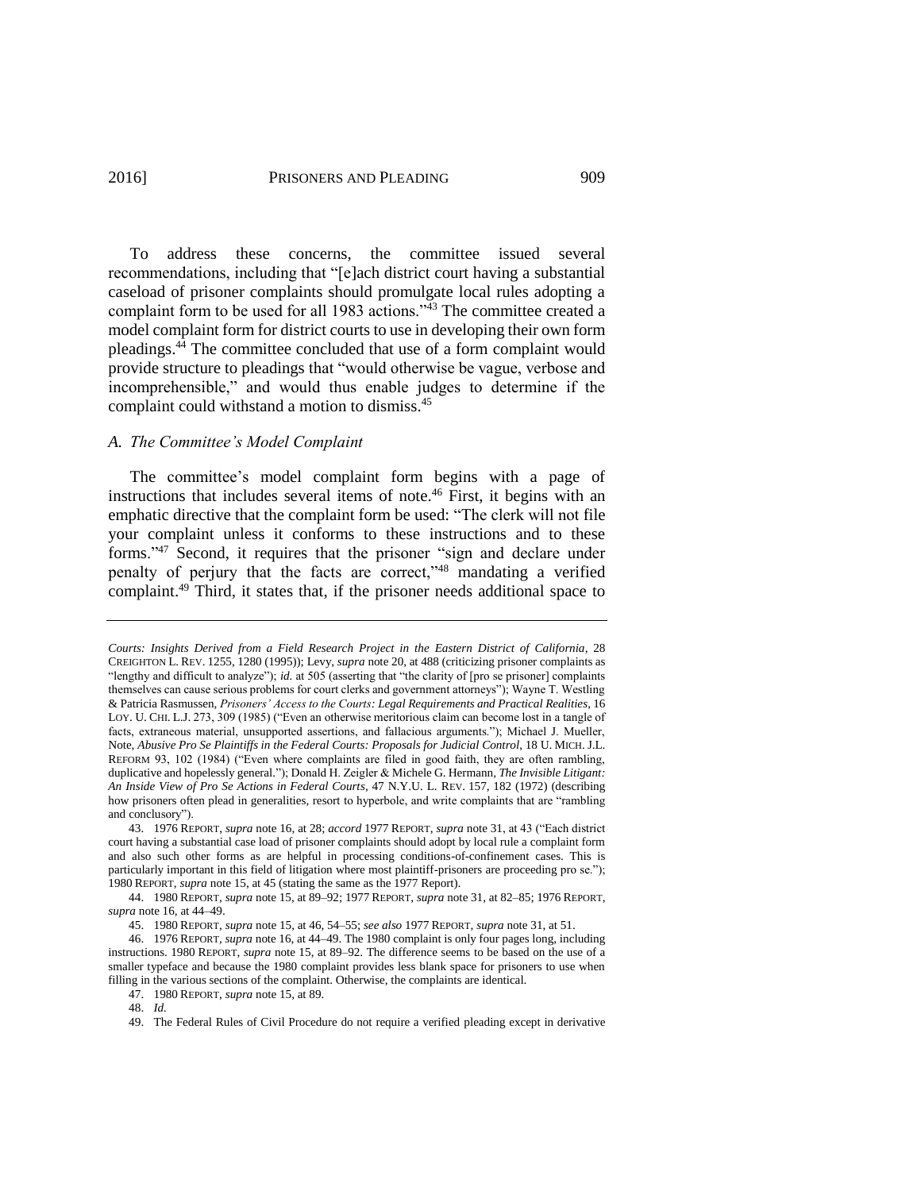To address these concerns, the committee issued several recommendations, including that "[e]ach district court having a substantial caseload of prisoner complaints should promulgate local rules adopting a complaint form to be used for all 1983 actions."[43] The committee created a model complaint form for district courts to use in developing their own form pleadings.[44] The committee concluded that use of a form complaint would provide structure to pleadings that "would otherwise be vague, verbose and incomprehensible," and would thus enable judges to determine if the complaint could withstand a motion to dismiss.[45]

### *A. The Committee's Model Complaint*

The committee's model complaint form begins with a page of instructions that includes several items of note.[46] First, it begins with an emphatic directive that the complaint form be used: "The clerk will not file your complaint unless it conforms to these instructions and to these forms."[47] Second, it requires that the prisoner "sign and declare under penalty of perjury that the facts are correct,"[48] mandating a verified complaint.[49] Third, it states that, if the prisoner needs additional space to

---

*Courts: Insights Derived from a Field Research Project in the Eastern District of California*, 28 CREIGHTON L. REV. 1255, 1280 (1995)); Levy, *supra* note 20, at 488 (criticizing prisoner complaints as "lengthy and difficult to analyze"); *id.* at 505 (asserting that "the clarity of [pro se prisoner] complaints themselves can cause serious problems for court clerks and government attorneys"); Wayne T. Westling & Patricia Rasmussen, *Prisoners' Access to the Courts: Legal Requirements and Practical Realities*, 16 LOY. U. CHI. L.J. 273, 309 (1985) ("Even an otherwise meritorious claim can become lost in a tangle of facts, extraneous material, unsupported assertions, and fallacious arguments."); Michael J. Mueller, Note, *Abusive Pro Se Plaintiffs in the Federal Courts: Proposals for Judicial Control*, 18 U. MICH. J.L. REFORM 93, 102 (1984) ("Even where complaints are filed in good faith, they are often rambling, duplicative and hopelessly general."); Donald H. Zeigler & Michele G. Hermann, *The Invisible Litigant: An Inside View of Pro Se Actions in Federal Courts*, 47 N.Y.U. L. REV. 157, 182 (1972) (describing how prisoners often plead in generalities, resort to hyperbole, and write complaints that are "rambling and conclusory").

43. 1976 REPORT, *supra* note 16, at 28; *accord* 1977 REPORT, *supra* note 31, at 43 ("Each district court having a substantial case load of prisoner complaints should adopt by local rule a complaint form and also such other forms as are helpful in processing conditions-of-confinement cases. This is particularly important in this field of litigation where most plaintiff-prisoners are proceeding pro se."); 1980 REPORT, *supra* note 15, at 45 (stating the same as the 1977 Report).

44. 1980 REPORT, *supra* note 15, at 89–92; 1977 REPORT, *supra* note 31, at 82–85; 1976 REPORT, *supra* note 16, at 44–49.

45. 1980 REPORT, *supra* note 15, at 46, 54–55; *see also* 1977 REPORT, *supra* note 31, at 51.

46. 1976 REPORT, *supra* note 16, at 44–49. The 1980 complaint is only four pages long, including instructions. 1980 REPORT, *supra* note 15, at 89–92. The difference seems to be based on the use of a smaller typeface and because the 1980 complaint provides less blank space for prisoners to use when filling in the various sections of the complaint. Otherwise, the complaints are identical.

47. 1980 REPORT, *supra* note 15, at 89.

48. *Id.*

49. The Federal Rules of Civil Procedure do not require a verified pleading except in derivative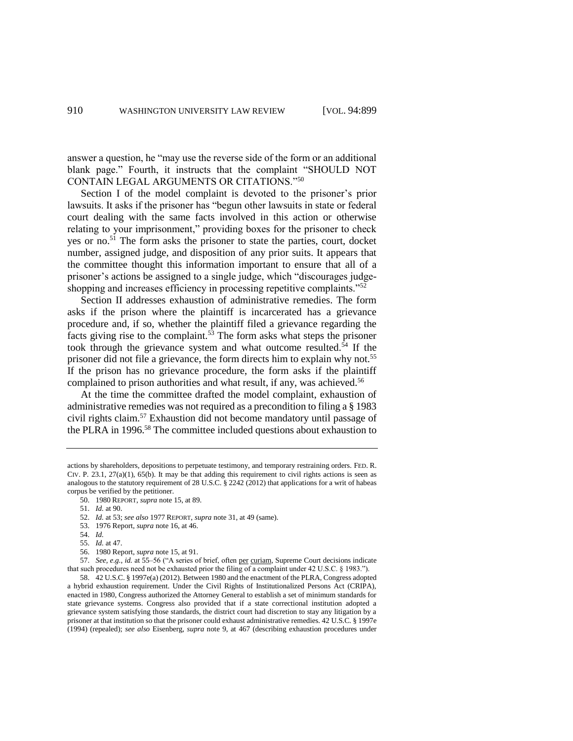answer a question, he "may use the reverse side of the form or an additional blank page." Fourth, it instructs that the complaint "SHOULD NOT CONTAIN LEGAL ARGUMENTS OR CITATIONS."[50]

Section I of the model complaint is devoted to the prisoner's prior lawsuits. It asks if the prisoner has "begun other lawsuits in state or federal court dealing with the same facts involved in this action or otherwise relating to your imprisonment," providing boxes for the prisoner to check yes or no.[51] The form asks the prisoner to state the parties, court, docket number, assigned judge, and disposition of any prior suits. It appears that the committee thought this information important to ensure that all of a prisoner's actions be assigned to a single judge, which "discourages judge-shopping and increases efficiency in processing repetitive complaints."[52]

Section II addresses exhaustion of administrative remedies. The form asks if the prison where the plaintiff is incarcerated has a grievance procedure and, if so, whether the plaintiff filed a grievance regarding the facts giving rise to the complaint.[53] The form asks what steps the prisoner took through the grievance system and what outcome resulted.[54] If the prisoner did not file a grievance, the form directs him to explain why not.[55] If the prison has no grievance procedure, the form asks if the plaintiff complained to prison authorities and what result, if any, was achieved.[56]

At the time the committee drafted the model complaint, exhaustion of administrative remedies was not required as a precondition to filing a § 1983 civil rights claim.[57] Exhaustion did not become mandatory until passage of the PLRA in 1996.[58] The committee included questions about exhaustion to

---

actions by shareholders, depositions to perpetuate testimony, and temporary restraining orders. FED. R. CIV. P. 23.1, 27(a)(1), 65(b). It may be that adding this requirement to civil rights actions is seen as analogous to the statutory requirement of 28 U.S.C. § 2242 (2012) that applications for a writ of habeas corpus be verified by the petitioner.

50. 1980 REPORT, *supra* note 15, at 89.

51. *Id.* at 90.

52. *Id.* at 53; *see also* 1977 REPORT, *supra* note 31, at 49 (same).

53. 1976 Report, *supra* note 16, at 46.

54. *Id.*

55. *Id.* at 47.

56. 1980 Report, *supra* note 15, at 91.

57. *See, e.g.*, *id.* at 55–56 ("A series of brief, often per curiam, Supreme Court decisions indicate that such procedures need not be exhausted prior the filing of a complaint under 42 U.S.C. § 1983.").

58. 42 U.S.C. § 1997e(a) (2012). Between 1980 and the enactment of the PLRA, Congress adopted a hybrid exhaustion requirement. Under the Civil Rights of Institutionalized Persons Act (CRIPA), enacted in 1980, Congress authorized the Attorney General to establish a set of minimum standards for state grievance systems. Congress also provided that if a state correctional institution adopted a grievance system satisfying those standards, the district court had discretion to stay any litigation by a prisoner at that institution so that the prisoner could exhaust administrative remedies. 42 U.S.C. § 1997e (1994) (repealed); *see also* Eisenberg, *supra* note 9, at 467 (describing exhaustion procedures under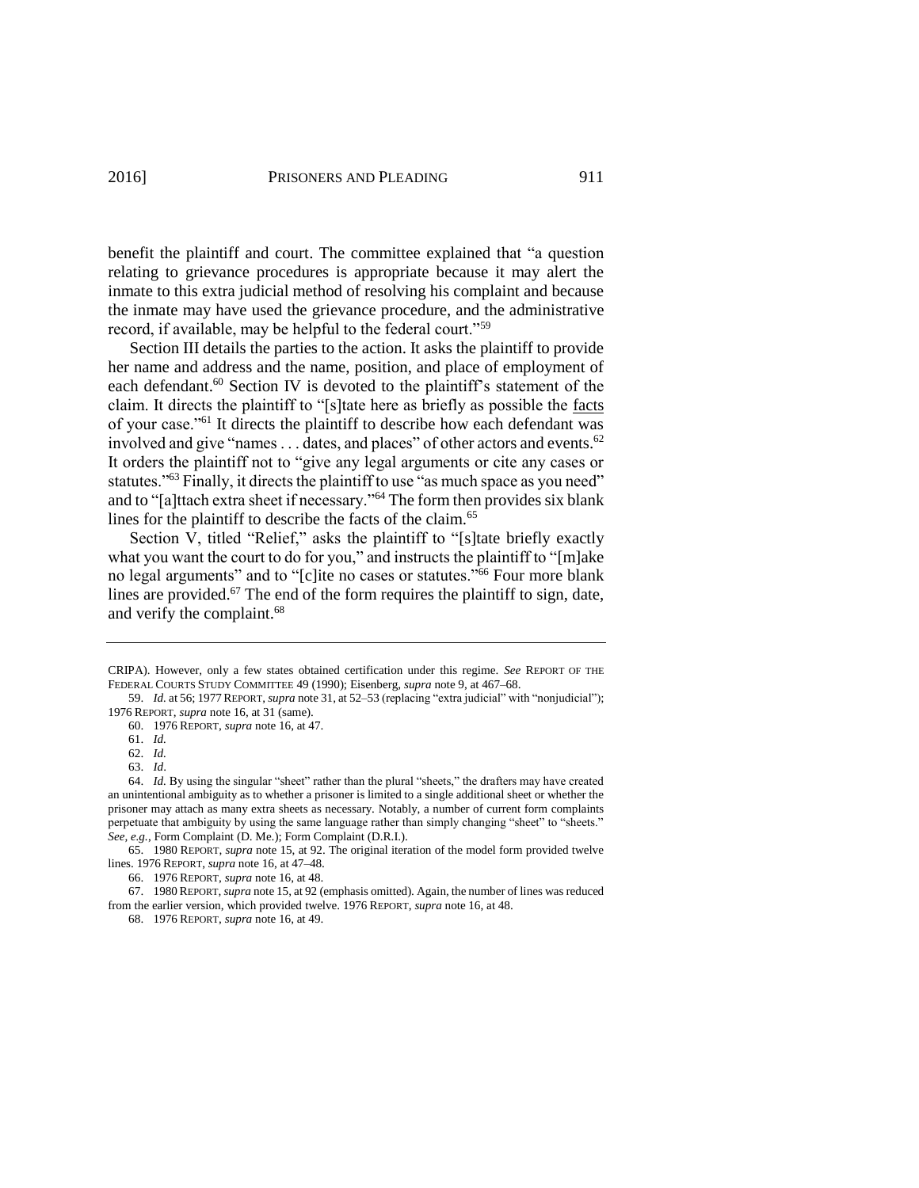benefit the plaintiff and court. The committee explained that "a question relating to grievance procedures is appropriate because it may alert the inmate to this extra judicial method of resolving his complaint and because the inmate may have used the grievance procedure, and the administrative record, if available, may be helpful to the federal court."[59]

Section III details the parties to the action. It asks the plaintiff to provide her name and address and the name, position, and place of employment of each defendant.[60] Section IV is devoted to the plaintiff's statement of the claim. It directs the plaintiff to "[s]tate here as briefly as possible the facts of your case."[61] It directs the plaintiff to describe how each defendant was involved and give "names . . . dates, and places" of other actors and events.[62] It orders the plaintiff not to "give any legal arguments or cite any cases or statutes."[63] Finally, it directs the plaintiff to use "as much space as you need" and to "[a]ttach extra sheet if necessary."[64] The form then provides six blank lines for the plaintiff to describe the facts of the claim.[65]

Section V, titled "Relief," asks the plaintiff to "[s]tate briefly exactly what you want the court to do for you," and instructs the plaintiff to "[m]ake no legal arguments" and to "[c]ite no cases or statutes."[66] Four more blank lines are provided.[67] The end of the form requires the plaintiff to sign, date, and verify the complaint.[68]

---

CRIPA). However, only a few states obtained certification under this regime. *See* REPORT OF THE FEDERAL COURTS STUDY COMMITTEE 49 (1990); Eisenberg, *supra* note 9, at 467–68.

59. *Id.* at 56; 1977 REPORT, *supra* note 31, at 52–53 (replacing "extra judicial" with "nonjudicial"); 1976 REPORT, *supra* note 16, at 31 (same).

60. 1976 REPORT, *supra* note 16, at 47.

61. *Id.*

62. *Id.*

63. *Id*.

64. *Id.* By using the singular "sheet" rather than the plural "sheets," the drafters may have created an unintentional ambiguity as to whether a prisoner is limited to a single additional sheet or whether the prisoner may attach as many extra sheets as necessary. Notably, a number of current form complaints perpetuate that ambiguity by using the same language rather than simply changing "sheet" to "sheets." *See, e.g.*, Form Complaint (D. Me.); Form Complaint (D.R.I.).

65. 1980 REPORT, *supra* note 15, at 92. The original iteration of the model form provided twelve lines. 1976 REPORT, *supra* note 16, at 47–48.

66. 1976 REPORT, *supra* note 16, at 48.

67. 1980 REPORT, *supra* note 15, at 92 (emphasis omitted). Again, the number of lines was reduced from the earlier version, which provided twelve. 1976 REPORT, *supra* note 16, at 48.

68. 1976 REPORT, *supra* note 16, at 49.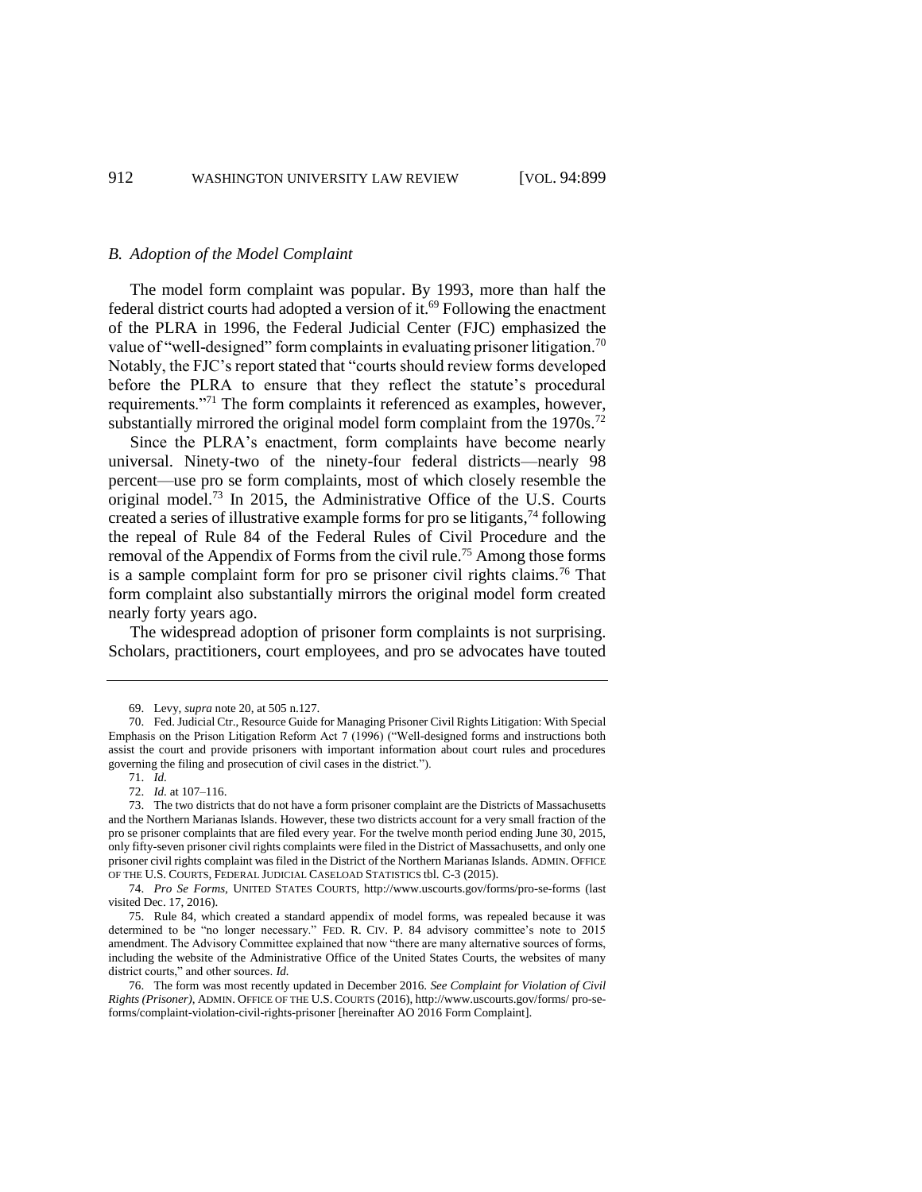### *B. Adoption of the Model Complaint*

The model form complaint was popular. By 1993, more than half the federal district courts had adopted a version of it.[69] Following the enactment of the PLRA in 1996, the Federal Judicial Center (FJC) emphasized the value of "well-designed" form complaints in evaluating prisoner litigation.[70] Notably, the FJC's report stated that "courts should review forms developed before the PLRA to ensure that they reflect the statute's procedural requirements."[71] The form complaints it referenced as examples, however, substantially mirrored the original model form complaint from the 1970s.[72]

Since the PLRA's enactment, form complaints have become nearly universal. Ninety-two of the ninety-four federal districts—nearly 98 percent—use pro se form complaints, most of which closely resemble the original model.[73] In 2015, the Administrative Office of the U.S. Courts created a series of illustrative example forms for pro se litigants,[74] following the repeal of Rule 84 of the Federal Rules of Civil Procedure and the removal of the Appendix of Forms from the civil rule.[75] Among those forms is a sample complaint form for pro se prisoner civil rights claims.[76] That form complaint also substantially mirrors the original model form created nearly forty years ago.

The widespread adoption of prisoner form complaints is not surprising. Scholars, practitioners, court employees, and pro se advocates have touted

---

69. Levy, *supra* note 20, at 505 n.127.

70. Fed. Judicial Ctr., Resource Guide for Managing Prisoner Civil Rights Litigation: With Special Emphasis on the Prison Litigation Reform Act 7 (1996) ("Well-designed forms and instructions both assist the court and provide prisoners with important information about court rules and procedures governing the filing and prosecution of civil cases in the district.").

71. *Id.*

72. *Id.* at 107–116.

73. The two districts that do not have a form prisoner complaint are the Districts of Massachusetts and the Northern Marianas Islands. However, these two districts account for a very small fraction of the pro se prisoner complaints that are filed every year. For the twelve month period ending June 30, 2015, only fifty-seven prisoner civil rights complaints were filed in the District of Massachusetts, and only one prisoner civil rights complaint was filed in the District of the Northern Marianas Islands. ADMIN. OFFICE OF THE U.S. COURTS, FEDERAL JUDICIAL CASELOAD STATISTICS tbl. C-3 (2015).

74. *Pro Se Forms*, UNITED STATES COURTS, http://www.uscourts.gov/forms/pro-se-forms (last visited Dec. 17, 2016).

75. Rule 84, which created a standard appendix of model forms, was repealed because it was determined to be "no longer necessary." FED. R. CIV. P. 84 advisory committee's note to 2015 amendment. The Advisory Committee explained that now "there are many alternative sources of forms, including the website of the Administrative Office of the United States Courts, the websites of many district courts," and other sources. *Id.*

76. The form was most recently updated in December 2016. *See Complaint for Violation of Civil Rights (Prisoner)*, ADMIN. OFFICE OF THE U.S. COURTS (2016), http://www.uscourts.gov/forms/ pro-se-forms/complaint-violation-civil-rights-prisoner [hereinafter AO 2016 Form Complaint].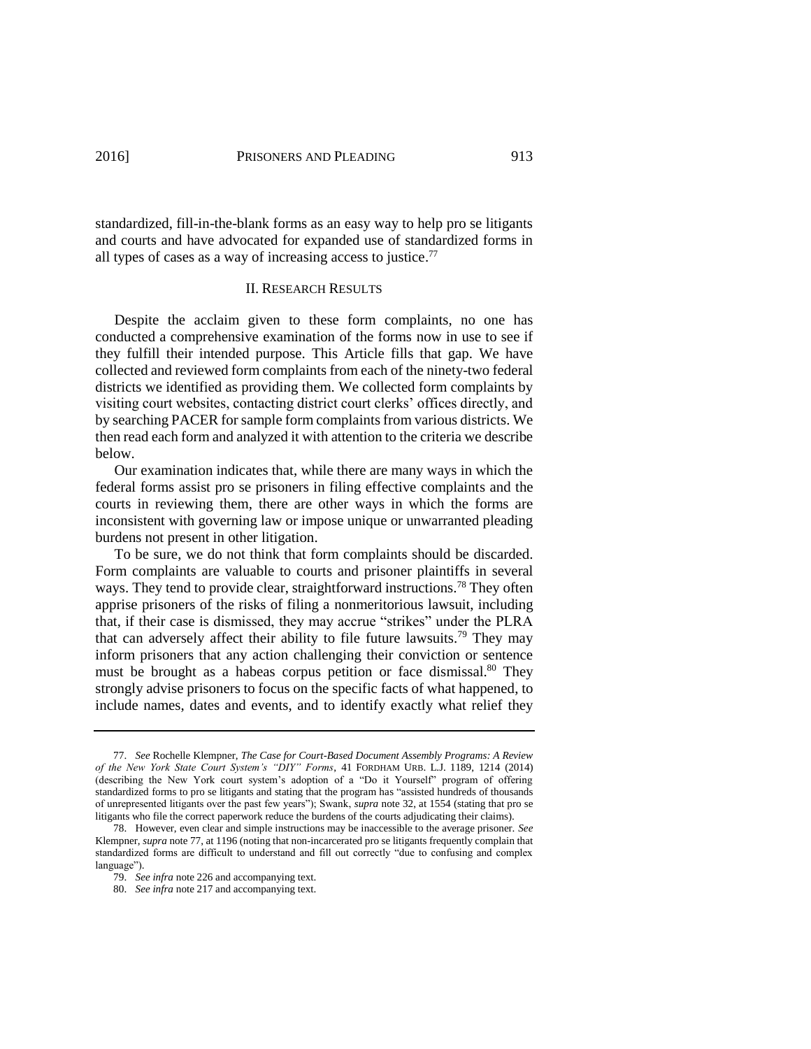standardized, fill-in-the-blank forms as an easy way to help pro se litigants and courts and have advocated for expanded use of standardized forms in all types of cases as a way of increasing access to justice.[77]

## II. RESEARCH RESULTS

Despite the acclaim given to these form complaints, no one has conducted a comprehensive examination of the forms now in use to see if they fulfill their intended purpose. This Article fills that gap. We have collected and reviewed form complaints from each of the ninety-two federal districts we identified as providing them. We collected form complaints by visiting court websites, contacting district court clerks' offices directly, and by searching PACER for sample form complaints from various districts. We then read each form and analyzed it with attention to the criteria we describe below.

Our examination indicates that, while there are many ways in which the federal forms assist pro se prisoners in filing effective complaints and the courts in reviewing them, there are other ways in which the forms are inconsistent with governing law or impose unique or unwarranted pleading burdens not present in other litigation.

To be sure, we do not think that form complaints should be discarded. Form complaints are valuable to courts and prisoner plaintiffs in several ways. They tend to provide clear, straightforward instructions.[78] They often apprise prisoners of the risks of filing a nonmeritorious lawsuit, including that, if their case is dismissed, they may accrue "strikes" under the PLRA that can adversely affect their ability to file future lawsuits.[79] They may inform prisoners that any action challenging their conviction or sentence must be brought as a habeas corpus petition or face dismissal.[80] They strongly advise prisoners to focus on the specific facts of what happened, to include names, dates and events, and to identify exactly what relief they

---

77. *See* Rochelle Klempner, *The Case for Court-Based Document Assembly Programs: A Review of the New York State Court System's "DIY" Forms*, 41 FORDHAM URB. L.J. 1189, 1214 (2014) (describing the New York court system's adoption of a "Do it Yourself" program of offering standardized forms to pro se litigants and stating that the program has "assisted hundreds of thousands of unrepresented litigants over the past few years"); Swank, *supra* note 32, at 1554 (stating that pro se litigants who file the correct paperwork reduce the burdens of the courts adjudicating their claims).

78. However, even clear and simple instructions may be inaccessible to the average prisoner. *See* Klempner, *supra* note 77, at 1196 (noting that non-incarcerated pro se litigants frequently complain that standardized forms are difficult to understand and fill out correctly "due to confusing and complex language").

79. *See infra* note 226 and accompanying text.

80. *See infra* note 217 and accompanying text.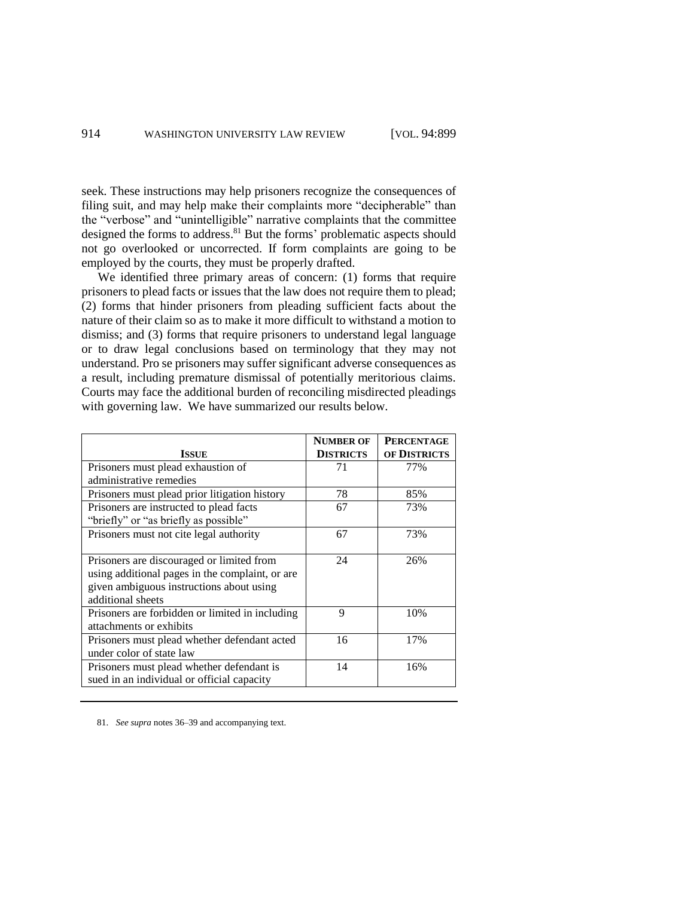seek. These instructions may help prisoners recognize the consequences of filing suit, and may help make their complaints more "decipherable" than the "verbose" and "unintelligible" narrative complaints that the committee designed the forms to address.[81] But the forms' problematic aspects should not go overlooked or uncorrected. If form complaints are going to be employed by the courts, they must be properly drafted.

We identified three primary areas of concern: (1) forms that require prisoners to plead facts or issues that the law does not require them to plead; (2) forms that hinder prisoners from pleading sufficient facts about the nature of their claim so as to make it more difficult to withstand a motion to dismiss; and (3) forms that require prisoners to understand legal language or to draw legal conclusions based on terminology that they may not understand. Pro se prisoners may suffer significant adverse consequences as a result, including premature dismissal of potentially meritorious claims. Courts may face the additional burden of reconciling misdirected pleadings with governing law. We have summarized our results below.

| ISSUE | NUMBER OF DISTRICTS | PERCENTAGE OF DISTRICTS |
|---|---|---|
| Prisoners must plead exhaustion of administrative remedies | 71 | 77% |
| Prisoners must plead prior litigation history | 78 | 85% |
| Prisoners are instructed to plead facts "briefly" or "as briefly as possible" | 67 | 73% |
| Prisoners must not cite legal authority | 67 | 73% |
| Prisoners are discouraged or limited from using additional pages in the complaint, or are given ambiguous instructions about using additional sheets | 24 | 26% |
| Prisoners are forbidden or limited in including attachments or exhibits | 9 | 10% |
| Prisoners must plead whether defendant acted under color of state law | 16 | 17% |
| Prisoners must plead whether defendant is sued in an individual or official capacity | 14 | 16% |

81. *See supra* notes 36–39 and accompanying text.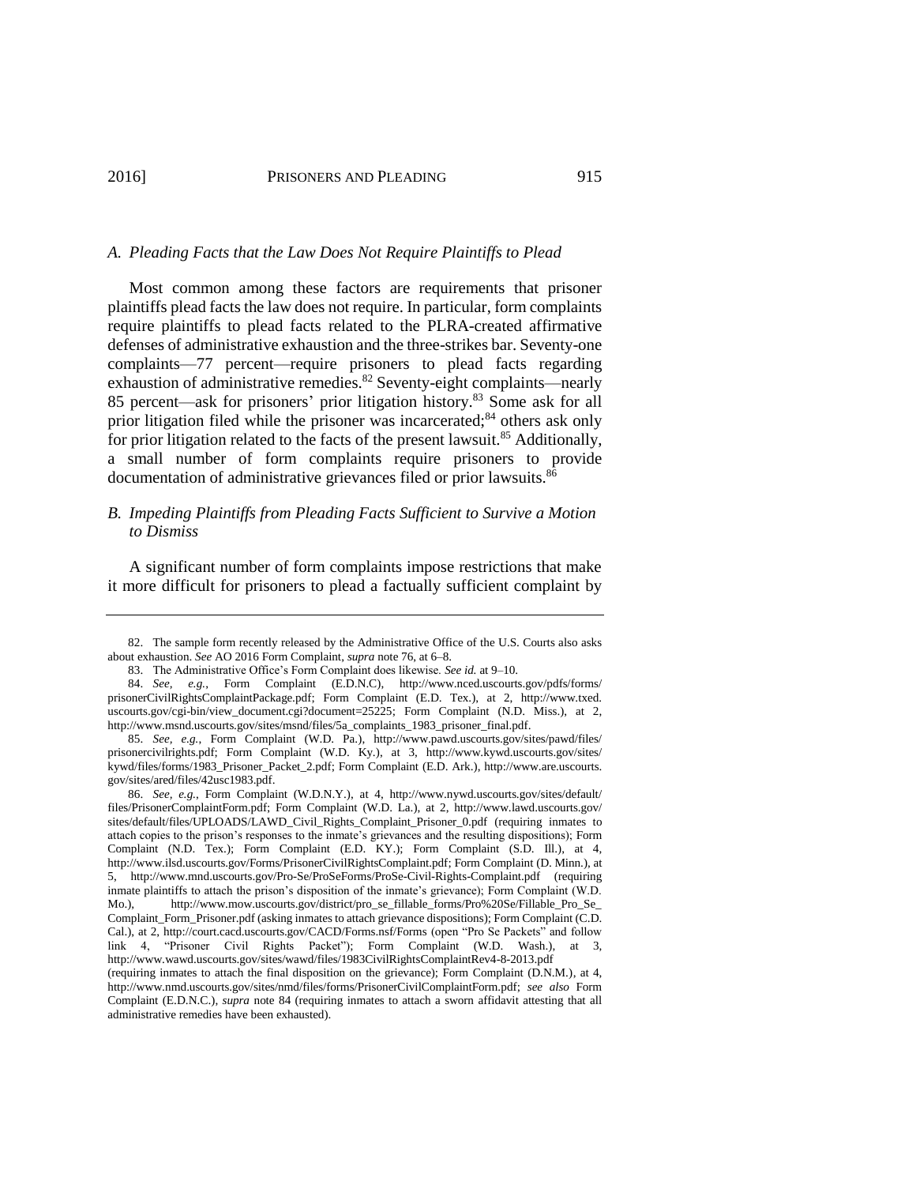### *A. Pleading Facts that the Law Does Not Require Plaintiffs to Plead*

Most common among these factors are requirements that prisoner plaintiffs plead facts the law does not require. In particular, form complaints require plaintiffs to plead facts related to the PLRA-created affirmative defenses of administrative exhaustion and the three-strikes bar. Seventy-one complaints—77 percent—require prisoners to plead facts regarding exhaustion of administrative remedies.[82] Seventy-eight complaints—nearly 85 percent—ask for prisoners' prior litigation history.[83] Some ask for all prior litigation filed while the prisoner was incarcerated;[84] others ask only for prior litigation related to the facts of the present lawsuit.[85] Additionally, a small number of form complaints require prisoners to provide documentation of administrative grievances filed or prior lawsuits.[86]

### *B. Impeding Plaintiffs from Pleading Facts Sufficient to Survive a Motion to Dismiss*

A significant number of form complaints impose restrictions that make it more difficult for prisoners to plead a factually sufficient complaint by

---

82. The sample form recently released by the Administrative Office of the U.S. Courts also asks about exhaustion. *See* AO 2016 Form Complaint, *supra* note 76, at 6–8.

83. The Administrative Office's Form Complaint does likewise. *See id.* at 9–10.

84. *See, e.g.*, Form Complaint (E.D.N.C), http://www.nced.uscourts.gov/pdfs/forms/prisonerCivilRightsComplaintPackage.pdf; Form Complaint (E.D. Tex.), at 2, http://www.txed.uscourts.gov/cgi-bin/view_document.cgi?document=25225; Form Complaint (N.D. Miss.), at 2, http://www.msnd.uscourts.gov/sites/msnd/files/5a_complaints_1983_prisoner_final.pdf.

85. *See, e.g.*, Form Complaint (W.D. Pa.), http://www.pawd.uscourts.gov/sites/pawd/files/prisonercivilrights.pdf; Form Complaint (W.D. Ky.), at 3, http://www.kywd.uscourts.gov/sites/kywd/files/forms/1983_Prisoner_Packet_2.pdf; Form Complaint (E.D. Ark.), http://www.are.uscourts.gov/sites/ared/files/42usc1983.pdf.

86. *See, e.g.*, Form Complaint (W.D.N.Y.), at 4, http://www.nywd.uscourts.gov/sites/default/files/PrisonerComplaintForm.pdf; Form Complaint (W.D. La.), at 2, http://www.lawd.uscourts.gov/sites/default/files/UPLOADS/LAWD_Civil_Rights_Complaint_Prisoner_0.pdf (requiring inmates to attach copies to the prison's responses to the inmate's grievances and the resulting dispositions); Form Complaint (N.D. Tex.); Form Complaint (E.D. KY.); Form Complaint (S.D. Ill.), at 4, http://www.ilsd.uscourts.gov/Forms/PrisonerCivilRightsComplaint.pdf; Form Complaint (D. Minn.), at 5, http://www.mnd.uscourts.gov/Pro-Se/ProSeForms/ProSe-Civil-Rights-Complaint.pdf (requiring inmate plaintiffs to attach the prison's disposition of the inmate's grievance); Form Complaint (W.D. Mo.), http://www.mow.uscourts.gov/district/pro_se_fillable_forms/Pro%20Se/Fillable_Pro_Se_Complaint_Form_Prisoner.pdf (asking inmates to attach grievance dispositions); Form Complaint (C.D. Cal.), at 2, http://court.cacd.uscourts.gov/CACD/Forms.nsf/Forms (open "Pro Se Packets" and follow link 4, "Prisoner Civil Rights Packet"); Form Complaint (W.D. Wash.), at 3, http://www.wawd.uscourts.gov/sites/wawd/files/1983CivilRightsComplaintRev4-8-2013.pdf (requiring inmates to attach the final disposition on the grievance); Form Complaint (D.N.M.), at 4, http://www.nmd.uscourts.gov/sites/nmd/files/forms/PrisonerCivilComplaintForm.pdf; *see also* Form Complaint (E.D.N.C.), *supra* note 84 (requiring inmates to attach a sworn affidavit attesting that all administrative remedies have been exhausted).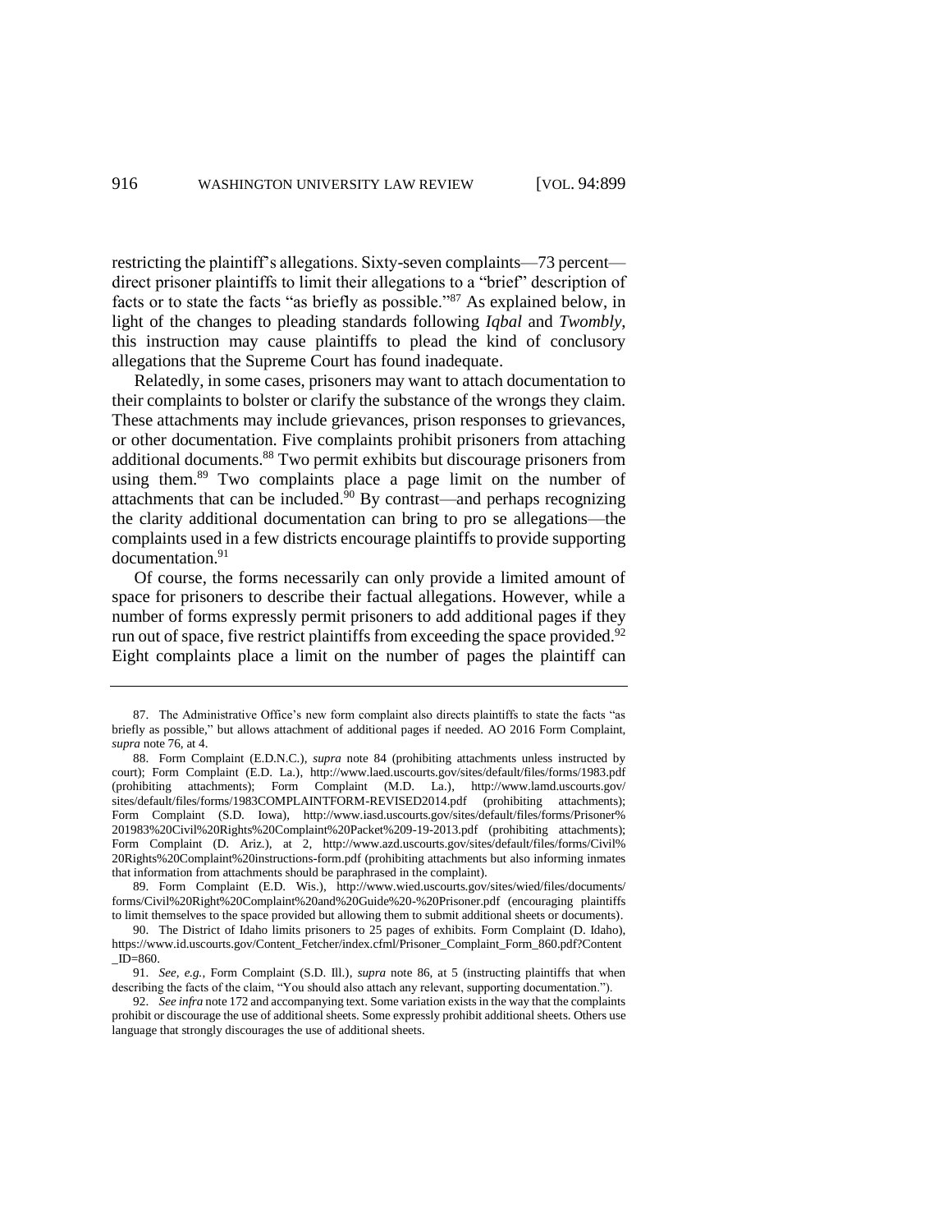restricting the plaintiff's allegations. Sixty-seven complaints—73 percent—direct prisoner plaintiffs to limit their allegations to a "brief" description of facts or to state the facts "as briefly as possible."[87] As explained below, in light of the changes to pleading standards following *Iqbal* and *Twombly*, this instruction may cause plaintiffs to plead the kind of conclusory allegations that the Supreme Court has found inadequate.

Relatedly, in some cases, prisoners may want to attach documentation to their complaints to bolster or clarify the substance of the wrongs they claim. These attachments may include grievances, prison responses to grievances, or other documentation. Five complaints prohibit prisoners from attaching additional documents.[88] Two permit exhibits but discourage prisoners from using them.[89] Two complaints place a page limit on the number of attachments that can be included.[90] By contrast—and perhaps recognizing the clarity additional documentation can bring to pro se allegations—the complaints used in a few districts encourage plaintiffs to provide supporting documentation.[91]

Of course, the forms necessarily can only provide a limited amount of space for prisoners to describe their factual allegations. However, while a number of forms expressly permit prisoners to add additional pages if they run out of space, five restrict plaintiffs from exceeding the space provided.[92] Eight complaints place a limit on the number of pages the plaintiff can

---

87. The Administrative Office's new form complaint also directs plaintiffs to state the facts "as briefly as possible," but allows attachment of additional pages if needed. AO 2016 Form Complaint, *supra* note 76, at 4.

88. Form Complaint (E.D.N.C.), *supra* note 84 (prohibiting attachments unless instructed by court); Form Complaint (E.D. La.), http://www.laed.uscourts.gov/sites/default/files/forms/1983.pdf (prohibiting attachments); Form Complaint (M.D. La.), http://www.lamd.uscourts.gov/sites/default/files/forms/1983COMPLAINTFORM-REVISED2014.pdf (prohibiting attachments); Form Complaint (S.D. Iowa), http://www.iasd.uscourts.gov/sites/default/files/forms/Prisoner%201983%20Civil%20Rights%20Complaint%20Packet%209-19-2013.pdf (prohibiting attachments); Form Complaint (D. Ariz.), at 2, http://www.azd.uscourts.gov/sites/default/files/forms/Civil%20Rights%20Complaint%20instructions-form.pdf (prohibiting attachments but also informing inmates that information from attachments should be paraphrased in the complaint).

89. Form Complaint (E.D. Wis.), http://www.wied.uscourts.gov/sites/wied/files/documents/forms/Civil%20Right%20Complaint%20and%20Guide%20-%20Prisoner.pdf (encouraging plaintiffs to limit themselves to the space provided but allowing them to submit additional sheets or documents).

90. The District of Idaho limits prisoners to 25 pages of exhibits. Form Complaint (D. Idaho), https://www.id.uscourts.gov/Content_Fetcher/index.cfml/Prisoner_Complaint_Form_860.pdf?Content_ID=860.

91. *See, e.g.*, Form Complaint (S.D. Ill.), *supra* note 86, at 5 (instructing plaintiffs that when describing the facts of the claim, "You should also attach any relevant, supporting documentation.").

92. *See infra* note 172 and accompanying text. Some variation exists in the way that the complaints prohibit or discourage the use of additional sheets. Some expressly prohibit additional sheets. Others use language that strongly discourages the use of additional sheets.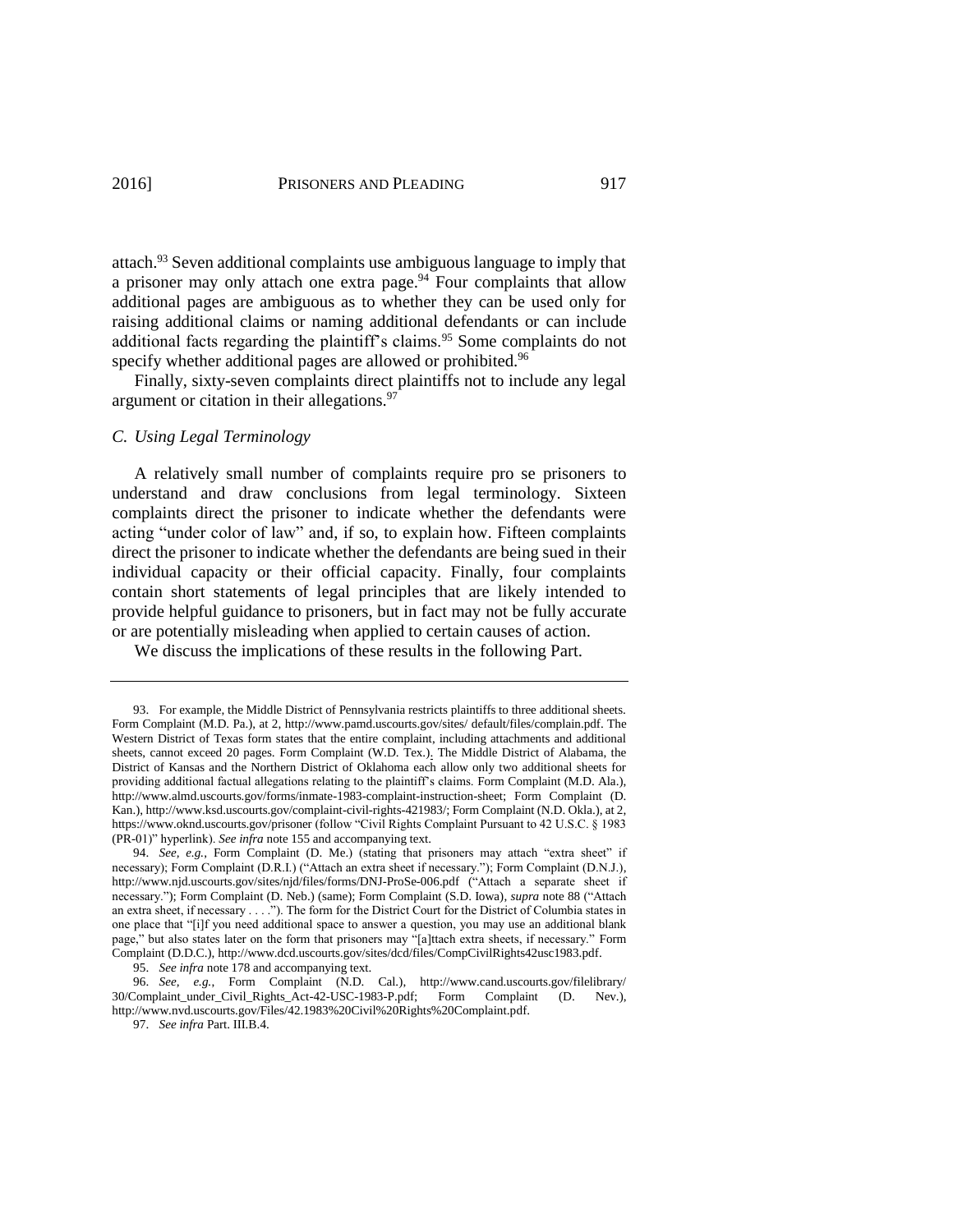attach.[93] Seven additional complaints use ambiguous language to imply that a prisoner may only attach one extra page.[94] Four complaints that allow additional pages are ambiguous as to whether they can be used only for raising additional claims or naming additional defendants or can include additional facts regarding the plaintiff's claims.[95] Some complaints do not specify whether additional pages are allowed or prohibited.[96]

Finally, sixty-seven complaints direct plaintiffs not to include any legal argument or citation in their allegations.[97]

### *C. Using Legal Terminology*

A relatively small number of complaints require pro se prisoners to understand and draw conclusions from legal terminology. Sixteen complaints direct the prisoner to indicate whether the defendants were acting "under color of law" and, if so, to explain how. Fifteen complaints direct the prisoner to indicate whether the defendants are being sued in their individual capacity or their official capacity. Finally, four complaints contain short statements of legal principles that are likely intended to provide helpful guidance to prisoners, but in fact may not be fully accurate or are potentially misleading when applied to certain causes of action.

We discuss the implications of these results in the following Part.

---

93. For example, the Middle District of Pennsylvania restricts plaintiffs to three additional sheets. Form Complaint (M.D. Pa.), at 2, http://www.pamd.uscourts.gov/sites/ default/files/complain.pdf. The Western District of Texas form states that the entire complaint, including attachments and additional sheets, cannot exceed 20 pages. Form Complaint (W.D. Tex.). The Middle District of Alabama, the District of Kansas and the Northern District of Oklahoma each allow only two additional sheets for providing additional factual allegations relating to the plaintiff's claims. Form Complaint (M.D. Ala.), http://www.almd.uscourts.gov/forms/inmate-1983-complaint-instruction-sheet; Form Complaint (D. Kan.), http://www.ksd.uscourts.gov/complaint-civil-rights-421983/; Form Complaint (N.D. Okla.), at 2, https://www.oknd.uscourts.gov/prisoner (follow "Civil Rights Complaint Pursuant to 42 U.S.C. § 1983 (PR-01)" hyperlink). *See infra* note 155 and accompanying text.

94. *See, e.g.*, Form Complaint (D. Me.) (stating that prisoners may attach "extra sheet" if necessary); Form Complaint (D.R.I.) ("Attach an extra sheet if necessary."); Form Complaint (D.N.J.), http://www.njd.uscourts.gov/sites/njd/files/forms/DNJ-ProSe-006.pdf ("Attach a separate sheet if necessary."); Form Complaint (D. Neb.) (same); Form Complaint (S.D. Iowa), *supra* note 88 ("Attach an extra sheet, if necessary . . . ."). The form for the District Court for the District of Columbia states in one place that "[i]f you need additional space to answer a question, you may use an additional blank page," but also states later on the form that prisoners may "[a]ttach extra sheets, if necessary." Form Complaint (D.D.C.), http://www.dcd.uscourts.gov/sites/dcd/files/CompCivilRights42usc1983.pdf.

95. *See infra* note 178 and accompanying text.

96. *See, e.g.*, Form Complaint (N.D. Cal.), http://www.cand.uscourts.gov/filelibrary/ 30/Complaint_under_Civil_Rights_Act-42-USC-1983-P.pdf; Form Complaint (D. Nev.), http://www.nvd.uscourts.gov/Files/42.1983%20Civil%20Rights%20Complaint.pdf.

97. *See infra* Part. III.B.4.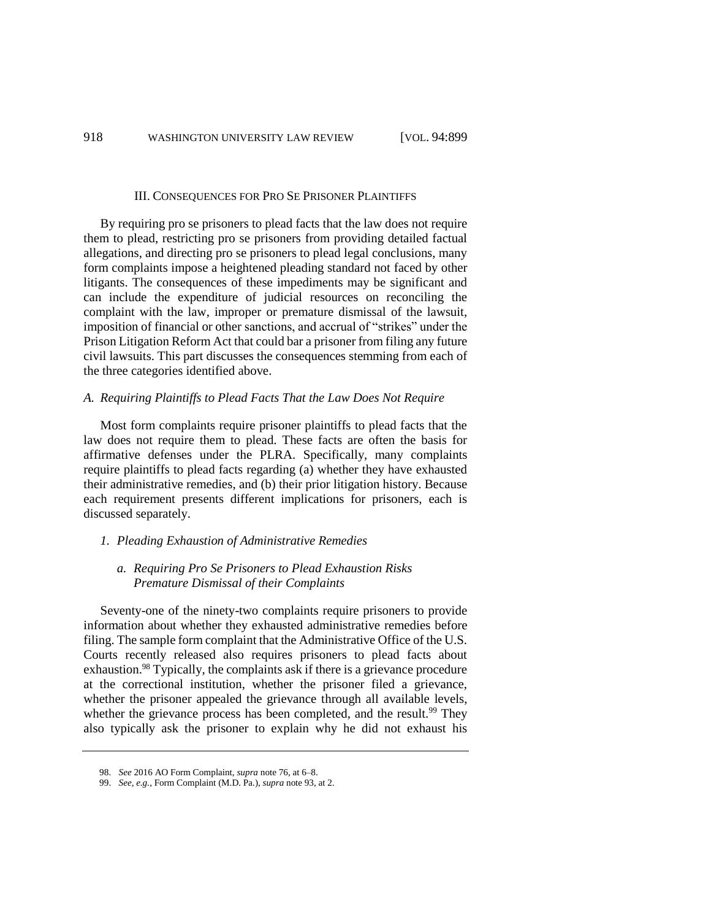## III. Consequences for Pro Se Prisoner Plaintiffs

By requiring pro se prisoners to plead facts that the law does not require them to plead, restricting pro se prisoners from providing detailed factual allegations, and directing pro se prisoners to plead legal conclusions, many form complaints impose a heightened pleading standard not faced by other litigants. The consequences of these impediments may be significant and can include the expenditure of judicial resources on reconciling the complaint with the law, improper or premature dismissal of the lawsuit, imposition of financial or other sanctions, and accrual of "strikes" under the Prison Litigation Reform Act that could bar a prisoner from filing any future civil lawsuits. This part discusses the consequences stemming from each of the three categories identified above.

### *A. Requiring Plaintiffs to Plead Facts That the Law Does Not Require*

Most form complaints require prisoner plaintiffs to plead facts that the law does not require them to plead. These facts are often the basis for affirmative defenses under the PLRA. Specifically, many complaints require plaintiffs to plead facts regarding (a) whether they have exhausted their administrative remedies, and (b) their prior litigation history. Because each requirement presents different implications for prisoners, each is discussed separately.

#### *1. Pleading Exhaustion of Administrative Remedies*

##### *a. Requiring Pro Se Prisoners to Plead Exhaustion Risks Premature Dismissal of their Complaints*

Seventy-one of the ninety-two complaints require prisoners to provide information about whether they exhausted administrative remedies before filing. The sample form complaint that the Administrative Office of the U.S. Courts recently released also requires prisoners to plead facts about exhaustion.[98] Typically, the complaints ask if there is a grievance procedure at the correctional institution, whether the prisoner filed a grievance, whether the prisoner appealed the grievance through all available levels, whether the grievance process has been completed, and the result.[99] They also typically ask the prisoner to explain why he did not exhaust his

---

98. *See* 2016 AO Form Complaint, *supra* note 76, at 6–8.

99. *See, e.g.*, Form Complaint (M.D. Pa.), *supra* note 93, at 2.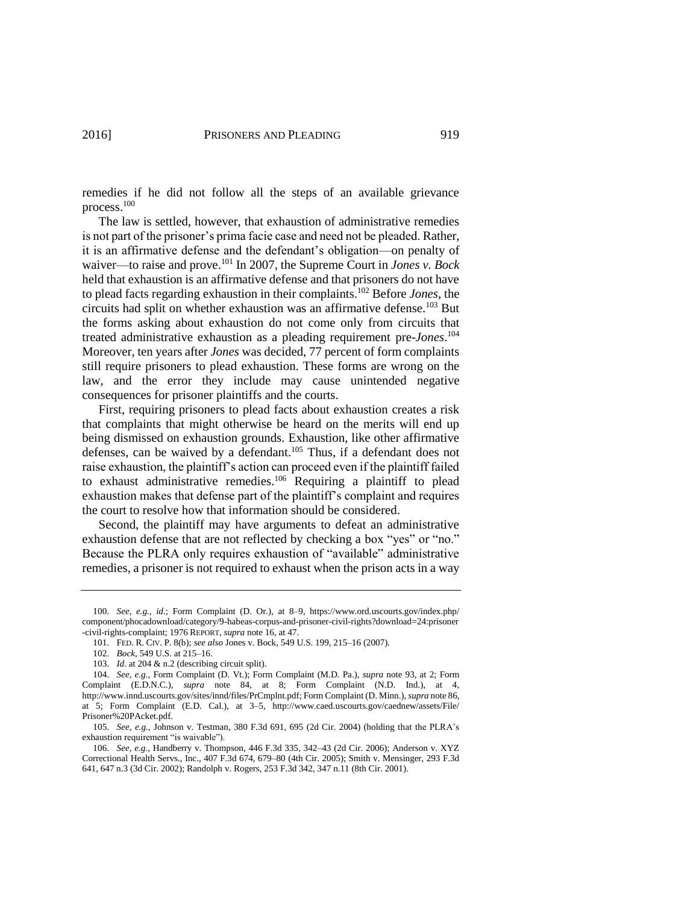remedies if he did not follow all the steps of an available grievance process.[100]

The law is settled, however, that exhaustion of administrative remedies is not part of the prisoner's prima facie case and need not be pleaded. Rather, it is an affirmative defense and the defendant's obligation—on penalty of waiver—to raise and prove.[101] In 2007, the Supreme Court in *Jones v. Bock* held that exhaustion is an affirmative defense and that prisoners do not have to plead facts regarding exhaustion in their complaints.[102] Before *Jones*, the circuits had split on whether exhaustion was an affirmative defense.[103] But the forms asking about exhaustion do not come only from circuits that treated administrative exhaustion as a pleading requirement pre-*Jones*.[104] Moreover, ten years after *Jones* was decided, 77 percent of form complaints still require prisoners to plead exhaustion. These forms are wrong on the law, and the error they include may cause unintended negative consequences for prisoner plaintiffs and the courts.

First, requiring prisoners to plead facts about exhaustion creates a risk that complaints that might otherwise be heard on the merits will end up being dismissed on exhaustion grounds. Exhaustion, like other affirmative defenses, can be waived by a defendant.[105] Thus, if a defendant does not raise exhaustion, the plaintiff's action can proceed even if the plaintiff failed to exhaust administrative remedies.[106] Requiring a plaintiff to plead exhaustion makes that defense part of the plaintiff's complaint and requires the court to resolve how that information should be considered.

Second, the plaintiff may have arguments to defeat an administrative exhaustion defense that are not reflected by checking a box "yes" or "no." Because the PLRA only requires exhaustion of "available" administrative remedies, a prisoner is not required to exhaust when the prison acts in a way

---

100. *See, e.g.*, *id.*; Form Complaint (D. Or.), at 8–9, https://www.ord.uscourts.gov/index.php/component/phocadownload/category/9-habeas-corpus-and-prisoner-civil-rights?download=24:prisoner-civil-rights-complaint; 1976 REPORT, *supra* note 16, at 47.

101. FED. R. CIV. P. 8(b); *see also* Jones v. Bock, 549 U.S. 199, 215–16 (2007).

102. *Bock*, 549 U.S. at 215–16.

103. *Id.* at 204 & n.2 (describing circuit split).

104. *See, e.g.*, Form Complaint (D. Vt.); Form Complaint (M.D. Pa.), *supra* note 93, at 2; Form Complaint (E.D.N.C.), *supra* note 84, at 8; Form Complaint (N.D. Ind.), at 4, http://www.innd.uscourts.gov/sites/innd/files/PrCmplnt.pdf; Form Complaint (D. Minn.), *supra* note 86, at 5; Form Complaint (E.D. Cal.), at 3–5, http://www.caed.uscourts.gov/caednew/assets/File/Prisoner%20PAcket.pdf.

105. *See, e.g.*, Johnson v. Testman, 380 F.3d 691, 695 (2d Cir. 2004) (holding that the PLRA's exhaustion requirement "is waivable").

106. *See, e.g.*, Handberry v. Thompson, 446 F.3d 335, 342–43 (2d Cir. 2006); Anderson v. XYZ Correctional Health Servs., Inc., 407 F.3d 674, 679–80 (4th Cir. 2005); Smith v. Mensinger, 293 F.3d 641, 647 n.3 (3d Cir. 2002); Randolph v. Rogers, 253 F.3d 342, 347 n.11 (8th Cir. 2001).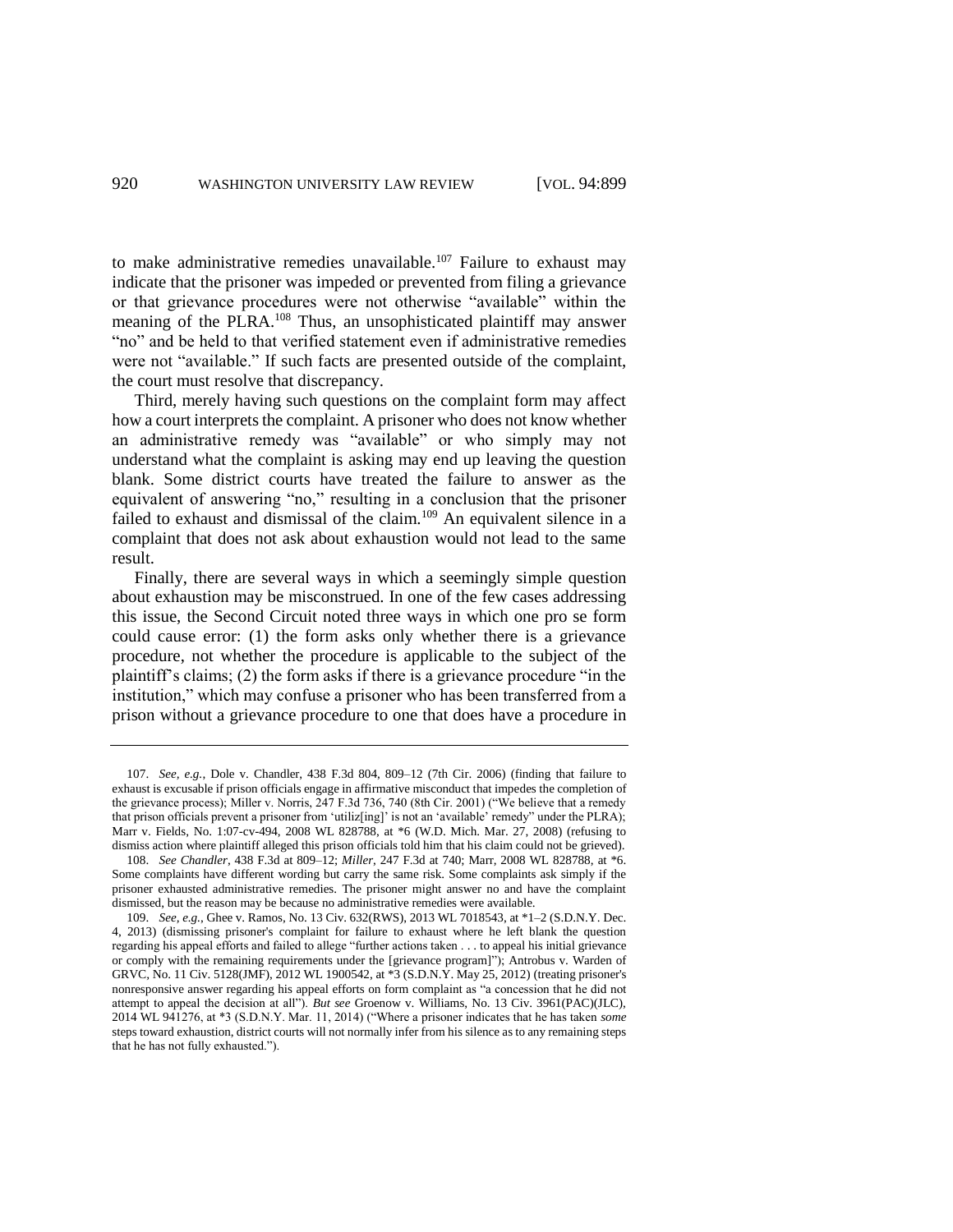to make administrative remedies unavailable.[107] Failure to exhaust may indicate that the prisoner was impeded or prevented from filing a grievance or that grievance procedures were not otherwise "available" within the meaning of the PLRA.[108] Thus, an unsophisticated plaintiff may answer "no" and be held to that verified statement even if administrative remedies were not "available." If such facts are presented outside of the complaint, the court must resolve that discrepancy.

Third, merely having such questions on the complaint form may affect how a court interprets the complaint. A prisoner who does not know whether an administrative remedy was "available" or who simply may not understand what the complaint is asking may end up leaving the question blank. Some district courts have treated the failure to answer as the equivalent of answering "no," resulting in a conclusion that the prisoner failed to exhaust and dismissal of the claim.[109] An equivalent silence in a complaint that does not ask about exhaustion would not lead to the same result.

Finally, there are several ways in which a seemingly simple question about exhaustion may be misconstrued. In one of the few cases addressing this issue, the Second Circuit noted three ways in which one pro se form could cause error: (1) the form asks only whether there is a grievance procedure, not whether the procedure is applicable to the subject of the plaintiff's claims; (2) the form asks if there is a grievance procedure "in the institution," which may confuse a prisoner who has been transferred from a prison without a grievance procedure to one that does have a procedure in

---

107. *See, e.g.*, Dole v. Chandler, 438 F.3d 804, 809–12 (7th Cir. 2006) (finding that failure to exhaust is excusable if prison officials engage in affirmative misconduct that impedes the completion of the grievance process); Miller v. Norris, 247 F.3d 736, 740 (8th Cir. 2001) ("We believe that a remedy that prison officials prevent a prisoner from 'utiliz[ing]' is not an 'available' remedy" under the PLRA); Marr v. Fields, No. 1:07-cv-494, 2008 WL 828788, at *6 (W.D. Mich. Mar. 27, 2008) (refusing to dismiss action where plaintiff alleged this prison officials told him that his claim could not be grieved).

108. *See Chandler*, 438 F.3d at 809–12; *Miller*, 247 F.3d at 740; Marr, 2008 WL 828788, at *6. Some complaints have different wording but carry the same risk. Some complaints ask simply if the prisoner exhausted administrative remedies. The prisoner might answer no and have the complaint dismissed, but the reason may be because no administrative remedies were available.

109. *See, e.g.*, Ghee v. Ramos, No. 13 Civ. 632(RWS), 2013 WL 7018543, at *1–2 (S.D.N.Y. Dec. 4, 2013) (dismissing prisoner's complaint for failure to exhaust where he left blank the question regarding his appeal efforts and failed to allege "further actions taken . . . to appeal his initial grievance or comply with the remaining requirements under the [grievance program]"); Antrobus v. Warden of GRVC, No. 11 Civ. 5128(JMF), 2012 WL 1900542, at *3 (S.D.N.Y. May 25, 2012) (treating prisoner's nonresponsive answer regarding his appeal efforts on form complaint as "a concession that he did not attempt to appeal the decision at all"). *But see* Groenow v. Williams, No. 13 Civ. 3961(PAC)(JLC), 2014 WL 941276, at *3 (S.D.N.Y. Mar. 11, 2014) ("Where a prisoner indicates that he has taken *some* steps toward exhaustion, district courts will not normally infer from his silence as to any remaining steps that he has not fully exhausted.").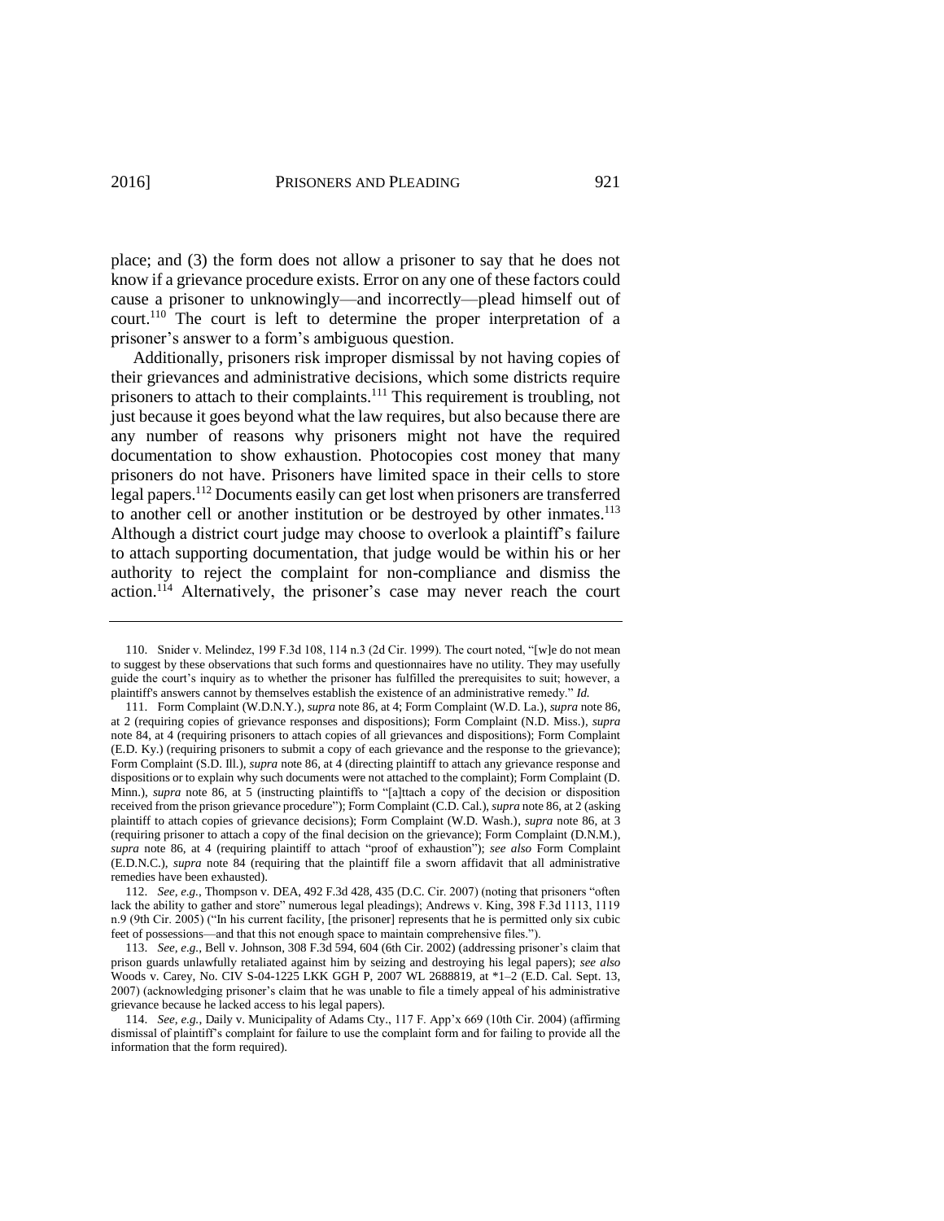place; and (3) the form does not allow a prisoner to say that he does not know if a grievance procedure exists. Error on any one of these factors could cause a prisoner to unknowingly—and incorrectly—plead himself out of court.[110] The court is left to determine the proper interpretation of a prisoner's answer to a form's ambiguous question.

Additionally, prisoners risk improper dismissal by not having copies of their grievances and administrative decisions, which some districts require prisoners to attach to their complaints.[111] This requirement is troubling, not just because it goes beyond what the law requires, but also because there are any number of reasons why prisoners might not have the required documentation to show exhaustion. Photocopies cost money that many prisoners do not have. Prisoners have limited space in their cells to store legal papers.[112] Documents easily can get lost when prisoners are transferred to another cell or another institution or be destroyed by other inmates.[113] Although a district court judge may choose to overlook a plaintiff's failure to attach supporting documentation, that judge would be within his or her authority to reject the complaint for non-compliance and dismiss the action.[114] Alternatively, the prisoner's case may never reach the court

---

110. Snider v. Melindez, 199 F.3d 108, 114 n.3 (2d Cir. 1999). The court noted, "[w]e do not mean to suggest by these observations that such forms and questionnaires have no utility. They may usefully guide the court's inquiry as to whether the prisoner has fulfilled the prerequisites to suit; however, a plaintiff's answers cannot by themselves establish the existence of an administrative remedy." *Id.*

111. Form Complaint (W.D.N.Y.), *supra* note 86, at 4; Form Complaint (W.D. La.), *supra* note 86, at 2 (requiring copies of grievance responses and dispositions); Form Complaint (N.D. Miss.), *supra* note 84, at 4 (requiring prisoners to attach copies of all grievances and dispositions); Form Complaint (E.D. Ky.) (requiring prisoners to submit a copy of each grievance and the response to the grievance); Form Complaint (S.D. Ill.), *supra* note 86, at 4 (directing plaintiff to attach any grievance response and dispositions or to explain why such documents were not attached to the complaint); Form Complaint (D. Minn.), *supra* note 86, at 5 (instructing plaintiffs to "[a]ttach a copy of the decision or disposition received from the prison grievance procedure"); Form Complaint (C.D. Cal.), *supra* note 86, at 2 (asking plaintiff to attach copies of grievance decisions); Form Complaint (W.D. Wash.), *supra* note 86, at 3 (requiring prisoner to attach a copy of the final decision on the grievance); Form Complaint (D.N.M.), *supra* note 86, at 4 (requiring plaintiff to attach "proof of exhaustion"); *see also* Form Complaint (E.D.N.C.), *supra* note 84 (requiring that the plaintiff file a sworn affidavit that all administrative remedies have been exhausted).

112. *See, e.g.*, Thompson v. DEA, 492 F.3d 428, 435 (D.C. Cir. 2007) (noting that prisoners "often lack the ability to gather and store" numerous legal pleadings); Andrews v. King, 398 F.3d 1113, 1119 n.9 (9th Cir. 2005) ("In his current facility, [the prisoner] represents that he is permitted only six cubic feet of possessions—and that this not enough space to maintain comprehensive files.").

113. *See, e.g.*, Bell v. Johnson, 308 F.3d 594, 604 (6th Cir. 2002) (addressing prisoner's claim that prison guards unlawfully retaliated against him by seizing and destroying his legal papers); *see also* Woods v. Carey, No. CIV S-04-1225 LKK GGH P, 2007 WL 2688819, at *1–2 (E.D. Cal. Sept. 13, 2007) (acknowledging prisoner's claim that he was unable to file a timely appeal of his administrative grievance because he lacked access to his legal papers).

114. *See, e.g.*, Daily v. Municipality of Adams Cty., 117 F. App'x 669 (10th Cir. 2004) (affirming dismissal of plaintiff's complaint for failure to use the complaint form and for failing to provide all the information that the form required).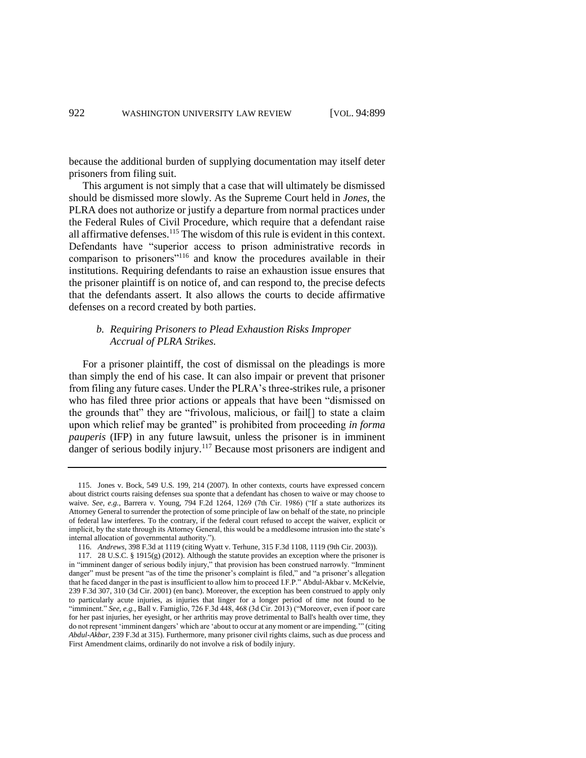because the additional burden of supplying documentation may itself deter prisoners from filing suit.

This argument is not simply that a case that will ultimately be dismissed should be dismissed more slowly. As the Supreme Court held in *Jones*, the PLRA does not authorize or justify a departure from normal practices under the Federal Rules of Civil Procedure, which require that a defendant raise all affirmative defenses.[115] The wisdom of this rule is evident in this context. Defendants have "superior access to prison administrative records in comparison to prisoners"[116] and know the procedures available in their institutions. Requiring defendants to raise an exhaustion issue ensures that the prisoner plaintiff is on notice of, and can respond to, the precise defects that the defendants assert. It also allows the courts to decide affirmative defenses on a record created by both parties.

### *b. Requiring Prisoners to Plead Exhaustion Risks Improper Accrual of PLRA Strikes.*

For a prisoner plaintiff, the cost of dismissal on the pleadings is more than simply the end of his case. It can also impair or prevent that prisoner from filing any future cases. Under the PLRA's three-strikes rule, a prisoner who has filed three prior actions or appeals that have been "dismissed on the grounds that" they are "frivolous, malicious, or fail[] to state a claim upon which relief may be granted" is prohibited from proceeding *in forma pauperis* (IFP) in any future lawsuit, unless the prisoner is in imminent danger of serious bodily injury.[117] Because most prisoners are indigent and

---

115. Jones v. Bock, 549 U.S. 199, 214 (2007). In other contexts, courts have expressed concern about district courts raising defenses sua sponte that a defendant has chosen to waive or may choose to waive. *See, e.g.*, Barrera v. Young, 794 F.2d 1264, 1269 (7th Cir. 1986) ("If a state authorizes its Attorney General to surrender the protection of some principle of law on behalf of the state, no principle of federal law interferes. To the contrary, if the federal court refused to accept the waiver, explicit or implicit, by the state through its Attorney General, this would be a meddlesome intrusion into the state's internal allocation of governmental authority.").

116. *Andrews*, 398 F.3d at 1119 (citing Wyatt v. Terhune, 315 F.3d 1108, 1119 (9th Cir. 2003)).

117. 28 U.S.C. § 1915(g) (2012). Although the statute provides an exception where the prisoner is in "imminent danger of serious bodily injury," that provision has been construed narrowly. "Imminent danger" must be present "as of the time the prisoner's complaint is filed," and "a prisoner's allegation that he faced danger in the past is insufficient to allow him to proceed I.F.P." Abdul-Akbar v. McKelvie, 239 F.3d 307, 310 (3d Cir. 2001) (en banc). Moreover, the exception has been construed to apply only to particularly acute injuries, as injuries that linger for a longer period of time not found to be "imminent." *See, e.g.*, Ball v. Famiglio, 726 F.3d 448, 468 (3d Cir. 2013) ("Moreover, even if poor care for her past injuries, her eyesight, or her arthritis may prove detrimental to Ball's health over time, they do not represent 'imminent dangers' which are 'about to occur at any moment or are impending.'" (citing *Abdul-Akbar*, 239 F.3d at 315). Furthermore, many prisoner civil rights claims, such as due process and First Amendment claims, ordinarily do not involve a risk of bodily injury.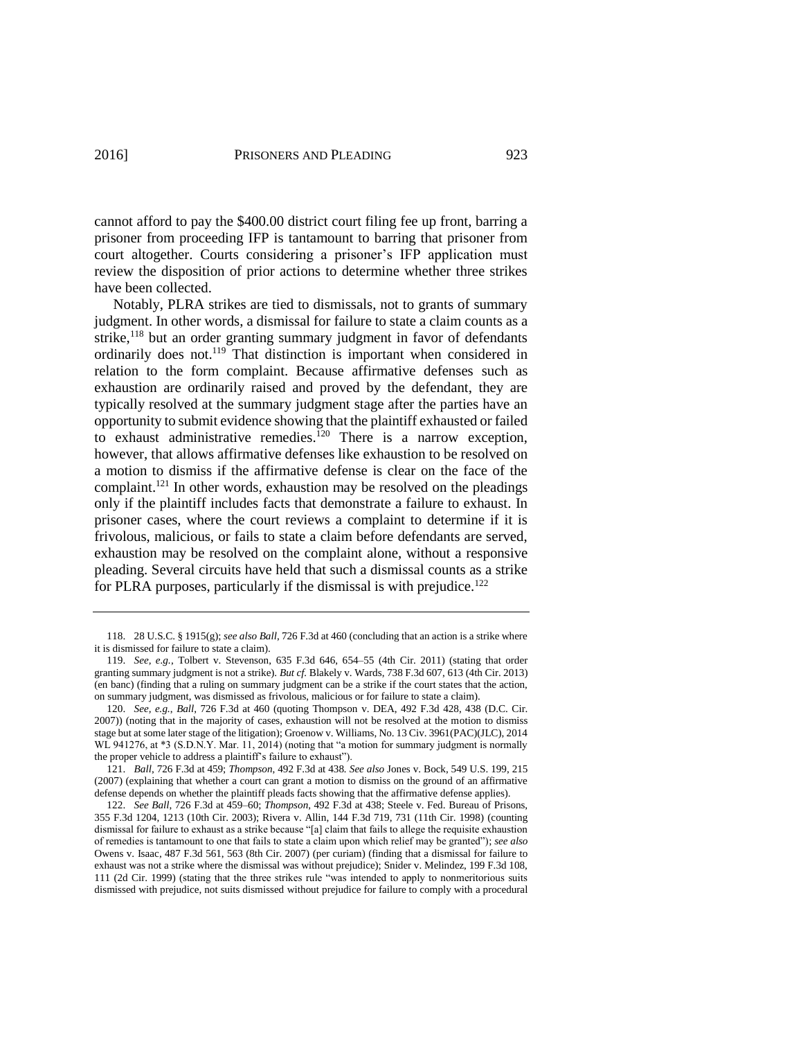cannot afford to pay the $400.00 district court filing fee up front, barring a prisoner from proceeding IFP is tantamount to barring that prisoner from court altogether. Courts considering a prisoner's IFP application must review the disposition of prior actions to determine whether three strikes have been collected.

Notably, PLRA strikes are tied to dismissals, not to grants of summary judgment. In other words, a dismissal for failure to state a claim counts as a strike,[118] but an order granting summary judgment in favor of defendants ordinarily does not.[119] That distinction is important when considered in relation to the form complaint. Because affirmative defenses such as exhaustion are ordinarily raised and proved by the defendant, they are typically resolved at the summary judgment stage after the parties have an opportunity to submit evidence showing that the plaintiff exhausted or failed to exhaust administrative remedies.[120] There is a narrow exception, however, that allows affirmative defenses like exhaustion to be resolved on a motion to dismiss if the affirmative defense is clear on the face of the complaint.[121] In other words, exhaustion may be resolved on the pleadings only if the plaintiff includes facts that demonstrate a failure to exhaust. In prisoner cases, where the court reviews a complaint to determine if it is frivolous, malicious, or fails to state a claim before defendants are served, exhaustion may be resolved on the complaint alone, without a responsive pleading. Several circuits have held that such a dismissal counts as a strike for PLRA purposes, particularly if the dismissal is with prejudice.[122]

---

118. 28 U.S.C. § 1915(g); *see also Ball*, 726 F.3d at 460 (concluding that an action is a strike where it is dismissed for failure to state a claim).

119. *See, e.g.*, Tolbert v. Stevenson, 635 F.3d 646, 654–55 (4th Cir. 2011) (stating that order granting summary judgment is not a strike). *But cf.* Blakely v. Wards, 738 F.3d 607, 613 (4th Cir. 2013) (en banc) (finding that a ruling on summary judgment can be a strike if the court states that the action, on summary judgment, was dismissed as frivolous, malicious or for failure to state a claim).

120. *See, e.g.*, *Ball*, 726 F.3d at 460 (quoting Thompson v. DEA, 492 F.3d 428, 438 (D.C. Cir. 2007)) (noting that in the majority of cases, exhaustion will not be resolved at the motion to dismiss stage but at some later stage of the litigation); Groenow v. Williams, No. 13 Civ. 3961(PAC)(JLC), 2014 WL 941276, at *3 (S.D.N.Y. Mar. 11, 2014) (noting that "a motion for summary judgment is normally the proper vehicle to address a plaintiff's failure to exhaust").

121. *Ball*, 726 F.3d at 459; *Thompson*, 492 F.3d at 438. *See also* Jones v. Bock, 549 U.S. 199, 215 (2007) (explaining that whether a court can grant a motion to dismiss on the ground of an affirmative defense depends on whether the plaintiff pleads facts showing that the affirmative defense applies).

122. *See Ball*, 726 F.3d at 459–60; *Thompson*, 492 F.3d at 438; Steele v. Fed. Bureau of Prisons, 355 F.3d 1204, 1213 (10th Cir. 2003); Rivera v. Allin, 144 F.3d 719, 731 (11th Cir. 1998) (counting dismissal for failure to exhaust as a strike because "[a] claim that fails to allege the requisite exhaustion of remedies is tantamount to one that fails to state a claim upon which relief may be granted"); *see also* Owens v. Isaac, 487 F.3d 561, 563 (8th Cir. 2007) (per curiam) (finding that a dismissal for failure to exhaust was not a strike where the dismissal was without prejudice); Snider v. Melindez, 199 F.3d 108, 111 (2d Cir. 1999) (stating that the three strikes rule "was intended to apply to nonmeritorious suits dismissed with prejudice, not suits dismissed without prejudice for failure to comply with a procedural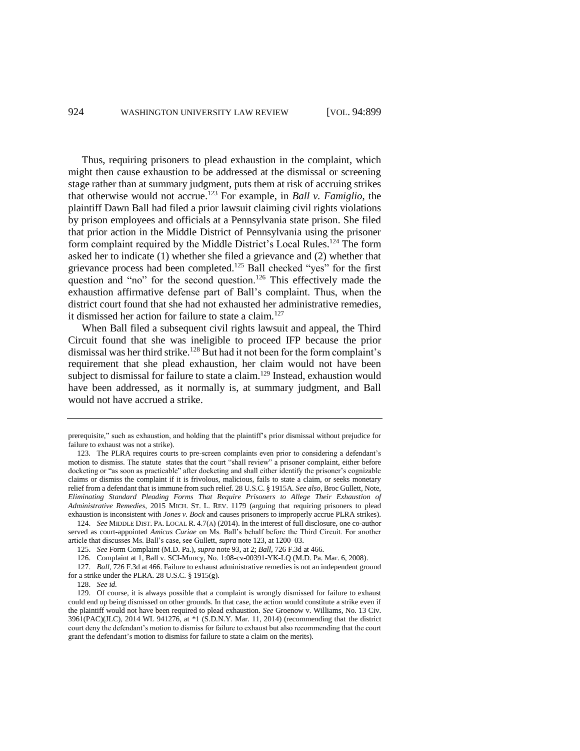Thus, requiring prisoners to plead exhaustion in the complaint, which might then cause exhaustion to be addressed at the dismissal or screening stage rather than at summary judgment, puts them at risk of accruing strikes that otherwise would not accrue.[123] For example, in *Ball v. Famiglio*, the plaintiff Dawn Ball had filed a prior lawsuit claiming civil rights violations by prison employees and officials at a Pennsylvania state prison. She filed that prior action in the Middle District of Pennsylvania using the prisoner form complaint required by the Middle District's Local Rules.[124] The form asked her to indicate (1) whether she filed a grievance and (2) whether that grievance process had been completed.[125] Ball checked "yes" for the first question and "no" for the second question.[126] This effectively made the exhaustion affirmative defense part of Ball's complaint. Thus, when the district court found that she had not exhausted her administrative remedies, it dismissed her action for failure to state a claim.[127]

When Ball filed a subsequent civil rights lawsuit and appeal, the Third Circuit found that she was ineligible to proceed IFP because the prior dismissal was her third strike.[128] But had it not been for the form complaint's requirement that she plead exhaustion, her claim would not have been subject to dismissal for failure to state a claim.[129] Instead, exhaustion would have been addressed, as it normally is, at summary judgment, and Ball would not have accrued a strike.

---

prerequisite," such as exhaustion, and holding that the plaintiff's prior dismissal without prejudice for failure to exhaust was not a strike).

123. The PLRA requires courts to pre-screen complaints even prior to considering a defendant's motion to dismiss. The statute states that the court "shall review" a prisoner complaint, either before docketing or "as soon as practicable" after docketing and shall either identify the prisoner's cognizable claims or dismiss the complaint if it is frivolous, malicious, fails to state a claim, or seeks monetary relief from a defendant that is immune from such relief. 28 U.S.C. § 1915A. *See also*, Broc Gullett, Note, *Eliminating Standard Pleading Forms That Require Prisoners to Allege Their Exhaustion of Administrative Remedies*, 2015 MICH. ST. L. REV. 1179 (arguing that requiring prisoners to plead exhaustion is inconsistent with *Jones v. Bock* and causes prisoners to improperly accrue PLRA strikes).

124. *See* MIDDLE DIST. PA. LOCAL R. 4.7(A) (2014). In the interest of full disclosure, one co-author served as court-appointed *Amicus Curiae* on Ms. Ball's behalf before the Third Circuit. For another article that discusses Ms. Ball's case, see Gullett, *supra* note 123, at 1200–03.

125. *See* Form Complaint (M.D. Pa.), *supra* note 93, at 2; *Ball*, 726 F.3d at 466.

126. Complaint at 1, Ball v. SCI-Muncy, No. 1:08-cv-00391-YK-LQ (M.D. Pa. Mar. 6, 2008).

127. *Ball*, 726 F.3d at 466. Failure to exhaust administrative remedies is not an independent ground for a strike under the PLRA. 28 U.S.C. § 1915(g).

128. *See id.*

129. Of course, it is always possible that a complaint is wrongly dismissed for failure to exhaust could end up being dismissed on other grounds. In that case, the action would constitute a strike even if the plaintiff would not have been required to plead exhaustion. *See* Groenow v. Williams, No. 13 Civ. 3961(PAC)(JLC), 2014 WL 941276, at *1 (S.D.N.Y. Mar. 11, 2014) (recommending that the district court deny the defendant's motion to dismiss for failure to exhaust but also recommending that the court grant the defendant's motion to dismiss for failure to state a claim on the merits).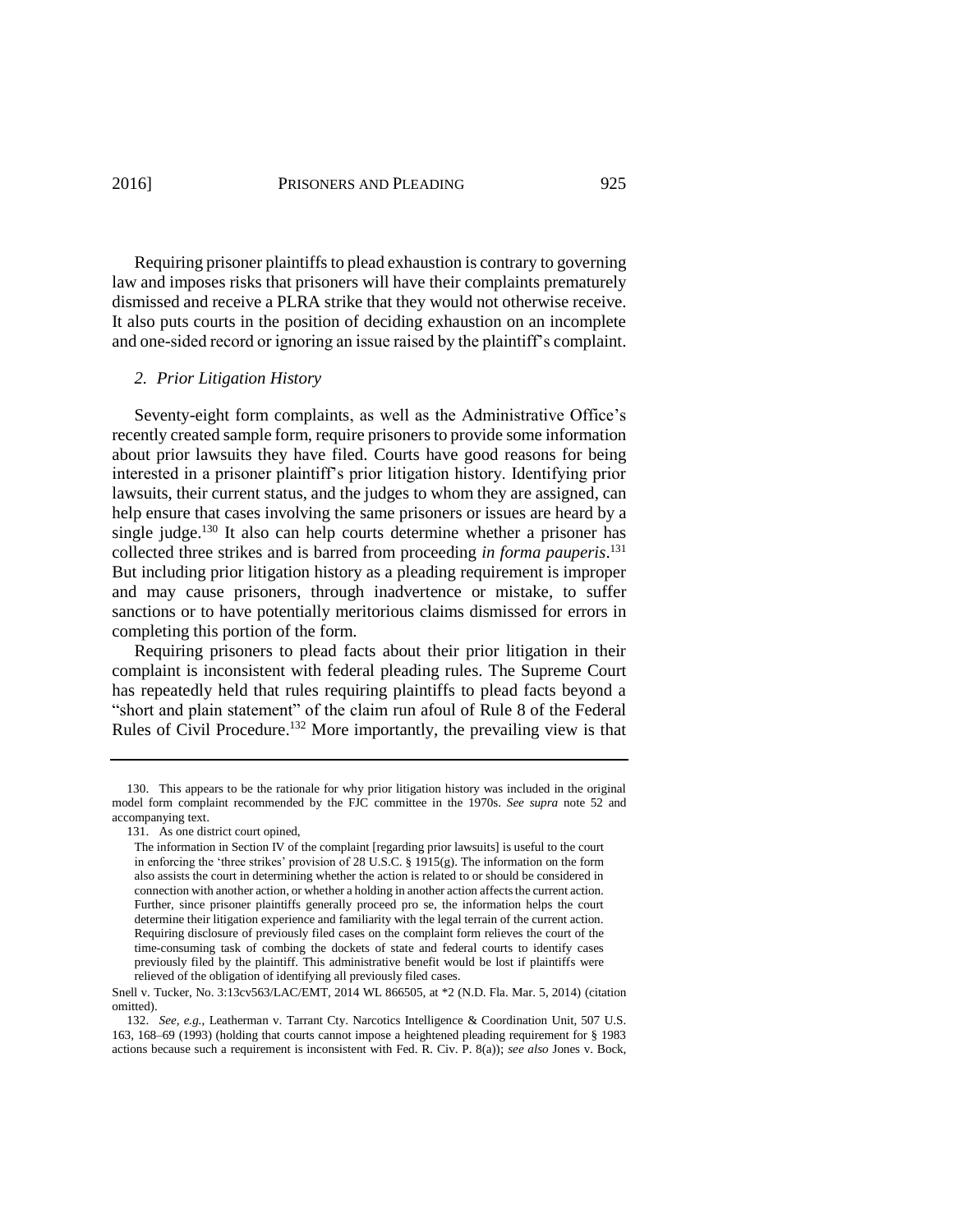Requiring prisoner plaintiffs to plead exhaustion is contrary to governing law and imposes risks that prisoners will have their complaints prematurely dismissed and receive a PLRA strike that they would not otherwise receive. It also puts courts in the position of deciding exhaustion on an incomplete and one-sided record or ignoring an issue raised by the plaintiff's complaint.

### *2. Prior Litigation History*

Seventy-eight form complaints, as well as the Administrative Office's recently created sample form, require prisoners to provide some information about prior lawsuits they have filed. Courts have good reasons for being interested in a prisoner plaintiff's prior litigation history. Identifying prior lawsuits, their current status, and the judges to whom they are assigned, can help ensure that cases involving the same prisoners or issues are heard by a single judge.[130] It also can help courts determine whether a prisoner has collected three strikes and is barred from proceeding *in forma pauperis*.[131] But including prior litigation history as a pleading requirement is improper and may cause prisoners, through inadvertence or mistake, to suffer sanctions or to have potentially meritorious claims dismissed for errors in completing this portion of the form.

Requiring prisoners to plead facts about their prior litigation in their complaint is inconsistent with federal pleading rules. The Supreme Court has repeatedly held that rules requiring plaintiffs to plead facts beyond a "short and plain statement" of the claim run afoul of Rule 8 of the Federal Rules of Civil Procedure.[132] More importantly, the prevailing view is that

---

130. This appears to be the rationale for why prior litigation history was included in the original model form complaint recommended by the FJC committee in the 1970s. *See supra* note 52 and accompanying text.

131. As one district court opined,

> The information in Section IV of the complaint [regarding prior lawsuits] is useful to the court in enforcing the 'three strikes' provision of 28 U.S.C. § 1915(g). The information on the form also assists the court in determining whether the action is related to or should be considered in connection with another action, or whether a holding in another action affects the current action. Further, since prisoner plaintiffs generally proceed pro se, the information helps the court determine their litigation experience and familiarity with the legal terrain of the current action. Requiring disclosure of previously filed cases on the complaint form relieves the court of the time-consuming task of combing the dockets of state and federal courts to identify cases previously filed by the plaintiff. This administrative benefit would be lost if plaintiffs were relieved of the obligation of identifying all previously filed cases.

Snell v. Tucker, No. 3:13cv563/LAC/EMT, 2014 WL 866505, at *2 (N.D. Fla. Mar. 5, 2014) (citation omitted).

132. *See, e.g.*, Leatherman v. Tarrant Cty. Narcotics Intelligence & Coordination Unit, 507 U.S. 163, 168–69 (1993) (holding that courts cannot impose a heightened pleading requirement for § 1983 actions because such a requirement is inconsistent with Fed. R. Civ. P. 8(a)); *see also* Jones v. Bock,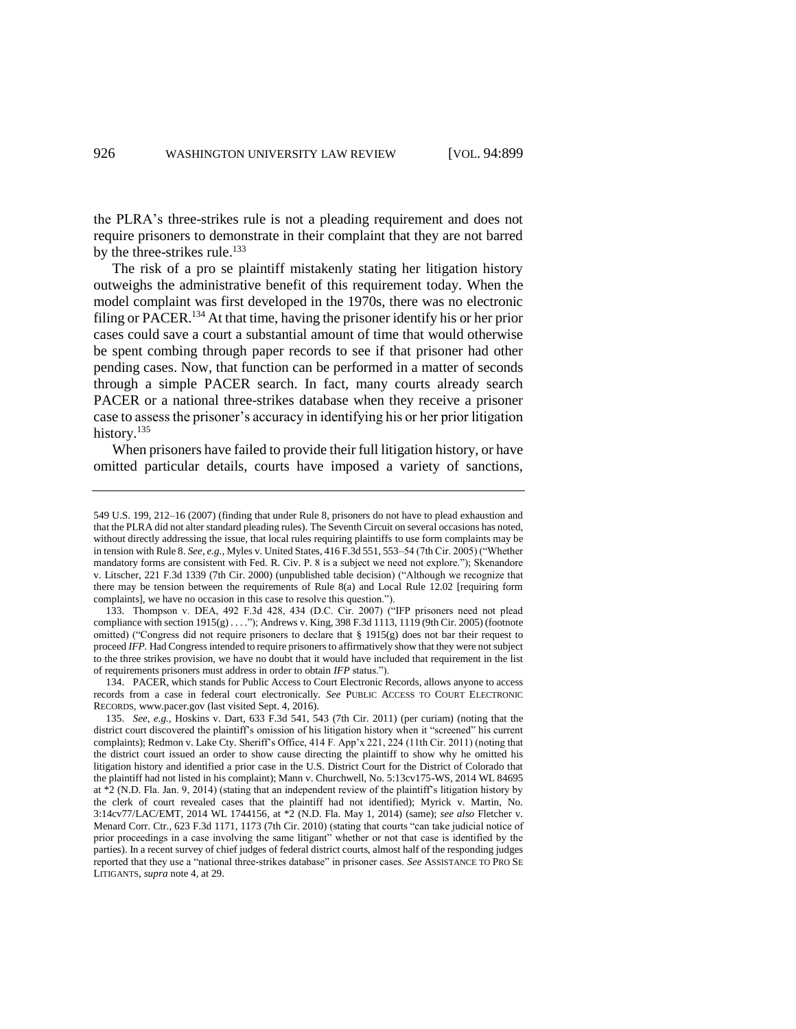the PLRA's three-strikes rule is not a pleading requirement and does not require prisoners to demonstrate in their complaint that they are not barred by the three-strikes rule.[133]

The risk of a pro se plaintiff mistakenly stating her litigation history outweighs the administrative benefit of this requirement today. When the model complaint was first developed in the 1970s, there was no electronic filing or PACER.[134] At that time, having the prisoner identify his or her prior cases could save a court a substantial amount of time that would otherwise be spent combing through paper records to see if that prisoner had other pending cases. Now, that function can be performed in a matter of seconds through a simple PACER search. In fact, many courts already search PACER or a national three-strikes database when they receive a prisoner case to assess the prisoner's accuracy in identifying his or her prior litigation history.[135]

When prisoners have failed to provide their full litigation history, or have omitted particular details, courts have imposed a variety of sanctions,

---

549 U.S. 199, 212–16 (2007) (finding that under Rule 8, prisoners do not have to plead exhaustion and that the PLRA did not alter standard pleading rules). The Seventh Circuit on several occasions has noted, without directly addressing the issue, that local rules requiring plaintiffs to use form complaints may be in tension with Rule 8. *See, e.g.*, Myles v. United States, 416 F.3d 551, 553–54 (7th Cir. 2005) ("Whether mandatory forms are consistent with Fed. R. Civ. P. 8 is a subject we need not explore."); Skenandore v. Litscher, 221 F.3d 1339 (7th Cir. 2000) (unpublished table decision) ("Although we recognize that there may be tension between the requirements of Rule 8(a) and Local Rule 12.02 [requiring form complaints], we have no occasion in this case to resolve this question.").

133. Thompson v. DEA, 492 F.3d 428, 434 (D.C. Cir. 2007) ("IFP prisoners need not plead compliance with section 1915(g) . . . ."); Andrews v. King, 398 F.3d 1113, 1119 (9th Cir. 2005) (footnote omitted) ("Congress did not require prisoners to declare that § 1915(g) does not bar their request to proceed *IFP*. Had Congress intended to require prisoners to affirmatively show that they were not subject to the three strikes provision, we have no doubt that it would have included that requirement in the list of requirements prisoners must address in order to obtain *IFP* status.").

134. PACER, which stands for Public Access to Court Electronic Records, allows anyone to access records from a case in federal court electronically. *See* PUBLIC ACCESS TO COURT ELECTRONIC RECORDS, www.pacer.gov (last visited Sept. 4, 2016).

135. *See, e.g.*, Hoskins v. Dart, 633 F.3d 541, 543 (7th Cir. 2011) (per curiam) (noting that the district court discovered the plaintiff's omission of his litigation history when it "screened" his current complaints); Redmon v. Lake Cty. Sheriff's Office, 414 F. App'x 221, 224 (11th Cir. 2011) (noting that the district court issued an order to show cause directing the plaintiff to show why he omitted his litigation history and identified a prior case in the U.S. District Court for the District of Colorado that the plaintiff had not listed in his complaint); Mann v. Churchwell, No. 5:13cv175-WS, 2014 WL 84695 at *2 (N.D. Fla. Jan. 9, 2014) (stating that an independent review of the plaintiff's litigation history by the clerk of court revealed cases that the plaintiff had not identified); Myrick v. Martin, No. 3:14cv77/LAC/EMT, 2014 WL 1744156, at *2 (N.D. Fla. May 1, 2014) (same); *see also* Fletcher v. Menard Corr. Ctr., 623 F.3d 1171, 1173 (7th Cir. 2010) (stating that courts "can take judicial notice of prior proceedings in a case involving the same litigant" whether or not that case is identified by the parties). In a recent survey of chief judges of federal district courts, almost half of the responding judges reported that they use a "national three-strikes database" in prisoner cases. *See* ASSISTANCE TO PRO SE LITIGANTS, *supra* note 4, at 29.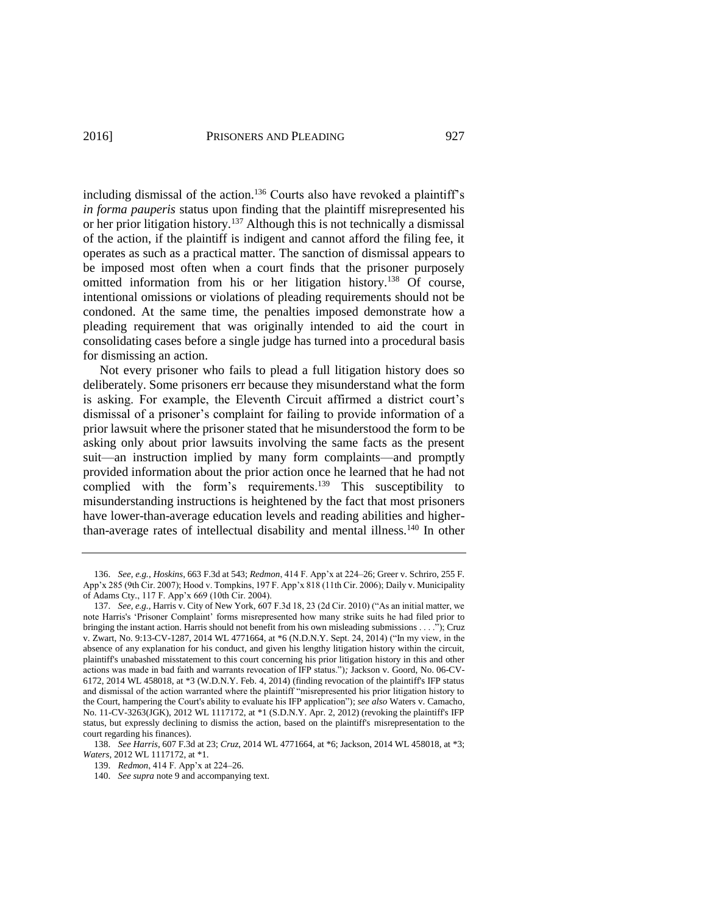including dismissal of the action.[136] Courts also have revoked a plaintiff's *in forma pauperis* status upon finding that the plaintiff misrepresented his or her prior litigation history.[137] Although this is not technically a dismissal of the action, if the plaintiff is indigent and cannot afford the filing fee, it operates as such as a practical matter. The sanction of dismissal appears to be imposed most often when a court finds that the prisoner purposely omitted information from his or her litigation history.[138] Of course, intentional omissions or violations of pleading requirements should not be condoned. At the same time, the penalties imposed demonstrate how a pleading requirement that was originally intended to aid the court in consolidating cases before a single judge has turned into a procedural basis for dismissing an action.

Not every prisoner who fails to plead a full litigation history does so deliberately. Some prisoners err because they misunderstand what the form is asking. For example, the Eleventh Circuit affirmed a district court's dismissal of a prisoner's complaint for failing to provide information of a prior lawsuit where the prisoner stated that he misunderstood the form to be asking only about prior lawsuits involving the same facts as the present suit—an instruction implied by many form complaints—and promptly provided information about the prior action once he learned that he had not complied with the form's requirements.[139] This susceptibility to misunderstanding instructions is heightened by the fact that most prisoners have lower-than-average education levels and reading abilities and higher-than-average rates of intellectual disability and mental illness.[140] In other

---

136. *See, e.g.*, *Hoskins*, 663 F.3d at 543; *Redmon*, 414 F. App'x at 224–26; Greer v. Schriro, 255 F. App'x 285 (9th Cir. 2007); Hood v. Tompkins, 197 F. App'x 818 (11th Cir. 2006); Daily v. Municipality of Adams Cty., 117 F. App'x 669 (10th Cir. 2004).

137. *See, e.g.*, Harris v. City of New York, 607 F.3d 18, 23 (2d Cir. 2010) ("As an initial matter, we note Harris's 'Prisoner Complaint' forms misrepresented how many strike suits he had filed prior to bringing the instant action. Harris should not benefit from his own misleading submissions . . . ."); Cruz v. Zwart, No. 9:13-CV-1287, 2014 WL 4771664, at *6 (N.D.N.Y. Sept. 24, 2014) ("In my view, in the absence of any explanation for his conduct, and given his lengthy litigation history within the circuit, plaintiff's unabashed misstatement to this court concerning his prior litigation history in this and other actions was made in bad faith and warrants revocation of IFP status."); Jackson v. Goord, No. 06-CV-6172, 2014 WL 458018, at *3 (W.D.N.Y. Feb. 4, 2014) (finding revocation of the plaintiff's IFP status and dismissal of the action warranted where the plaintiff "misrepresented his prior litigation history to the Court, hampering the Court's ability to evaluate his IFP application"); *see also* Waters v. Camacho, No. 11-CV-3263(JGK), 2012 WL 1117172, at *1 (S.D.N.Y. Apr. 2, 2012) (revoking the plaintiff's IFP status, but expressly declining to dismiss the action, based on the plaintiff's misrepresentation to the court regarding his finances).

138. *See Harris*, 607 F.3d at 23; *Cruz*, 2014 WL 4771664, at *6; Jackson, 2014 WL 458018, at *3; *Waters*, 2012 WL 1117172, at *1.

139. *Redmon*, 414 F. App'x at 224–26.

140. *See supra* note 9 and accompanying text.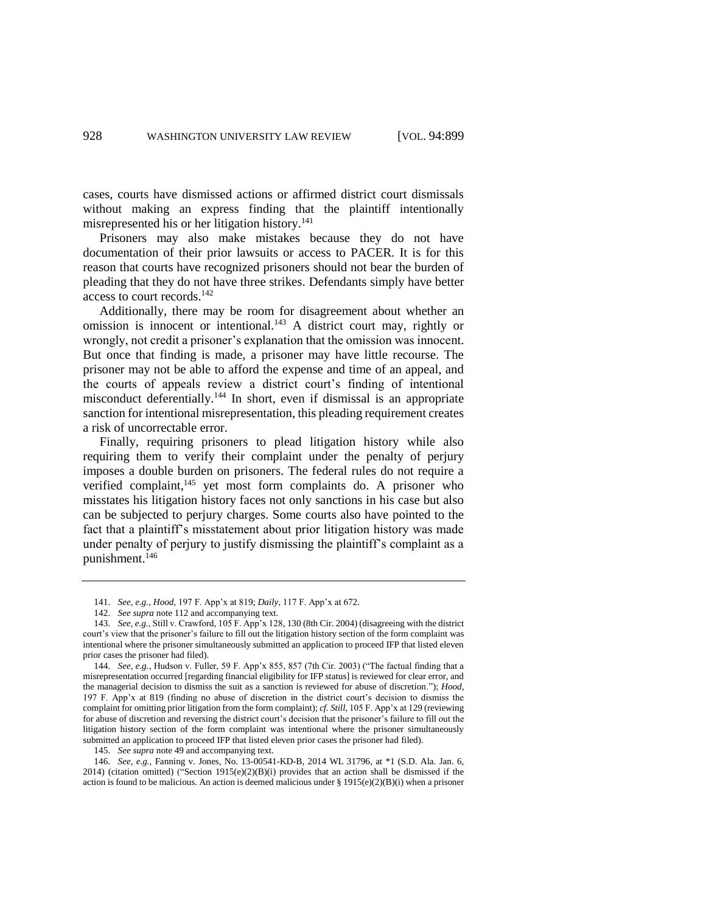cases, courts have dismissed actions or affirmed district court dismissals without making an express finding that the plaintiff intentionally misrepresented his or her litigation history.[141]

Prisoners may also make mistakes because they do not have documentation of their prior lawsuits or access to PACER. It is for this reason that courts have recognized prisoners should not bear the burden of pleading that they do not have three strikes. Defendants simply have better access to court records.[142]

Additionally, there may be room for disagreement about whether an omission is innocent or intentional.[143] A district court may, rightly or wrongly, not credit a prisoner's explanation that the omission was innocent. But once that finding is made, a prisoner may have little recourse. The prisoner may not be able to afford the expense and time of an appeal, and the courts of appeals review a district court's finding of intentional misconduct deferentially.[144] In short, even if dismissal is an appropriate sanction for intentional misrepresentation, this pleading requirement creates a risk of uncorrectable error.

Finally, requiring prisoners to plead litigation history while also requiring them to verify their complaint under the penalty of perjury imposes a double burden on prisoners. The federal rules do not require a verified complaint,[145] yet most form complaints do. A prisoner who misstates his litigation history faces not only sanctions in his case but also can be subjected to perjury charges. Some courts also have pointed to the fact that a plaintiff's misstatement about prior litigation history was made under penalty of perjury to justify dismissing the plaintiff's complaint as a punishment.[146]

---

141. *See, e.g.*, *Hood*, 197 F. App'x at 819; *Daily*, 117 F. App'x at 672.

142. *See supra* note 112 and accompanying text.

143. *See, e.g.*, Still v. Crawford, 105 F. App'x 128, 130 (8th Cir. 2004) (disagreeing with the district court's view that the prisoner's failure to fill out the litigation history section of the form complaint was intentional where the prisoner simultaneously submitted an application to proceed IFP that listed eleven prior cases the prisoner had filed).

144. *See, e.g.*, Hudson v. Fuller, 59 F. App'x 855, 857 (7th Cir. 2003) ("The factual finding that a misrepresentation occurred [regarding financial eligibility for IFP status] is reviewed for clear error, and the managerial decision to dismiss the suit as a sanction is reviewed for abuse of discretion."); *Hood*, 197 F. App'x at 819 (finding no abuse of discretion in the district court's decision to dismiss the complaint for omitting prior litigation from the form complaint); *cf. Still*, 105 F. App'x at 129 (reviewing for abuse of discretion and reversing the district court's decision that the prisoner's failure to fill out the litigation history section of the form complaint was intentional where the prisoner simultaneously submitted an application to proceed IFP that listed eleven prior cases the prisoner had filed).

145. *See supra* note 49 and accompanying text.

146. *See, e.g.*, Fanning v. Jones, No. 13-00541-KD-B, 2014 WL 31796, at *1 (S.D. Ala. Jan. 6, 2014) (citation omitted) ("Section 1915(e)(2)(B)(i) provides that an action shall be dismissed if the action is found to be malicious. An action is deemed malicious under § 1915(e)(2)(B)(i) when a prisoner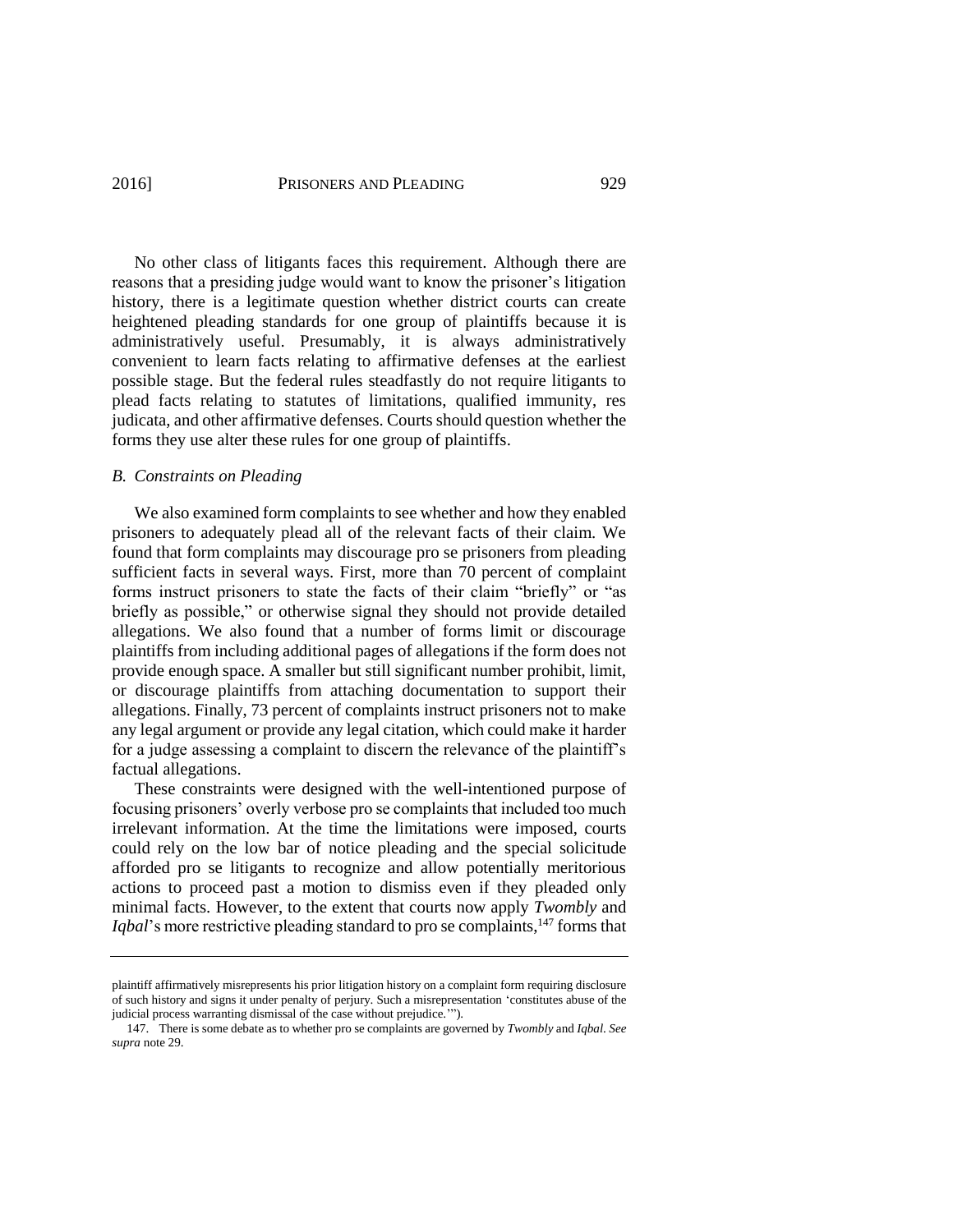No other class of litigants faces this requirement. Although there are reasons that a presiding judge would want to know the prisoner's litigation history, there is a legitimate question whether district courts can create heightened pleading standards for one group of plaintiffs because it is administratively useful. Presumably, it is always administratively convenient to learn facts relating to affirmative defenses at the earliest possible stage. But the federal rules steadfastly do not require litigants to plead facts relating to statutes of limitations, qualified immunity, res judicata, and other affirmative defenses. Courts should question whether the forms they use alter these rules for one group of plaintiffs.

### *B. Constraints on Pleading*

We also examined form complaints to see whether and how they enabled prisoners to adequately plead all of the relevant facts of their claim. We found that form complaints may discourage pro se prisoners from pleading sufficient facts in several ways. First, more than 70 percent of complaint forms instruct prisoners to state the facts of their claim "briefly" or "as briefly as possible," or otherwise signal they should not provide detailed allegations. We also found that a number of forms limit or discourage plaintiffs from including additional pages of allegations if the form does not provide enough space. A smaller but still significant number prohibit, limit, or discourage plaintiffs from attaching documentation to support their allegations. Finally, 73 percent of complaints instruct prisoners not to make any legal argument or provide any legal citation, which could make it harder for a judge assessing a complaint to discern the relevance of the plaintiff's factual allegations.

These constraints were designed with the well-intentioned purpose of focusing prisoners' overly verbose pro se complaints that included too much irrelevant information. At the time the limitations were imposed, courts could rely on the low bar of notice pleading and the special solicitude afforded pro se litigants to recognize and allow potentially meritorious actions to proceed past a motion to dismiss even if they pleaded only minimal facts. However, to the extent that courts now apply *Twombly* and *Iqbal*'s more restrictive pleading standard to pro se complaints,[147] forms that

---

plaintiff affirmatively misrepresents his prior litigation history on a complaint form requiring disclosure of such history and signs it under penalty of perjury. Such a misrepresentation 'constitutes abuse of the judicial process warranting dismissal of the case without prejudice.'").

147. There is some debate as to whether pro se complaints are governed by *Twombly* and *Iqbal*. *See supra* note 29.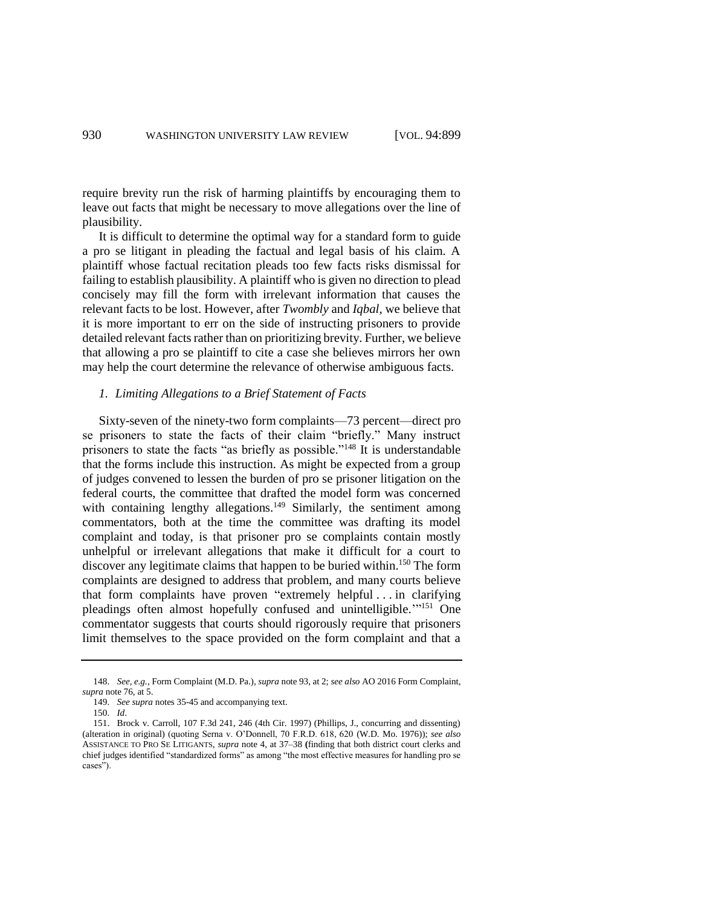require brevity run the risk of harming plaintiffs by encouraging them to leave out facts that might be necessary to move allegations over the line of plausibility.

It is difficult to determine the optimal way for a standard form to guide a pro se litigant in pleading the factual and legal basis of his claim. A plaintiff whose factual recitation pleads too few facts risks dismissal for failing to establish plausibility. A plaintiff who is given no direction to plead concisely may fill the form with irrelevant information that causes the relevant facts to be lost. However, after *Twombly* and *Iqbal*, we believe that it is more important to err on the side of instructing prisoners to provide detailed relevant facts rather than on prioritizing brevity. Further, we believe that allowing a pro se plaintiff to cite a case she believes mirrors her own may help the court determine the relevance of otherwise ambiguous facts.

### *1. Limiting Allegations to a Brief Statement of Facts*

Sixty-seven of the ninety-two form complaints—73 percent—direct pro se prisoners to state the facts of their claim "briefly." Many instruct prisoners to state the facts "as briefly as possible."[148] It is understandable that the forms include this instruction. As might be expected from a group of judges convened to lessen the burden of pro se prisoner litigation on the federal courts, the committee that drafted the model form was concerned with containing lengthy allegations.[149] Similarly, the sentiment among commentators, both at the time the committee was drafting its model complaint and today, is that prisoner pro se complaints contain mostly unhelpful or irrelevant allegations that make it difficult for a court to discover any legitimate claims that happen to be buried within.[150] The form complaints are designed to address that problem, and many courts believe that form complaints have proven "extremely helpful . . . in clarifying pleadings often almost hopefully confused and unintelligible.'"[151] One commentator suggests that courts should rigorously require that prisoners limit themselves to the space provided on the form complaint and that a

---

148. *See, e.g.*, Form Complaint (M.D. Pa.), *supra* note 93, at 2; *see also* AO 2016 Form Complaint, *supra* note 76, at 5.

149. *See supra* notes 35-45 and accompanying text.

150. *Id*.

151. Brock v. Carroll, 107 F.3d 241, 246 (4th Cir. 1997) (Phillips, J., concurring and dissenting) (alteration in original) (quoting Serna v. O'Donnell, 70 F.R.D. 618, 620 (W.D. Mo. 1976)); *see also* ASSISTANCE TO PRO SE LITIGANTS, *supra* note 4, at 37–38 (finding that both district court clerks and chief judges identified "standardized forms" as among "the most effective measures for handling pro se cases").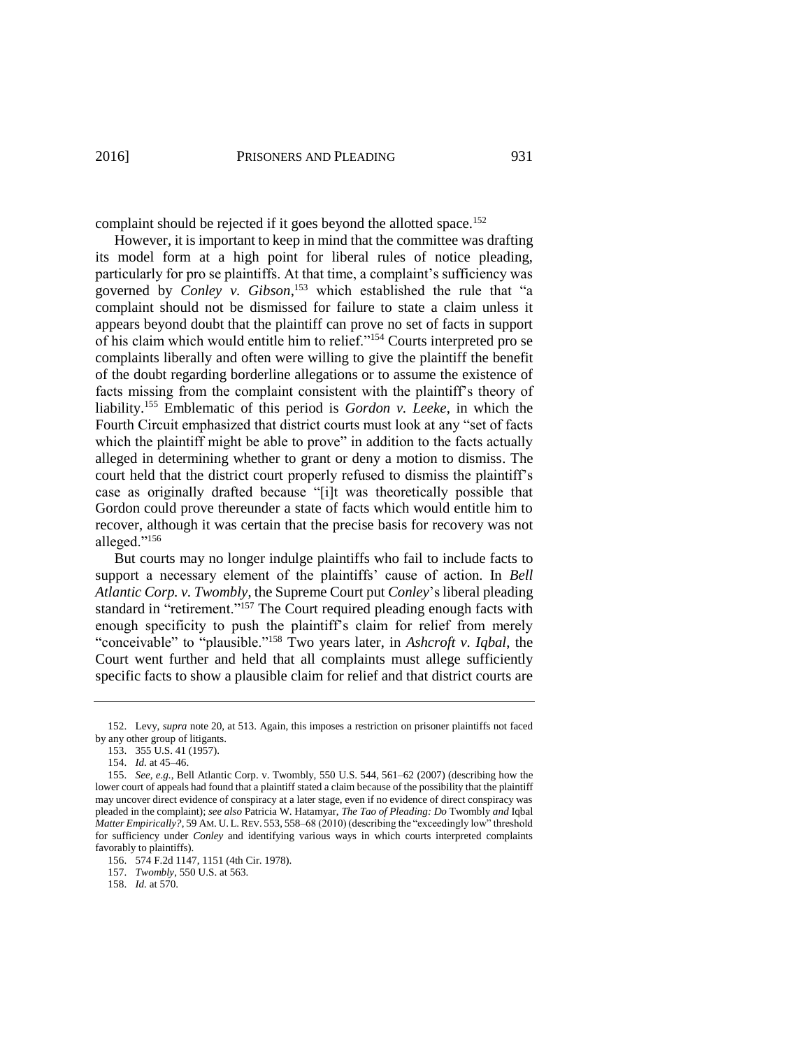complaint should be rejected if it goes beyond the allotted space.[152]

However, it is important to keep in mind that the committee was drafting its model form at a high point for liberal rules of notice pleading, particularly for pro se plaintiffs. At that time, a complaint's sufficiency was governed by *Conley v. Gibson*,[153] which established the rule that "a complaint should not be dismissed for failure to state a claim unless it appears beyond doubt that the plaintiff can prove no set of facts in support of his claim which would entitle him to relief."[154] Courts interpreted pro se complaints liberally and often were willing to give the plaintiff the benefit of the doubt regarding borderline allegations or to assume the existence of facts missing from the complaint consistent with the plaintiff's theory of liability.[155] Emblematic of this period is *Gordon v. Leeke*, in which the Fourth Circuit emphasized that district courts must look at any "set of facts which the plaintiff might be able to prove" in addition to the facts actually alleged in determining whether to grant or deny a motion to dismiss. The court held that the district court properly refused to dismiss the plaintiff's case as originally drafted because "[i]t was theoretically possible that Gordon could prove thereunder a state of facts which would entitle him to recover, although it was certain that the precise basis for recovery was not alleged."[156]

But courts may no longer indulge plaintiffs who fail to include facts to support a necessary element of the plaintiffs' cause of action. In *Bell Atlantic Corp. v. Twombly*, the Supreme Court put *Conley*'s liberal pleading standard in "retirement."[157] The Court required pleading enough facts with enough specificity to push the plaintiff's claim for relief from merely "conceivable" to "plausible."[158] Two years later, in *Ashcroft v. Iqbal*, the Court went further and held that all complaints must allege sufficiently specific facts to show a plausible claim for relief and that district courts are

---

152. Levy, *supra* note 20, at 513. Again, this imposes a restriction on prisoner plaintiffs not faced by any other group of litigants.

153. 355 U.S. 41 (1957).

154. *Id.* at 45–46.

155. *See, e.g.*, Bell Atlantic Corp. v. Twombly, 550 U.S. 544, 561–62 (2007) (describing how the lower court of appeals had found that a plaintiff stated a claim because of the possibility that the plaintiff may uncover direct evidence of conspiracy at a later stage, even if no evidence of direct conspiracy was pleaded in the complaint); *see also* Patricia W. Hatamyar, *The Tao of Pleading: Do* Twombly *and* Iqbal *Matter Empirically?*, 59 AM. U. L. REV. 553, 558–68 (2010) (describing the "exceedingly low" threshold for sufficiency under *Conley* and identifying various ways in which courts interpreted complaints favorably to plaintiffs).

156. 574 F.2d 1147, 1151 (4th Cir. 1978).

157. *Twombly*, 550 U.S. at 563.

158. *Id.* at 570.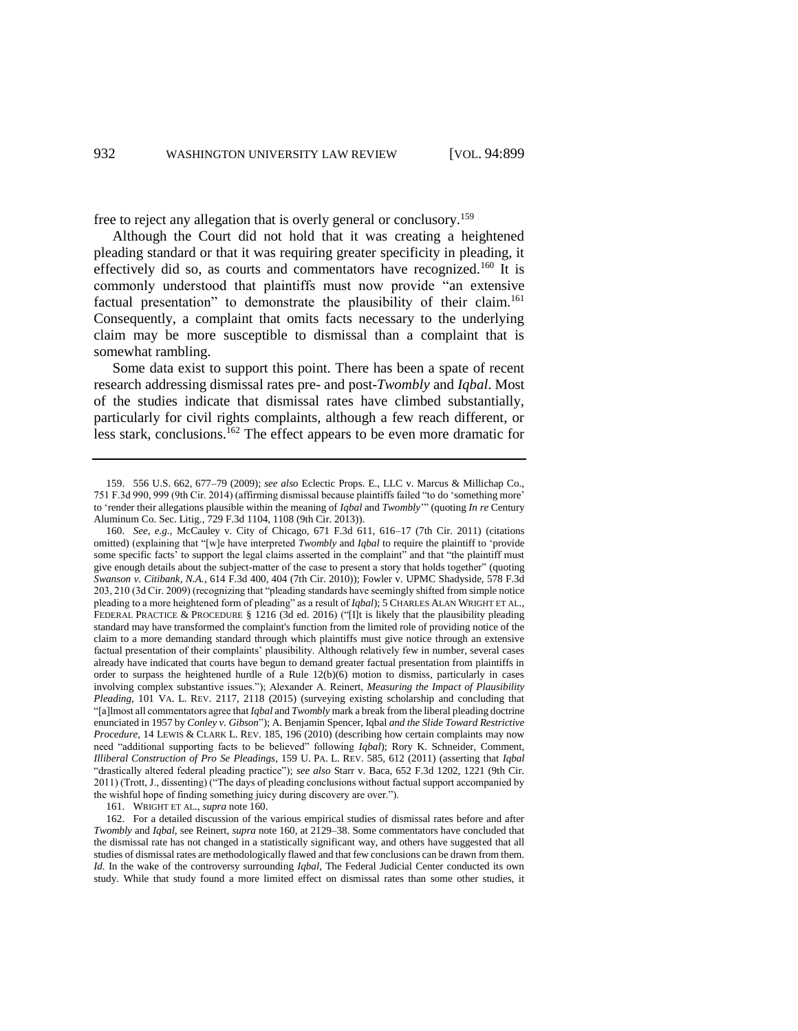free to reject any allegation that is overly general or conclusory.[159]

Although the Court did not hold that it was creating a heightened pleading standard or that it was requiring greater specificity in pleading, it effectively did so, as courts and commentators have recognized.[160] It is commonly understood that plaintiffs must now provide "an extensive factual presentation" to demonstrate the plausibility of their claim.[161] Consequently, a complaint that omits facts necessary to the underlying claim may be more susceptible to dismissal than a complaint that is somewhat rambling.

Some data exist to support this point. There has been a spate of recent research addressing dismissal rates pre- and post-*Twombly* and *Iqbal*. Most of the studies indicate that dismissal rates have climbed substantially, particularly for civil rights complaints, although a few reach different, or less stark, conclusions.[162] The effect appears to be even more dramatic for

---

159. 556 U.S. 662, 677–79 (2009); *see also* Eclectic Props. E., LLC v. Marcus & Millichap Co., 751 F.3d 990, 999 (9th Cir. 2014) (affirming dismissal because plaintiffs failed "to do 'something more' to 'render their allegations plausible within the meaning of *Iqbal* and *Twombly*'" (quoting *In re* Century Aluminum Co. Sec. Litig., 729 F.3d 1104, 1108 (9th Cir. 2013)).

160. *See, e.g.*, McCauley v. City of Chicago, 671 F.3d 611, 616–17 (7th Cir. 2011) (citations omitted) (explaining that "[w]e have interpreted *Twombly* and *Iqbal* to require the plaintiff to 'provide some specific facts' to support the legal claims asserted in the complaint" and that "the plaintiff must give enough details about the subject-matter of the case to present a story that holds together" (quoting *Swanson v. Citibank, N.A.*, 614 F.3d 400, 404 (7th Cir. 2010)); Fowler v. UPMC Shadyside, 578 F.3d 203, 210 (3d Cir. 2009) (recognizing that "pleading standards have seemingly shifted from simple notice pleading to a more heightened form of pleading" as a result of *Iqbal*); 5 CHARLES ALAN WRIGHT ET AL., FEDERAL PRACTICE & PROCEDURE § 1216 (3d ed. 2016) ("[I]t is likely that the plausibility pleading standard may have transformed the complaint's function from the limited role of providing notice of the claim to a more demanding standard through which plaintiffs must give notice through an extensive factual presentation of their complaints' plausibility. Although relatively few in number, several cases already have indicated that courts have begun to demand greater factual presentation from plaintiffs in order to surpass the heightened hurdle of a Rule 12(b)(6) motion to dismiss, particularly in cases involving complex substantive issues."); Alexander A. Reinert, *Measuring the Impact of Plausibility Pleading*, 101 VA. L. REV. 2117, 2118 (2015) (surveying existing scholarship and concluding that "[a]lmost all commentators agree that *Iqbal* and *Twombly* mark a break from the liberal pleading doctrine enunciated in 1957 by *Conley v. Gibson*"); A. Benjamin Spencer, Iqbal *and the Slide Toward Restrictive Procedure*, 14 LEWIS & CLARK L. REV. 185, 196 (2010) (describing how certain complaints may now need "additional supporting facts to be believed" following *Iqbal*); Rory K. Schneider, Comment, *Illiberal Construction of Pro Se Pleadings*, 159 U. PA. L. REV. 585, 612 (2011) (asserting that *Iqbal* "drastically altered federal pleading practice"); *see also* Starr v. Baca, 652 F.3d 1202, 1221 (9th Cir. 2011) (Trott, J., dissenting) ("The days of pleading conclusions without factual support accompanied by the wishful hope of finding something juicy during discovery are over.").

161. WRIGHT ET AL., *supra* note 160.

162. For a detailed discussion of the various empirical studies of dismissal rates before and after *Twombly* and *Iqbal*, see Reinert, *supra* note 160, at 2129–38. Some commentators have concluded that the dismissal rate has not changed in a statistically significant way, and others have suggested that all studies of dismissal rates are methodologically flawed and that few conclusions can be drawn from them. *Id.* In the wake of the controversy surrounding *Iqbal*, The Federal Judicial Center conducted its own study. While that study found a more limited effect on dismissal rates than some other studies, it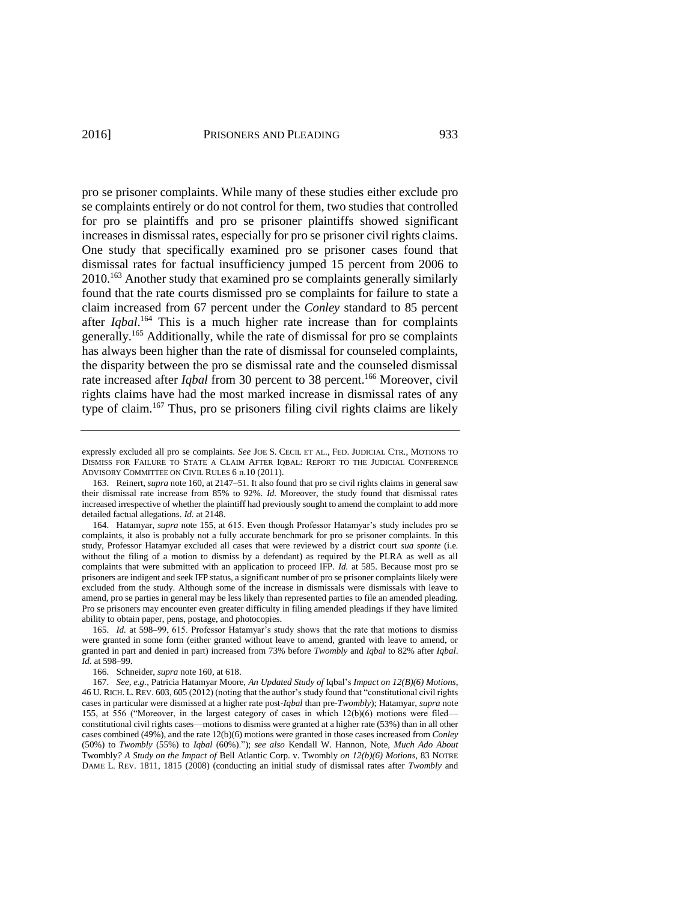pro se prisoner complaints. While many of these studies either exclude pro se complaints entirely or do not control for them, two studies that controlled for pro se plaintiffs and pro se prisoner plaintiffs showed significant increases in dismissal rates, especially for pro se prisoner civil rights claims. One study that specifically examined pro se prisoner cases found that dismissal rates for factual insufficiency jumped 15 percent from 2006 to 2010.[163] Another study that examined pro se complaints generally similarly found that the rate courts dismissed pro se complaints for failure to state a claim increased from 67 percent under the *Conley* standard to 85 percent after *Iqbal*.[164] This is a much higher rate increase than for complaints generally.[165] Additionally, while the rate of dismissal for pro se complaints has always been higher than the rate of dismissal for counseled complaints, the disparity between the pro se dismissal rate and the counseled dismissal rate increased after *Iqbal* from 30 percent to 38 percent.[166] Moreover, civil rights claims have had the most marked increase in dismissal rates of any type of claim.[167] Thus, pro se prisoners filing civil rights claims are likely

---

expressly excluded all pro se complaints. *See* JOE S. CECIL ET AL., FED. JUDICIAL CTR., MOTIONS TO DISMISS FOR FAILURE TO STATE A CLAIM AFTER IQBAL: REPORT TO THE JUDICIAL CONFERENCE ADVISORY COMMITTEE ON CIVIL RULES 6 n.10 (2011).

163. Reinert, *supra* note 160, at 2147–51. It also found that pro se civil rights claims in general saw their dismissal rate increase from 85% to 92%. *Id.* Moreover, the study found that dismissal rates increased irrespective of whether the plaintiff had previously sought to amend the complaint to add more detailed factual allegations. *Id.* at 2148.

164. Hatamyar, *supra* note 155, at 615. Even though Professor Hatamyar's study includes pro se complaints, it also is probably not a fully accurate benchmark for pro se prisoner complaints. In this study, Professor Hatamyar excluded all cases that were reviewed by a district court *sua sponte* (i.e. without the filing of a motion to dismiss by a defendant) as required by the PLRA as well as all complaints that were submitted with an application to proceed IFP. *Id.* at 585. Because most pro se prisoners are indigent and seek IFP status, a significant number of pro se prisoner complaints likely were excluded from the study. Although some of the increase in dismissals were dismissals with leave to amend, pro se parties in general may be less likely than represented parties to file an amended pleading. Pro se prisoners may encounter even greater difficulty in filing amended pleadings if they have limited ability to obtain paper, pens, postage, and photocopies.

165. *Id.* at 598–99, 615. Professor Hatamyar's study shows that the rate that motions to dismiss were granted in some form (either granted without leave to amend, granted with leave to amend, or granted in part and denied in part) increased from 73% before *Twombly* and *Iqbal* to 82% after *Iqbal*. *Id.* at 598–99.

166. Schneider, *supra* note 160, at 618.

167. *See, e.g.*, Patricia Hatamyar Moore, *An Updated Study of* Iqbal*'s Impact on 12(B)(6) Motions*, 46 U. RICH. L. REV. 603, 605 (2012) (noting that the author's study found that "constitutional civil rights cases in particular were dismissed at a higher rate post-*Iqbal* than pre-*Twombly*); Hatamyar, *supra* note 155, at 556 ("Moreover, in the largest category of cases in which 12(b)(6) motions were filed—constitutional civil rights cases—motions to dismiss were granted at a higher rate (53%) than in all other cases combined (49%), and the rate 12(b)(6) motions were granted in those cases increased from *Conley* (50%) to *Twombly* (55%) to *Iqbal* (60%)."); *see also* Kendall W. Hannon, Note, *Much Ado About* Twombly*? A Study on the Impact of* Bell Atlantic Corp. v. Twombly *on 12(b)(6) Motions*, 83 NOTRE DAME L. REV. 1811, 1815 (2008) (conducting an initial study of dismissal rates after *Twombly* and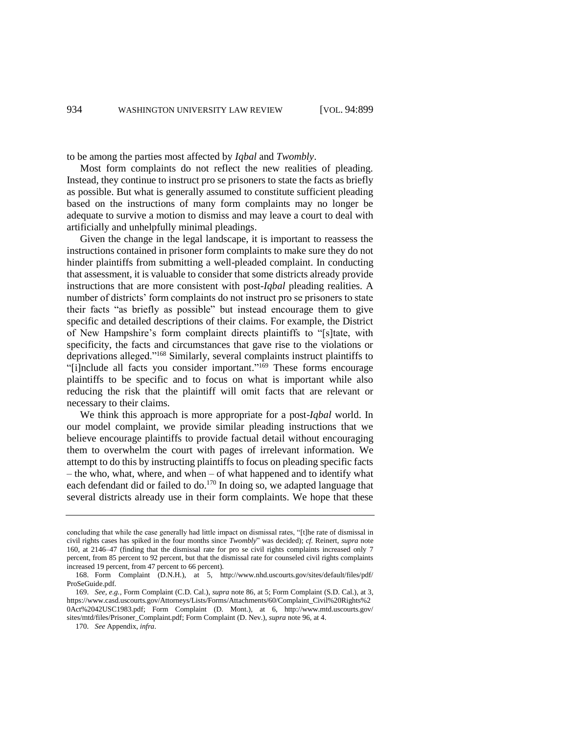to be among the parties most affected by *Iqbal* and *Twombly*.

Most form complaints do not reflect the new realities of pleading. Instead, they continue to instruct pro se prisoners to state the facts as briefly as possible. But what is generally assumed to constitute sufficient pleading based on the instructions of many form complaints may no longer be adequate to survive a motion to dismiss and may leave a court to deal with artificially and unhelpfully minimal pleadings.

Given the change in the legal landscape, it is important to reassess the instructions contained in prisoner form complaints to make sure they do not hinder plaintiffs from submitting a well-pleaded complaint. In conducting that assessment, it is valuable to consider that some districts already provide instructions that are more consistent with post-*Iqbal* pleading realities. A number of districts' form complaints do not instruct pro se prisoners to state their facts "as briefly as possible" but instead encourage them to give specific and detailed descriptions of their claims. For example, the District of New Hampshire's form complaint directs plaintiffs to "[s]tate, with specificity, the facts and circumstances that gave rise to the violations or deprivations alleged."[168] Similarly, several complaints instruct plaintiffs to "[i]nclude all facts you consider important."[169] These forms encourage plaintiffs to be specific and to focus on what is important while also reducing the risk that the plaintiff will omit facts that are relevant or necessary to their claims.

We think this approach is more appropriate for a post-*Iqbal* world. In our model complaint, we provide similar pleading instructions that we believe encourage plaintiffs to provide factual detail without encouraging them to overwhelm the court with pages of irrelevant information. We attempt to do this by instructing plaintiffs to focus on pleading specific facts – the who, what, where, and when – of what happened and to identify what each defendant did or failed to do.[170] In doing so, we adapted language that several districts already use in their form complaints. We hope that these

---

concluding that while the case generally had little impact on dismissal rates, "[t]he rate of dismissal in civil rights cases has spiked in the four months since *Twombly*" was decided); *cf.* Reinert, *supra* note 160, at 2146–47 (finding that the dismissal rate for pro se civil rights complaints increased only 7 percent, from 85 percent to 92 percent, but that the dismissal rate for counseled civil rights complaints increased 19 percent, from 47 percent to 66 percent).

168. Form Complaint (D.N.H.), at 5, http://www.nhd.uscourts.gov/sites/default/files/pdf/ProSeGuide.pdf.

169. *See, e.g.*, Form Complaint (C.D. Cal.), *supra* note 86, at 5; Form Complaint (S.D. Cal.), at 3, https://www.casd.uscourts.gov/Attorneys/Lists/Forms/Attachments/60/Complaint_Civil%20Rights%20Act%2042USC1983.pdf; Form Complaint (D. Mont.), at 6, http://www.mtd.uscourts.gov/sites/mtd/files/Prisoner_Complaint.pdf; Form Complaint (D. Nev.), *supra* note 96, at 4.

170. *See* Appendix, *infra*.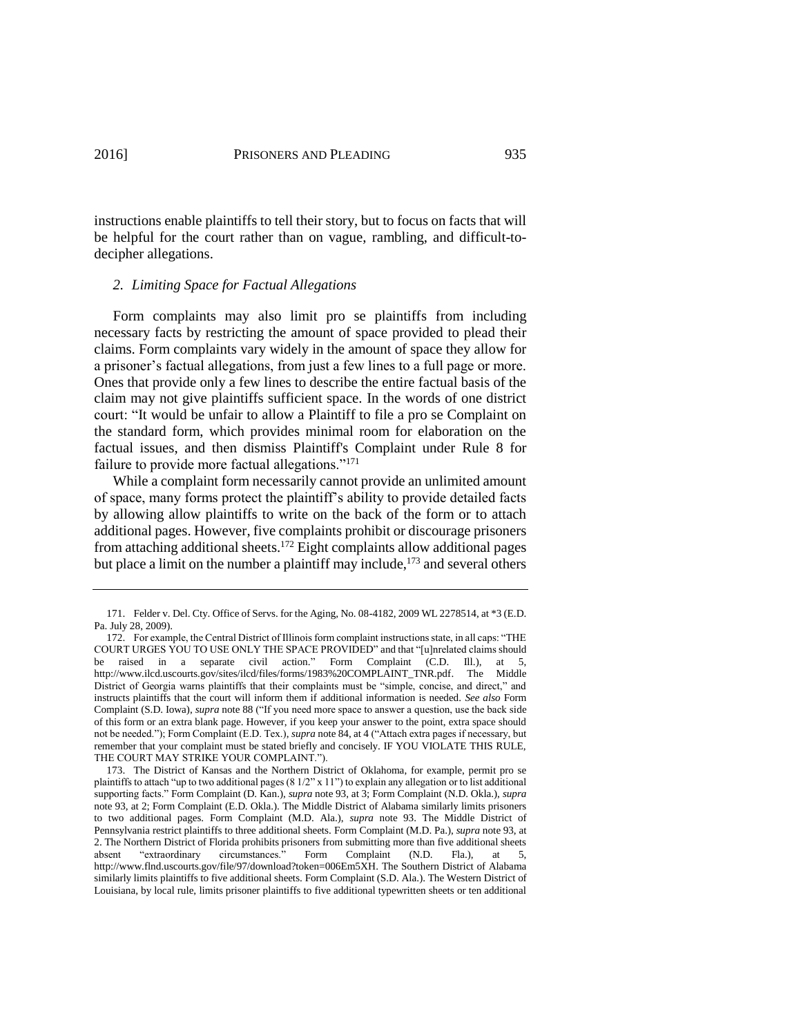instructions enable plaintiffs to tell their story, but to focus on facts that will be helpful for the court rather than on vague, rambling, and difficult-to-decipher allegations.

### *2. Limiting Space for Factual Allegations*

Form complaints may also limit pro se plaintiffs from including necessary facts by restricting the amount of space provided to plead their claims. Form complaints vary widely in the amount of space they allow for a prisoner's factual allegations, from just a few lines to a full page or more. Ones that provide only a few lines to describe the entire factual basis of the claim may not give plaintiffs sufficient space. In the words of one district court: "It would be unfair to allow a Plaintiff to file a pro se Complaint on the standard form, which provides minimal room for elaboration on the factual issues, and then dismiss Plaintiff's Complaint under Rule 8 for failure to provide more factual allegations."[171]

While a complaint form necessarily cannot provide an unlimited amount of space, many forms protect the plaintiff's ability to provide detailed facts by allowing allow plaintiffs to write on the back of the form or to attach additional pages. However, five complaints prohibit or discourage prisoners from attaching additional sheets.[172] Eight complaints allow additional pages but place a limit on the number a plaintiff may include,[173] and several others

---

171. Felder v. Del. Cty. Office of Servs. for the Aging, No. 08-4182, 2009 WL 2278514, at *3 (E.D. Pa. July 28, 2009).

172. For example, the Central District of Illinois form complaint instructions state, in all caps: "THE COURT URGES YOU TO USE ONLY THE SPACE PROVIDED" and that "[u]nrelated claims should be raised in a separate civil action." Form Complaint (C.D. Ill.), at 5, http://www.ilcd.uscourts.gov/sites/ilcd/files/forms/1983%20COMPLAINT_TNR.pdf. The Middle District of Georgia warns plaintiffs that their complaints must be "simple, concise, and direct," and instructs plaintiffs that the court will inform them if additional information is needed. *See also* Form Complaint (S.D. Iowa), *supra* note 88 ("If you need more space to answer a question, use the back side of this form or an extra blank page. However, if you keep your answer to the point, extra space should not be needed."); Form Complaint (E.D. Tex.), *supra* note 84, at 4 ("Attach extra pages if necessary, but remember that your complaint must be stated briefly and concisely. IF YOU VIOLATE THIS RULE, THE COURT MAY STRIKE YOUR COMPLAINT.").

173. The District of Kansas and the Northern District of Oklahoma, for example, permit pro se plaintiffs to attach "up to two additional pages (8 1/2" x 11") to explain any allegation or to list additional supporting facts." Form Complaint (D. Kan.), *supra* note 93, at 3; Form Complaint (N.D. Okla.), *supra* note 93, at 2; Form Complaint (E.D. Okla.). The Middle District of Alabama similarly limits prisoners to two additional pages. Form Complaint (M.D. Ala.), *supra* note 93. The Middle District of Pennsylvania restrict plaintiffs to three additional sheets. Form Complaint (M.D. Pa.), *supra* note 93, at 2. The Northern District of Florida prohibits prisoners from submitting more than five additional sheets absent "extraordinary circumstances." Form Complaint (N.D. Fla.), at 5, http://www.flnd.uscourts.gov/file/97/download?token=006Em5XH. The Southern District of Alabama similarly limits plaintiffs to five additional sheets. Form Complaint (S.D. Ala.). The Western District of Louisiana, by local rule, limits prisoner plaintiffs to five additional typewritten sheets or ten additional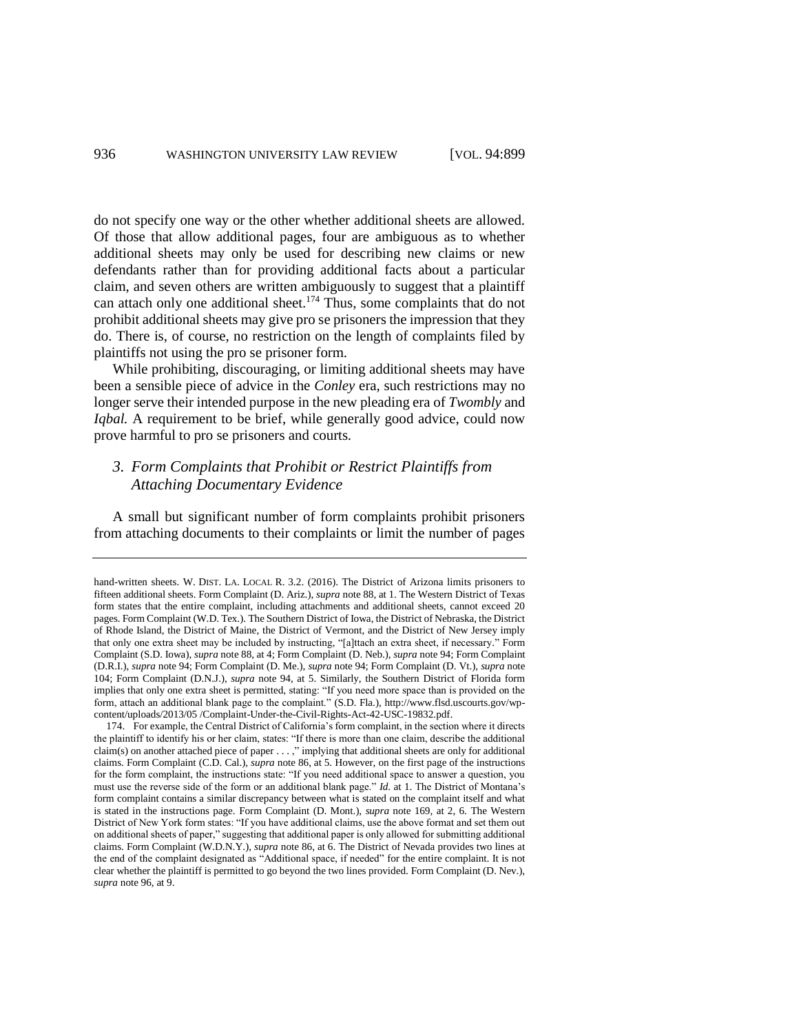do not specify one way or the other whether additional sheets are allowed. Of those that allow additional pages, four are ambiguous as to whether additional sheets may only be used for describing new claims or new defendants rather than for providing additional facts about a particular claim, and seven others are written ambiguously to suggest that a plaintiff can attach only one additional sheet.[174] Thus, some complaints that do not prohibit additional sheets may give pro se prisoners the impression that they do. There is, of course, no restriction on the length of complaints filed by plaintiffs not using the pro se prisoner form.

While prohibiting, discouraging, or limiting additional sheets may have been a sensible piece of advice in the *Conley* era, such restrictions may no longer serve their intended purpose in the new pleading era of *Twombly* and *Iqbal.* A requirement to be brief, while generally good advice, could now prove harmful to pro se prisoners and courts.

### *3. Form Complaints that Prohibit or Restrict Plaintiffs from Attaching Documentary Evidence*

A small but significant number of form complaints prohibit prisoners from attaching documents to their complaints or limit the number of pages

---

hand-written sheets. W. DIST. LA. LOCAL R. 3.2. (2016). The District of Arizona limits prisoners to fifteen additional sheets. Form Complaint (D. Ariz.), *supra* note 88, at 1. The Western District of Texas form states that the entire complaint, including attachments and additional sheets, cannot exceed 20 pages. Form Complaint (W.D. Tex.). The Southern District of Iowa, the District of Nebraska, the District of Rhode Island, the District of Maine, the District of Vermont, and the District of New Jersey imply that only one extra sheet may be included by instructing, "[a]ttach an extra sheet, if necessary." Form Complaint (S.D. Iowa), *supra* note 88, at 4; Form Complaint (D. Neb.), *supra* note 94; Form Complaint (D.R.I.), *supra* note 94; Form Complaint (D. Me.), *supra* note 94; Form Complaint (D. Vt.), *supra* note 104; Form Complaint (D.N.J.), *supra* note 94, at 5. Similarly, the Southern District of Florida form implies that only one extra sheet is permitted, stating: "If you need more space than is provided on the form, attach an additional blank page to the complaint." (S.D. Fla.), http://www.flsd.uscourts.gov/wp-content/uploads/2013/05 /Complaint-Under-the-Civil-Rights-Act-42-USC-19832.pdf.

174. For example, the Central District of California's form complaint, in the section where it directs the plaintiff to identify his or her claim, states: "If there is more than one claim, describe the additional claim(s) on another attached piece of paper . . . ," implying that additional sheets are only for additional claims. Form Complaint (C.D. Cal.), *supra* note 86, at 5. However, on the first page of the instructions for the form complaint, the instructions state: "If you need additional space to answer a question, you must use the reverse side of the form or an additional blank page." *Id.* at 1. The District of Montana's form complaint contains a similar discrepancy between what is stated on the complaint itself and what is stated in the instructions page. Form Complaint (D. Mont.), *supra* note 169, at 2, 6. The Western District of New York form states: "If you have additional claims, use the above format and set them out on additional sheets of paper," suggesting that additional paper is only allowed for submitting additional claims. Form Complaint (W.D.N.Y.), *supra* note 86, at 6. The District of Nevada provides two lines at the end of the complaint designated as "Additional space, if needed" for the entire complaint. It is not clear whether the plaintiff is permitted to go beyond the two lines provided. Form Complaint (D. Nev.), *supra* note 96, at 9.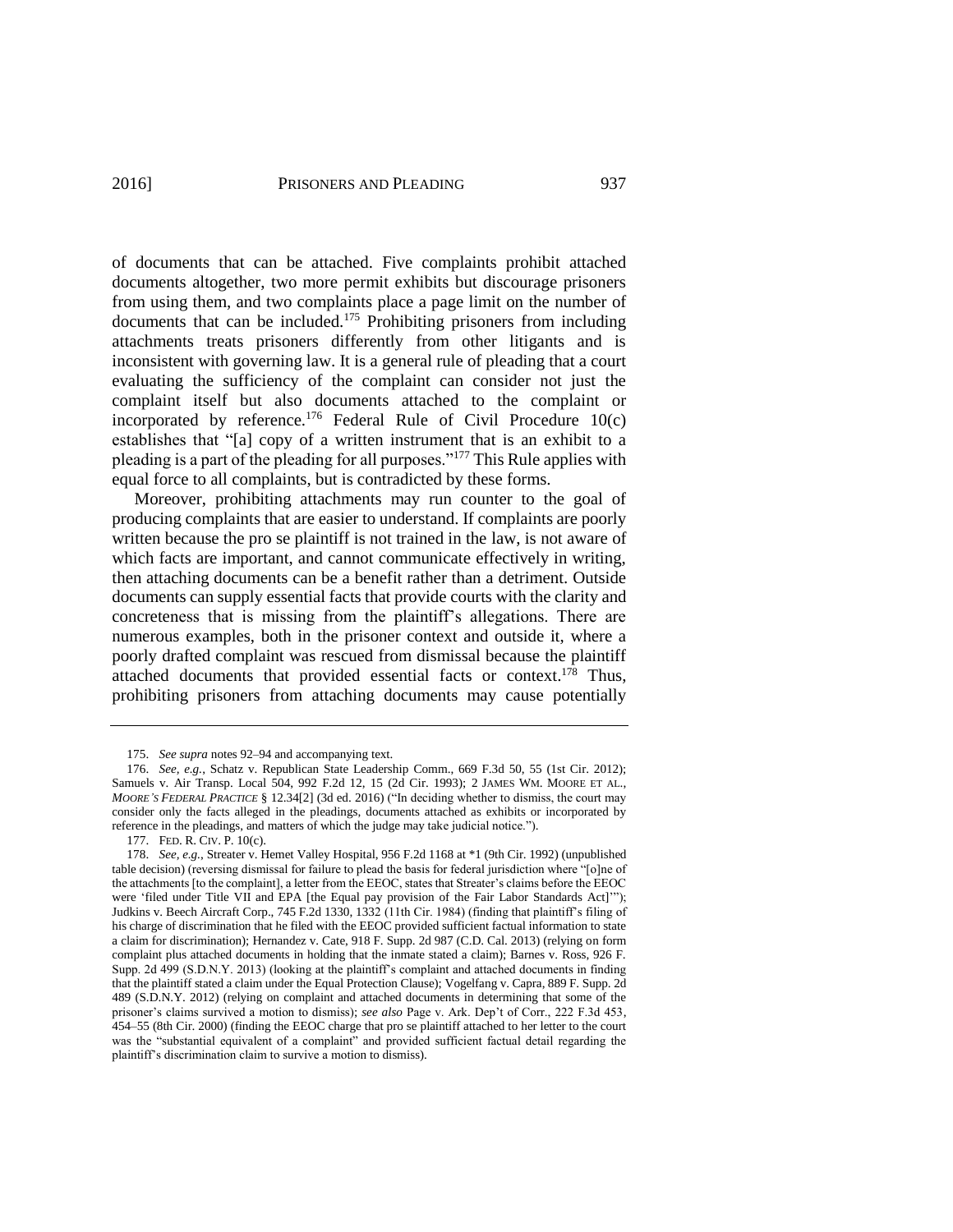of documents that can be attached. Five complaints prohibit attached documents altogether, two more permit exhibits but discourage prisoners from using them, and two complaints place a page limit on the number of documents that can be included.[175] Prohibiting prisoners from including attachments treats prisoners differently from other litigants and is inconsistent with governing law. It is a general rule of pleading that a court evaluating the sufficiency of the complaint can consider not just the complaint itself but also documents attached to the complaint or incorporated by reference.[176] Federal Rule of Civil Procedure 10(c) establishes that "[a] copy of a written instrument that is an exhibit to a pleading is a part of the pleading for all purposes."[177] This Rule applies with equal force to all complaints, but is contradicted by these forms.

Moreover, prohibiting attachments may run counter to the goal of producing complaints that are easier to understand. If complaints are poorly written because the pro se plaintiff is not trained in the law, is not aware of which facts are important, and cannot communicate effectively in writing, then attaching documents can be a benefit rather than a detriment. Outside documents can supply essential facts that provide courts with the clarity and concreteness that is missing from the plaintiff's allegations. There are numerous examples, both in the prisoner context and outside it, where a poorly drafted complaint was rescued from dismissal because the plaintiff attached documents that provided essential facts or context.[178] Thus, prohibiting prisoners from attaching documents may cause potentially

---

175. *See supra* notes 92–94 and accompanying text.

176. *See, e.g.*, Schatz v. Republican State Leadership Comm., 669 F.3d 50, 55 (1st Cir. 2012); Samuels v. Air Transp. Local 504, 992 F.2d 12, 15 (2d Cir. 1993); 2 JAMES WM. MOORE ET AL., *MOORE'S FEDERAL PRACTICE* § 12.34[2] (3d ed. 2016) ("In deciding whether to dismiss, the court may consider only the facts alleged in the pleadings, documents attached as exhibits or incorporated by reference in the pleadings, and matters of which the judge may take judicial notice.").

177. FED. R. CIV. P. 10(c).

178. *See, e.g.*, Streater v. Hemet Valley Hospital, 956 F.2d 1168 at *1 (9th Cir. 1992) (unpublished table decision) (reversing dismissal for failure to plead the basis for federal jurisdiction where "[o]ne of the attachments [to the complaint], a letter from the EEOC, states that Streater's claims before the EEOC were 'filed under Title VII and EPA [the Equal pay provision of the Fair Labor Standards Act]'"); Judkins v. Beech Aircraft Corp., 745 F.2d 1330, 1332 (11th Cir. 1984) (finding that plaintiff's filing of his charge of discrimination that he filed with the EEOC provided sufficient factual information to state a claim for discrimination); Hernandez v. Cate, 918 F. Supp. 2d 987 (C.D. Cal. 2013) (relying on form complaint plus attached documents in holding that the inmate stated a claim); Barnes v. Ross, 926 F. Supp. 2d 499 (S.D.N.Y. 2013) (looking at the plaintiff's complaint and attached documents in finding that the plaintiff stated a claim under the Equal Protection Clause); Vogelfang v. Capra, 889 F. Supp. 2d 489 (S.D.N.Y. 2012) (relying on complaint and attached documents in determining that some of the prisoner's claims survived a motion to dismiss); *see also* Page v. Ark. Dep't of Corr., 222 F.3d 453, 454–55 (8th Cir. 2000) (finding the EEOC charge that pro se plaintiff attached to her letter to the court was the "substantial equivalent of a complaint" and provided sufficient factual detail regarding the plaintiff's discrimination claim to survive a motion to dismiss).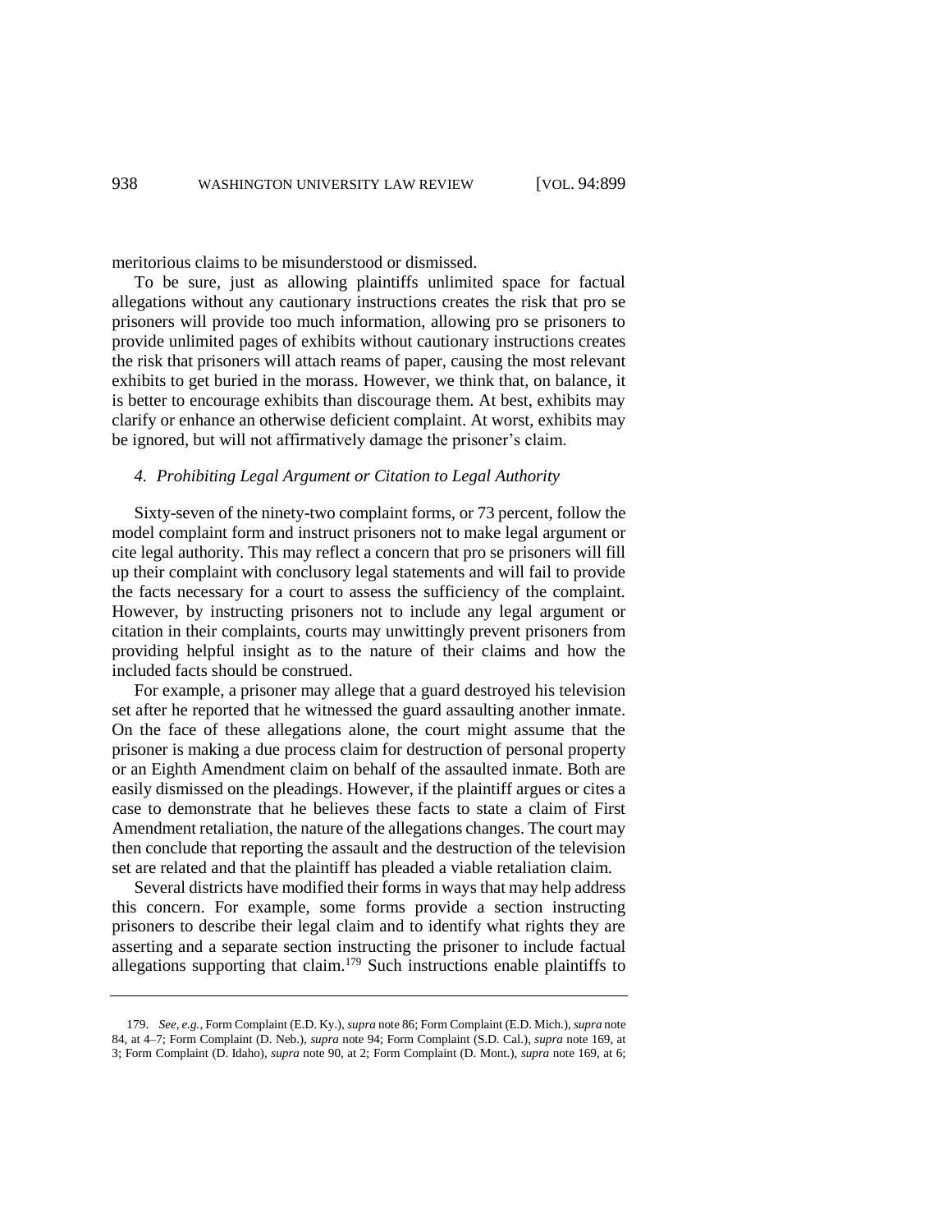meritorious claims to be misunderstood or dismissed.

To be sure, just as allowing plaintiffs unlimited space for factual allegations without any cautionary instructions creates the risk that pro se prisoners will provide too much information, allowing pro se prisoners to provide unlimited pages of exhibits without cautionary instructions creates the risk that prisoners will attach reams of paper, causing the most relevant exhibits to get buried in the morass. However, we think that, on balance, it is better to encourage exhibits than discourage them. At best, exhibits may clarify or enhance an otherwise deficient complaint. At worst, exhibits may be ignored, but will not affirmatively damage the prisoner's claim.

#### *4. Prohibiting Legal Argument or Citation to Legal Authority*

Sixty-seven of the ninety-two complaint forms, or 73 percent, follow the model complaint form and instruct prisoners not to make legal argument or cite legal authority. This may reflect a concern that pro se prisoners will fill up their complaint with conclusory legal statements and will fail to provide the facts necessary for a court to assess the sufficiency of the complaint. However, by instructing prisoners not to include any legal argument or citation in their complaints, courts may unwittingly prevent prisoners from providing helpful insight as to the nature of their claims and how the included facts should be construed.

For example, a prisoner may allege that a guard destroyed his television set after he reported that he witnessed the guard assaulting another inmate. On the face of these allegations alone, the court might assume that the prisoner is making a due process claim for destruction of personal property or an Eighth Amendment claim on behalf of the assaulted inmate. Both are easily dismissed on the pleadings. However, if the plaintiff argues or cites a case to demonstrate that he believes these facts to state a claim of First Amendment retaliation, the nature of the allegations changes. The court may then conclude that reporting the assault and the destruction of the television set are related and that the plaintiff has pleaded a viable retaliation claim.

Several districts have modified their forms in ways that may help address this concern. For example, some forms provide a section instructing prisoners to describe their legal claim and to identify what rights they are asserting and a separate section instructing the prisoner to include factual allegations supporting that claim.[179] Such instructions enable plaintiffs to

179. *See, e.g.*, Form Complaint (E.D. Ky.), *supra* note 86; Form Complaint (E.D. Mich.), *supra* note 84, at 4–7; Form Complaint (D. Neb.), *supra* note 94; Form Complaint (S.D. Cal.), *supra* note 169, at 3; Form Complaint (D. Idaho), *supra* note 90, at 2; Form Complaint (D. Mont.), *supra* note 169, at 6;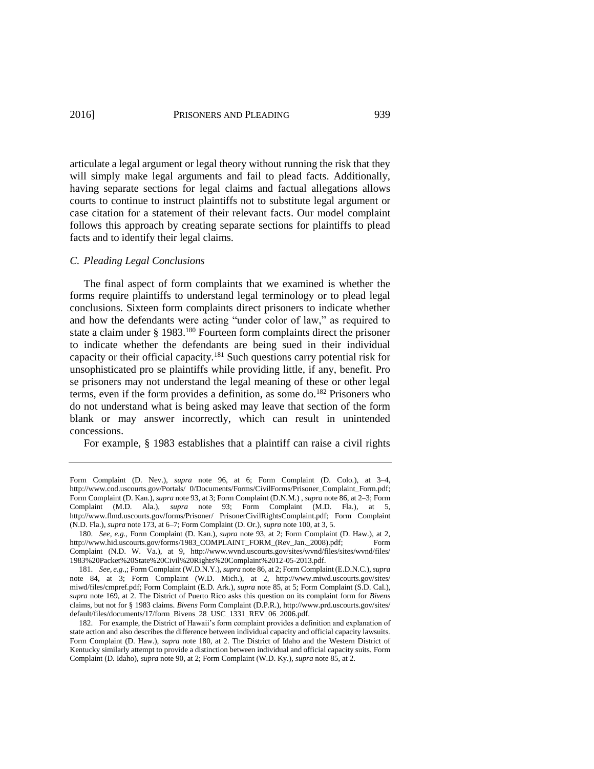articulate a legal argument or legal theory without running the risk that they will simply make legal arguments and fail to plead facts. Additionally, having separate sections for legal claims and factual allegations allows courts to continue to instruct plaintiffs not to substitute legal argument or case citation for a statement of their relevant facts. Our model complaint follows this approach by creating separate sections for plaintiffs to plead facts and to identify their legal claims.

### *C. Pleading Legal Conclusions*

The final aspect of form complaints that we examined is whether the forms require plaintiffs to understand legal terminology or to plead legal conclusions. Sixteen form complaints direct prisoners to indicate whether and how the defendants were acting "under color of law," as required to state a claim under § 1983.[180] Fourteen form complaints direct the prisoner to indicate whether the defendants are being sued in their individual capacity or their official capacity.[181] Such questions carry potential risk for unsophisticated pro se plaintiffs while providing little, if any, benefit. Pro se prisoners may not understand the legal meaning of these or other legal terms, even if the form provides a definition, as some do.[182] Prisoners who do not understand what is being asked may leave that section of the form blank or may answer incorrectly, which can result in unintended concessions.

For example, § 1983 establishes that a plaintiff can raise a civil rights

---

Form Complaint (D. Nev.), *supra* note 96, at 6; Form Complaint (D. Colo.), at 3–4, http://www.cod.uscourts.gov/Portals/ 0/Documents/Forms/CivilForms/Prisoner_Complaint_Form.pdf; Form Complaint (D. Kan.), *supra* note 93, at 3; Form Complaint (D.N.M.) , *supra* note 86, at 2–3; Form Complaint (M.D. Ala.), *supra* note 93; Form Complaint (M.D. Fla.), at 5, http://www.flmd.uscourts.gov/forms/Prisoner/ PrisonerCivilRightsComplaint.pdf; Form Complaint (N.D. Fla.), *supra* note 173, at 6–7; Form Complaint (D. Or.), *supra* note 100, at 3, 5.

180. *See, e.g.*, Form Complaint (D. Kan.), *supra* note 93, at 2; Form Complaint (D. Haw.), at 2, http://www.hid.uscourts.gov/forms/1983_COMPLAINT_FORM_(Rev_Jan._2008).pdf; Form Complaint (N.D. W. Va.), at 9, http://www.wvnd.uscourts.gov/sites/wvnd/files/sites/wvnd/files/ 1983%20Packet%20State%20Civil%20Rights%20Complaint%2012-05-2013.pdf.

181. *See, e.g.*,; Form Complaint (W.D.N.Y.), *supra* note 86, at 2; Form Complaint (E.D.N.C.), *supra* note 84, at 3; Form Complaint (W.D. Mich.), at 2, http://www.miwd.uscourts.gov/sites/ miwd/files/cmpref.pdf; Form Complaint (E.D. Ark.), *supra* note 85, at 5; Form Complaint (S.D. Cal.), *supra* note 169, at 2. The District of Puerto Rico asks this question on its complaint form for *Bivens* claims, but not for § 1983 claims. *Bivens* Form Complaint (D.P.R.), http://www.prd.uscourts.gov/sites/ default/files/documents/17/form_Bivens_28_USC_1331_REV_06_2006.pdf.

182. For example, the District of Hawaii's form complaint provides a definition and explanation of state action and also describes the difference between individual capacity and official capacity lawsuits. Form Complaint (D. Haw.), *supra* note 180, at 2. The District of Idaho and the Western District of Kentucky similarly attempt to provide a distinction between individual and official capacity suits. Form Complaint (D. Idaho), *supra* note 90, at 2; Form Complaint (W.D. Ky.), *supra* note 85, at 2.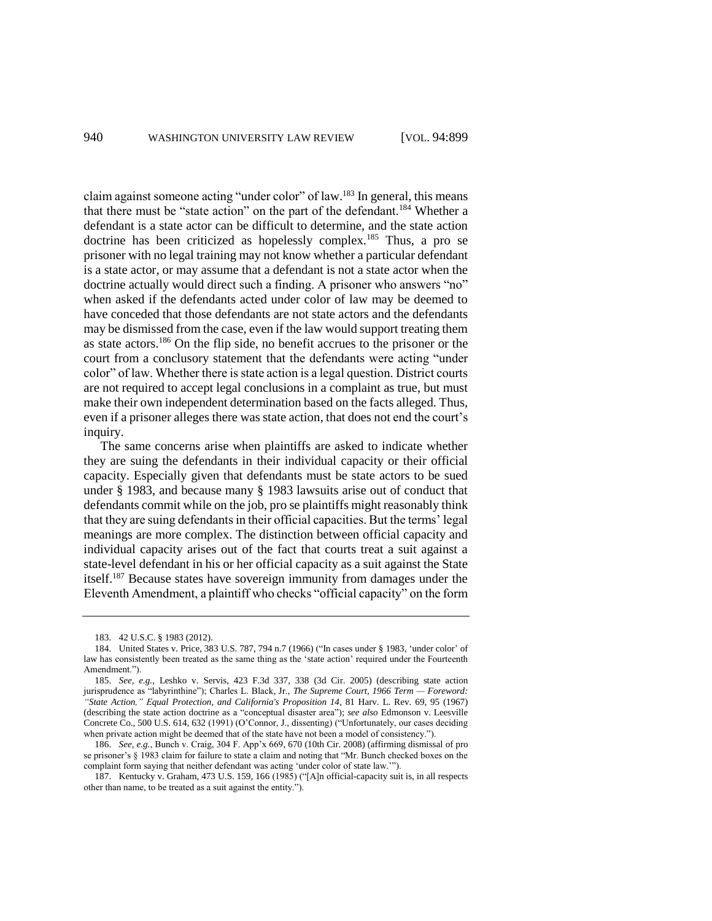claim against someone acting "under color" of law.[183] In general, this means that there must be "state action" on the part of the defendant.[184] Whether a defendant is a state actor can be difficult to determine, and the state action doctrine has been criticized as hopelessly complex.[185] Thus, a pro se prisoner with no legal training may not know whether a particular defendant is a state actor, or may assume that a defendant is not a state actor when the doctrine actually would direct such a finding. A prisoner who answers "no" when asked if the defendants acted under color of law may be deemed to have conceded that those defendants are not state actors and the defendants may be dismissed from the case, even if the law would support treating them as state actors.[186] On the flip side, no benefit accrues to the prisoner or the court from a conclusory statement that the defendants were acting "under color" of law. Whether there is state action is a legal question. District courts are not required to accept legal conclusions in a complaint as true, but must make their own independent determination based on the facts alleged. Thus, even if a prisoner alleges there was state action, that does not end the court's inquiry.

The same concerns arise when plaintiffs are asked to indicate whether they are suing the defendants in their individual capacity or their official capacity. Especially given that defendants must be state actors to be sued under § 1983, and because many § 1983 lawsuits arise out of conduct that defendants commit while on the job, pro se plaintiffs might reasonably think that they are suing defendants in their official capacities. But the terms' legal meanings are more complex. The distinction between official capacity and individual capacity arises out of the fact that courts treat a suit against a state-level defendant in his or her official capacity as a suit against the State itself.[187] Because states have sovereign immunity from damages under the Eleventh Amendment, a plaintiff who checks "official capacity" on the form

---

183. 42 U.S.C. § 1983 (2012).

184. United States v. Price, 383 U.S. 787, 794 n.7 (1966) ("In cases under § 1983, 'under color' of law has consistently been treated as the same thing as the 'state action' required under the Fourteenth Amendment.").

185. *See, e.g.*, Leshko v. Servis, 423 F.3d 337, 338 (3d Cir. 2005) (describing state action jurisprudence as "labyrinthine"); Charles L. Black, Jr., *The Supreme Court, 1966 Term — Foreword: "State Action," Equal Protection, and California's Proposition 14*, 81 Harv. L. Rev. 69, 95 (1967) (describing the state action doctrine as a "conceptual disaster area"); *see also* Edmonson v. Leesville Concrete Co., 500 U.S. 614, 632 (1991) (O'Connor, J., dissenting) ("Unfortunately, our cases deciding when private action might be deemed that of the state have not been a model of consistency.").

186. *See, e.g.*, Bunch v. Craig, 304 F. App'x 669, 670 (10th Cir. 2008) (affirming dismissal of pro se prisoner's § 1983 claim for failure to state a claim and noting that "Mr. Bunch checked boxes on the complaint form saying that neither defendant was acting 'under color of state law.'").

187. Kentucky v. Graham, 473 U.S. 159, 166 (1985) ("[A]n official-capacity suit is, in all respects other than name, to be treated as a suit against the entity.").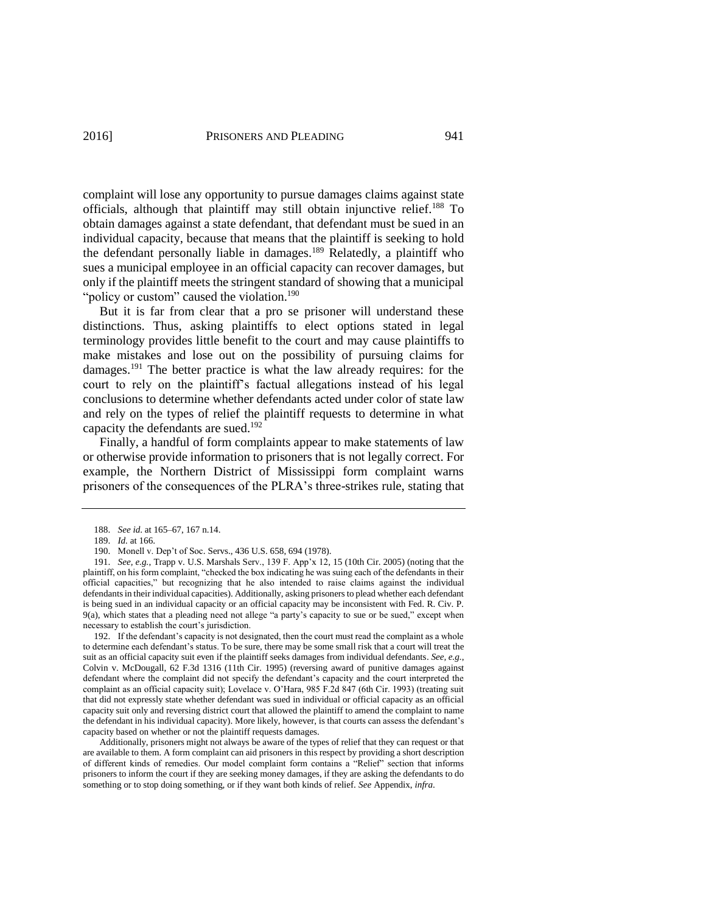complaint will lose any opportunity to pursue damages claims against state officials, although that plaintiff may still obtain injunctive relief.[188] To obtain damages against a state defendant, that defendant must be sued in an individual capacity, because that means that the plaintiff is seeking to hold the defendant personally liable in damages.[189] Relatedly, a plaintiff who sues a municipal employee in an official capacity can recover damages, but only if the plaintiff meets the stringent standard of showing that a municipal "policy or custom" caused the violation.[190]

But it is far from clear that a pro se prisoner will understand these distinctions. Thus, asking plaintiffs to elect options stated in legal terminology provides little benefit to the court and may cause plaintiffs to make mistakes and lose out on the possibility of pursuing claims for damages.[191] The better practice is what the law already requires: for the court to rely on the plaintiff's factual allegations instead of his legal conclusions to determine whether defendants acted under color of state law and rely on the types of relief the plaintiff requests to determine in what capacity the defendants are sued.[192]

Finally, a handful of form complaints appear to make statements of law or otherwise provide information to prisoners that is not legally correct. For example, the Northern District of Mississippi form complaint warns prisoners of the consequences of the PLRA's three-strikes rule, stating that

---

188. *See id.* at 165–67, 167 n.14.

189. *Id.* at 166.

190. Monell v. Dep't of Soc. Servs., 436 U.S. 658, 694 (1978).

191. *See, e.g.*, Trapp v. U.S. Marshals Serv., 139 F. App'x 12, 15 (10th Cir. 2005) (noting that the plaintiff, on his form complaint, "checked the box indicating he was suing each of the defendants in their official capacities," but recognizing that he also intended to raise claims against the individual defendants in their individual capacities). Additionally, asking prisoners to plead whether each defendant is being sued in an individual capacity or an official capacity may be inconsistent with Fed. R. Civ. P. 9(a), which states that a pleading need not allege "a party's capacity to sue or be sued," except when necessary to establish the court's jurisdiction.

192. If the defendant's capacity is not designated, then the court must read the complaint as a whole to determine each defendant's status. To be sure, there may be some small risk that a court will treat the suit as an official capacity suit even if the plaintiff seeks damages from individual defendants. *See, e.g.*, Colvin v. McDougall, 62 F.3d 1316 (11th Cir. 1995) (reversing award of punitive damages against defendant where the complaint did not specify the defendant's capacity and the court interpreted the complaint as an official capacity suit); Lovelace v. O'Hara, 985 F.2d 847 (6th Cir. 1993) (treating suit that did not expressly state whether defendant was sued in individual or official capacity as an official capacity suit only and reversing district court that allowed the plaintiff to amend the complaint to name the defendant in his individual capacity). More likely, however, is that courts can assess the defendant's capacity based on whether or not the plaintiff requests damages.

Additionally, prisoners might not always be aware of the types of relief that they can request or that are available to them. A form complaint can aid prisoners in this respect by providing a short description of different kinds of remedies. Our model complaint form contains a "Relief" section that informs prisoners to inform the court if they are seeking money damages, if they are asking the defendants to do something or to stop doing something, or if they want both kinds of relief. *See* Appendix, *infra*.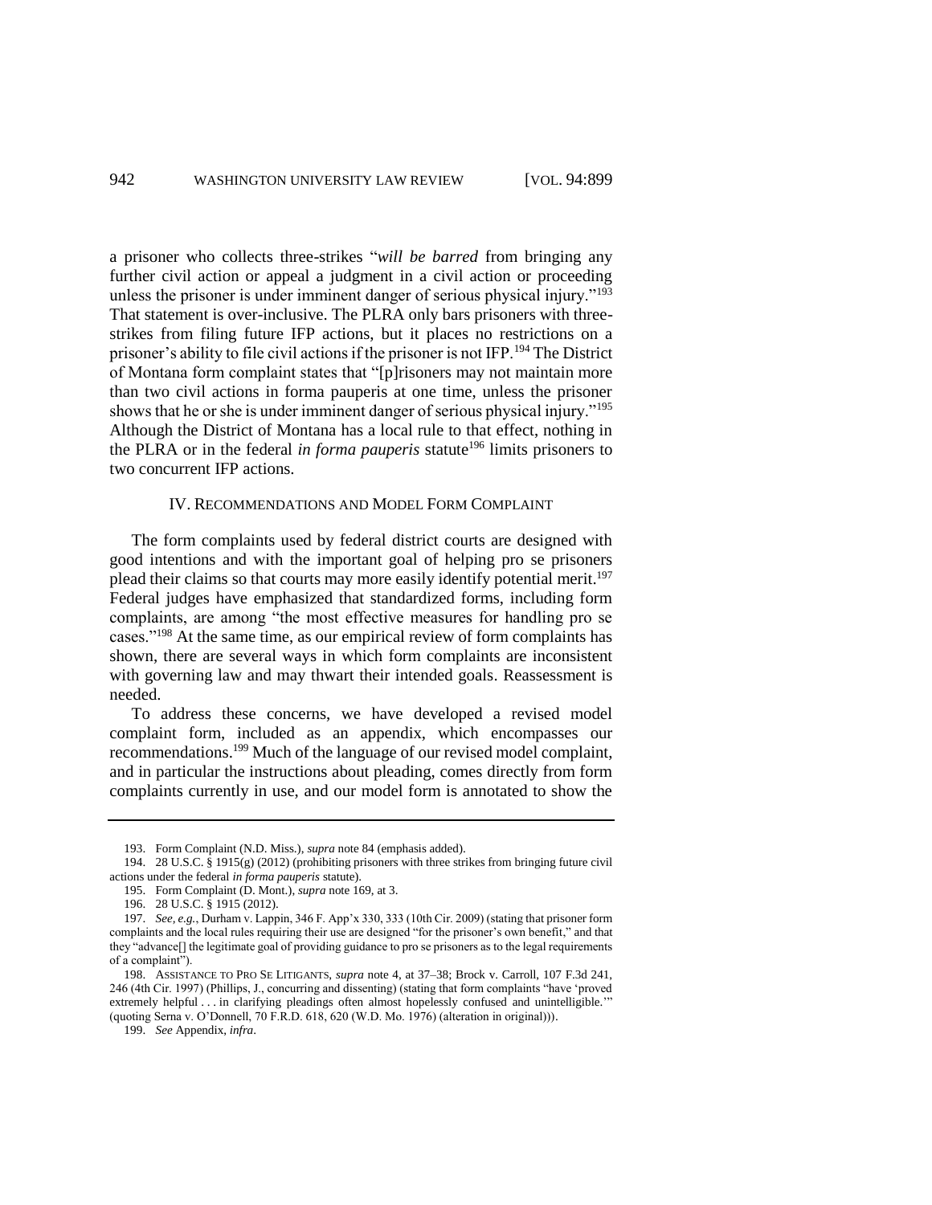a prisoner who collects three-strikes "*will be barred* from bringing any further civil action or appeal a judgment in a civil action or proceeding unless the prisoner is under imminent danger of serious physical injury."[193] That statement is over-inclusive. The PLRA only bars prisoners with three-strikes from filing future IFP actions, but it places no restrictions on a prisoner's ability to file civil actions if the prisoner is not IFP.[194] The District of Montana form complaint states that "[p]risoners may not maintain more than two civil actions in forma pauperis at one time, unless the prisoner shows that he or she is under imminent danger of serious physical injury."[195] Although the District of Montana has a local rule to that effect, nothing in the PLRA or in the federal *in forma pauperis* statute[196] limits prisoners to two concurrent IFP actions.

## IV. RECOMMENDATIONS AND MODEL FORM COMPLAINT

The form complaints used by federal district courts are designed with good intentions and with the important goal of helping pro se prisoners plead their claims so that courts may more easily identify potential merit.[197] Federal judges have emphasized that standardized forms, including form complaints, are among "the most effective measures for handling pro se cases."[198] At the same time, as our empirical review of form complaints has shown, there are several ways in which form complaints are inconsistent with governing law and may thwart their intended goals. Reassessment is needed.

To address these concerns, we have developed a revised model complaint form, included as an appendix, which encompasses our recommendations.[199] Much of the language of our revised model complaint, and in particular the instructions about pleading, comes directly from form complaints currently in use, and our model form is annotated to show the

---

193. Form Complaint (N.D. Miss.), *supra* note 84 (emphasis added).

194. 28 U.S.C. § 1915(g) (2012) (prohibiting prisoners with three strikes from bringing future civil actions under the federal *in forma pauperis* statute).

195. Form Complaint (D. Mont.), *supra* note 169, at 3.

196. 28 U.S.C. § 1915 (2012).

197. *See, e.g.*, Durham v. Lappin, 346 F. App'x 330, 333 (10th Cir. 2009) (stating that prisoner form complaints and the local rules requiring their use are designed "for the prisoner's own benefit," and that they "advance[] the legitimate goal of providing guidance to pro se prisoners as to the legal requirements of a complaint").

198. ASSISTANCE TO PRO SE LITIGANTS, *supra* note 4, at 37–38; Brock v. Carroll, 107 F.3d 241, 246 (4th Cir. 1997) (Phillips, J., concurring and dissenting) (stating that form complaints "have 'proved extremely helpful . . . in clarifying pleadings often almost hopelessly confused and unintelligible.'" (quoting Serna v. O'Donnell, 70 F.R.D. 618, 620 (W.D. Mo. 1976) (alteration in original))).

199. *See* Appendix, *infra*.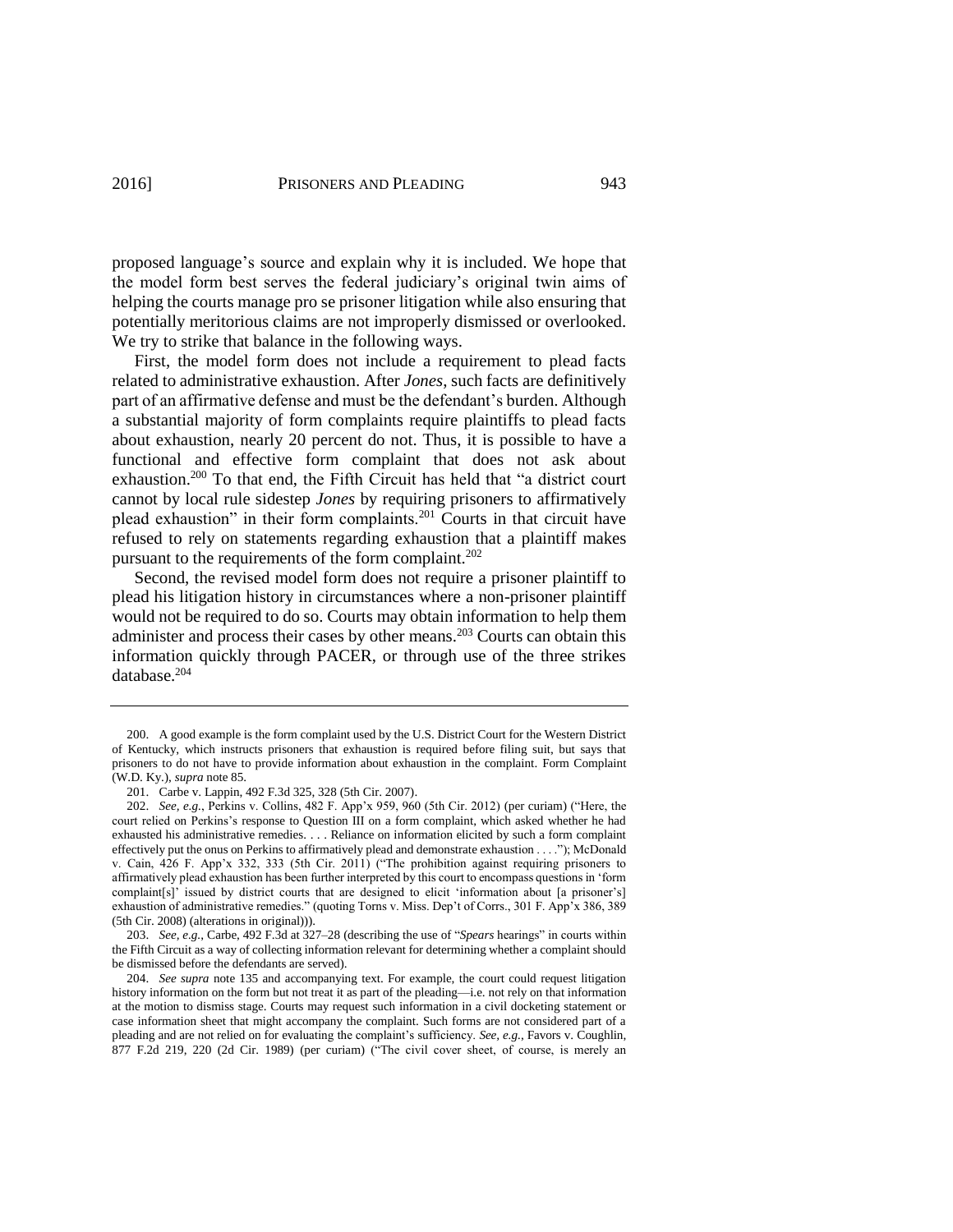proposed language's source and explain why it is included. We hope that the model form best serves the federal judiciary's original twin aims of helping the courts manage pro se prisoner litigation while also ensuring that potentially meritorious claims are not improperly dismissed or overlooked. We try to strike that balance in the following ways.

First, the model form does not include a requirement to plead facts related to administrative exhaustion. After *Jones*, such facts are definitively part of an affirmative defense and must be the defendant's burden. Although a substantial majority of form complaints require plaintiffs to plead facts about exhaustion, nearly 20 percent do not. Thus, it is possible to have a functional and effective form complaint that does not ask about exhaustion.[200] To that end, the Fifth Circuit has held that "a district court cannot by local rule sidestep *Jones* by requiring prisoners to affirmatively plead exhaustion" in their form complaints.[201] Courts in that circuit have refused to rely on statements regarding exhaustion that a plaintiff makes pursuant to the requirements of the form complaint.[202]

Second, the revised model form does not require a prisoner plaintiff to plead his litigation history in circumstances where a non-prisoner plaintiff would not be required to do so. Courts may obtain information to help them administer and process their cases by other means.[203] Courts can obtain this information quickly through PACER, or through use of the three strikes database.[204]

---

200. A good example is the form complaint used by the U.S. District Court for the Western District of Kentucky, which instructs prisoners that exhaustion is required before filing suit, but says that prisoners to do not have to provide information about exhaustion in the complaint. Form Complaint (W.D. Ky.), *supra* note 85.

201. Carbe v. Lappin, 492 F.3d 325, 328 (5th Cir. 2007).

202. *See, e.g.*, Perkins v. Collins, 482 F. App'x 959, 960 (5th Cir. 2012) (per curiam) ("Here, the court relied on Perkins's response to Question III on a form complaint, which asked whether he had exhausted his administrative remedies. . . . Reliance on information elicited by such a form complaint effectively put the onus on Perkins to affirmatively plead and demonstrate exhaustion . . . ."); McDonald v. Cain, 426 F. App'x 332, 333 (5th Cir. 2011) ("The prohibition against requiring prisoners to affirmatively plead exhaustion has been further interpreted by this court to encompass questions in 'form complaint[s]' issued by district courts that are designed to elicit 'information about [a prisoner's] exhaustion of administrative remedies." (quoting Torns v. Miss. Dep't of Corrs., 301 F. App'x 386, 389 (5th Cir. 2008) (alterations in original))).

203. *See, e.g.*, Carbe, 492 F.3d at 327–28 (describing the use of "*Spears* hearings" in courts within the Fifth Circuit as a way of collecting information relevant for determining whether a complaint should be dismissed before the defendants are served).

204. *See supra* note 135 and accompanying text. For example, the court could request litigation history information on the form but not treat it as part of the pleading—i.e. not rely on that information at the motion to dismiss stage. Courts may request such information in a civil docketing statement or case information sheet that might accompany the complaint. Such forms are not considered part of a pleading and are not relied on for evaluating the complaint's sufficiency. *See, e.g.*, Favors v. Coughlin, 877 F.2d 219, 220 (2d Cir. 1989) (per curiam) ("The civil cover sheet, of course, is merely an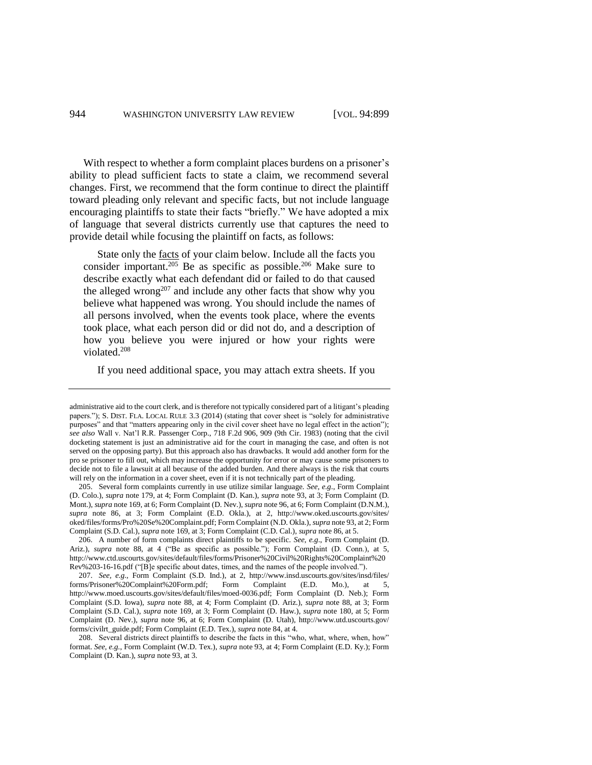With respect to whether a form complaint places burdens on a prisoner's ability to plead sufficient facts to state a claim, we recommend several changes. First, we recommend that the form continue to direct the plaintiff toward pleading only relevant and specific facts, but not include language encouraging plaintiffs to state their facts "briefly." We have adopted a mix of language that several districts currently use that captures the need to provide detail while focusing the plaintiff on facts, as follows:

> State only the facts of your claim below. Include all the facts you consider important.[205] Be as specific as possible.[206] Make sure to describe exactly what each defendant did or failed to do that caused the alleged wrong[207] and include any other facts that show why you believe what happened was wrong. You should include the names of all persons involved, when the events took place, where the events took place, what each person did or did not do, and a description of how you believe you were injured or how your rights were violated.[208]
>
> If you need additional space, you may attach extra sheets. If you

---

administrative aid to the court clerk, and is therefore not typically considered part of a litigant's pleading papers."); S. DIST. FLA. LOCAL RULE 3.3 (2014) (stating that cover sheet is "solely for administrative purposes" and that "matters appearing only in the civil cover sheet have no legal effect in the action"); *see also* Wall v. Nat'l R.R. Passenger Corp., 718 F.2d 906, 909 (9th Cir. 1983) (noting that the civil docketing statement is just an administrative aid for the court in managing the case, and often is not served on the opposing party). But this approach also has drawbacks. It would add another form for the pro se prisoner to fill out, which may increase the opportunity for error or may cause some prisoners to decide not to file a lawsuit at all because of the added burden. And there always is the risk that courts will rely on the information in a cover sheet, even if it is not technically part of the pleading.

205. Several form complaints currently in use utilize similar language. *See, e.g.*, Form Complaint (D. Colo.), *supra* note 179, at 4; Form Complaint (D. Kan.), *supra* note 93, at 3; Form Complaint (D. Mont.), *supra* note 169, at 6; Form Complaint (D. Nev.), *supra* note 96, at 6; Form Complaint (D.N.M.), *supra* note 86, at 3; Form Complaint (E.D. Okla.), at 2, http://www.oked.uscourts.gov/sites/oked/files/forms/Pro%20Se%20Complaint.pdf; Form Complaint (N.D. Okla.), *supra* note 93, at 2; Form Complaint (S.D. Cal.), *supra* note 169, at 3; Form Complaint (C.D. Cal.), *supra* note 86, at 5.

206. A number of form complaints direct plaintiffs to be specific. *See, e.g.*, Form Complaint (D. Ariz.), *supra* note 88, at 4 ("Be as specific as possible."); Form Complaint (D. Conn.), at 5, http://www.ctd.uscourts.gov/sites/default/files/forms/Prisoner%20Civil%20Rights%20Complaint%20Rev%203-16-16.pdf ("[B]e specific about dates, times, and the names of the people involved.").

207. *See, e.g.*, Form Complaint (S.D. Ind.), at 2, http://www.insd.uscourts.gov/sites/insd/files/forms/Prisoner%20Complaint%20Form.pdf; Form Complaint (E.D. Mo.), at 5, http://www.moed.uscourts.gov/sites/default/files/moed-0036.pdf; Form Complaint (D. Neb.); Form Complaint (S.D. Iowa), *supra* note 88, at 4; Form Complaint (D. Ariz.), *supra* note 88, at 3; Form Complaint (S.D. Cal.), *supra* note 169, at 3; Form Complaint (D. Haw.), *supra* note 180, at 5; Form Complaint (D. Nev.), *supra* note 96, at 6; Form Complaint (D. Utah), http://www.utd.uscourts.gov/forms/civilrt_guide.pdf; Form Complaint (E.D. Tex.), *supra* note 84, at 4.

208. Several districts direct plaintiffs to describe the facts in this "who, what, where, when, how" format. *See, e.g.*, Form Complaint (W.D. Tex.), *supra* note 93, at 4; Form Complaint (E.D. Ky.); Form Complaint (D. Kan.), *supra* note 93, at 3.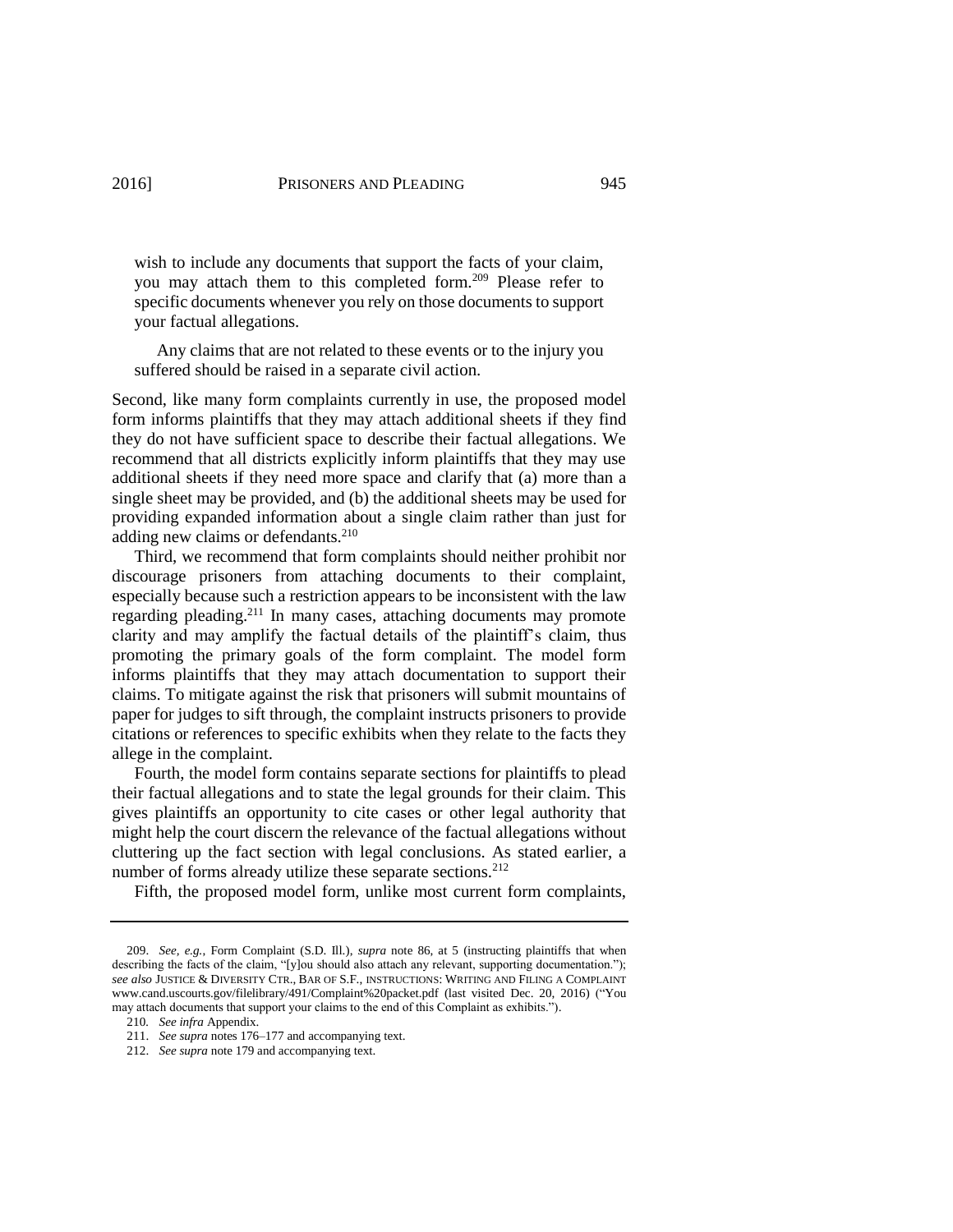> wish to include any documents that support the facts of your claim, you may attach them to this completed form.[209] Please refer to specific documents whenever you rely on those documents to support your factual allegations.
>
> Any claims that are not related to these events or to the injury you suffered should be raised in a separate civil action.

Second, like many form complaints currently in use, the proposed model form informs plaintiffs that they may attach additional sheets if they find they do not have sufficient space to describe their factual allegations. We recommend that all districts explicitly inform plaintiffs that they may use additional sheets if they need more space and clarify that (a) more than a single sheet may be provided, and (b) the additional sheets may be used for providing expanded information about a single claim rather than just for adding new claims or defendants.[210]

Third, we recommend that form complaints should neither prohibit nor discourage prisoners from attaching documents to their complaint, especially because such a restriction appears to be inconsistent with the law regarding pleading.[211] In many cases, attaching documents may promote clarity and may amplify the factual details of the plaintiff's claim, thus promoting the primary goals of the form complaint. The model form informs plaintiffs that they may attach documentation to support their claims. To mitigate against the risk that prisoners will submit mountains of paper for judges to sift through, the complaint instructs prisoners to provide citations or references to specific exhibits when they relate to the facts they allege in the complaint.

Fourth, the model form contains separate sections for plaintiffs to plead their factual allegations and to state the legal grounds for their claim. This gives plaintiffs an opportunity to cite cases or other legal authority that might help the court discern the relevance of the factual allegations without cluttering up the fact section with legal conclusions. As stated earlier, a number of forms already utilize these separate sections.[212]

Fifth, the proposed model form, unlike most current form complaints,

---

209. *See, e.g.*, Form Complaint (S.D. Ill.), *supra* note 86, at 5 (instructing plaintiffs that when describing the facts of the claim, "[y]ou should also attach any relevant, supporting documentation."); *see also* JUSTICE & DIVERSITY CTR., BAR OF S.F., INSTRUCTIONS: WRITING AND FILING A COMPLAINT www.cand.uscourts.gov/filelibrary/491/Complaint%20packet.pdf (last visited Dec. 20, 2016) ("You may attach documents that support your claims to the end of this Complaint as exhibits.").

210. *See infra* Appendix.

211. *See supra* notes 176–177 and accompanying text.

212. *See supra* note 179 and accompanying text.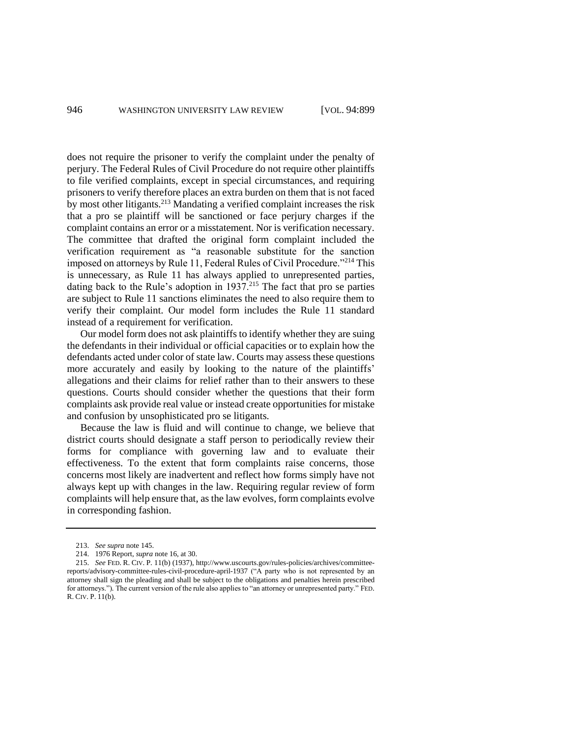does not require the prisoner to verify the complaint under the penalty of perjury. The Federal Rules of Civil Procedure do not require other plaintiffs to file verified complaints, except in special circumstances, and requiring prisoners to verify therefore places an extra burden on them that is not faced by most other litigants.[213] Mandating a verified complaint increases the risk that a pro se plaintiff will be sanctioned or face perjury charges if the complaint contains an error or a misstatement. Nor is verification necessary. The committee that drafted the original form complaint included the verification requirement as "a reasonable substitute for the sanction imposed on attorneys by Rule 11, Federal Rules of Civil Procedure."[214] This is unnecessary, as Rule 11 has always applied to unrepresented parties, dating back to the Rule's adoption in 1937.[215] The fact that pro se parties are subject to Rule 11 sanctions eliminates the need to also require them to verify their complaint. Our model form includes the Rule 11 standard instead of a requirement for verification.

Our model form does not ask plaintiffs to identify whether they are suing the defendants in their individual or official capacities or to explain how the defendants acted under color of state law. Courts may assess these questions more accurately and easily by looking to the nature of the plaintiffs' allegations and their claims for relief rather than to their answers to these questions. Courts should consider whether the questions that their form complaints ask provide real value or instead create opportunities for mistake and confusion by unsophisticated pro se litigants.

Because the law is fluid and will continue to change, we believe that district courts should designate a staff person to periodically review their forms for compliance with governing law and to evaluate their effectiveness. To the extent that form complaints raise concerns, those concerns most likely are inadvertent and reflect how forms simply have not always kept up with changes in the law. Requiring regular review of form complaints will help ensure that, as the law evolves, form complaints evolve in corresponding fashion.

---

213. *See supra* note 145.

214. 1976 Report, *supra* note 16, at 30.

215. *See* FED. R. CIV. P. 11(b) (1937), http://www.uscourts.gov/rules-policies/archives/committee-reports/advisory-committee-rules-civil-procedure-april-1937 ("A party who is not represented by an attorney shall sign the pleading and shall be subject to the obligations and penalties herein prescribed for attorneys."). The current version of the rule also applies to "an attorney or unrepresented party." FED. R. CIV. P. 11(b).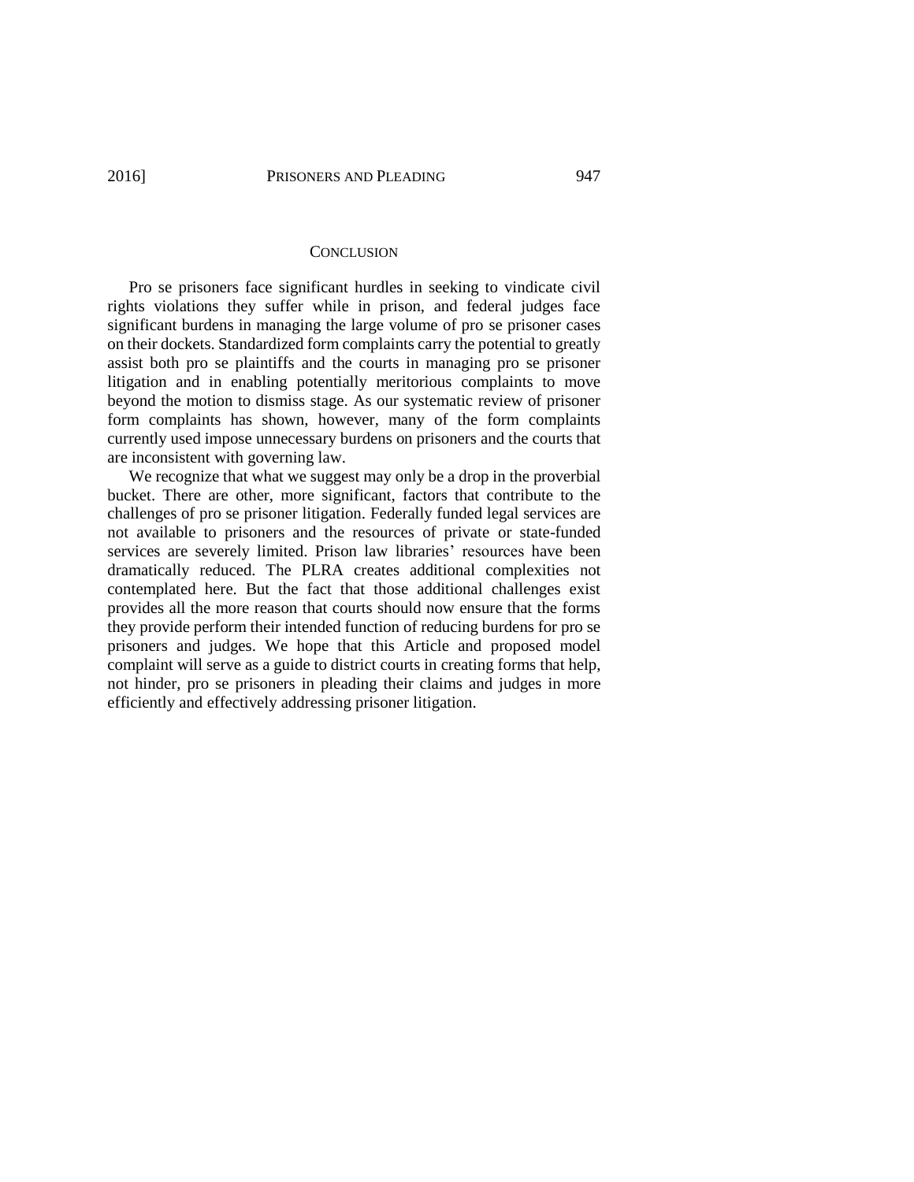## Conclusion

Pro se prisoners face significant hurdles in seeking to vindicate civil rights violations they suffer while in prison, and federal judges face significant burdens in managing the large volume of pro se prisoner cases on their dockets. Standardized form complaints carry the potential to greatly assist both pro se plaintiffs and the courts in managing pro se prisoner litigation and in enabling potentially meritorious complaints to move beyond the motion to dismiss stage. As our systematic review of prisoner form complaints has shown, however, many of the form complaints currently used impose unnecessary burdens on prisoners and the courts that are inconsistent with governing law.

We recognize that what we suggest may only be a drop in the proverbial bucket. There are other, more significant, factors that contribute to the challenges of pro se prisoner litigation. Federally funded legal services are not available to prisoners and the resources of private or state-funded services are severely limited. Prison law libraries' resources have been dramatically reduced. The PLRA creates additional complexities not contemplated here. But the fact that those additional challenges exist provides all the more reason that courts should now ensure that the forms they provide perform their intended function of reducing burdens for pro se prisoners and judges. We hope that this Article and proposed model complaint will serve as a guide to district courts in creating forms that help, not hinder, pro se prisoners in pleading their claims and judges in more efficiently and effectively addressing prisoner litigation.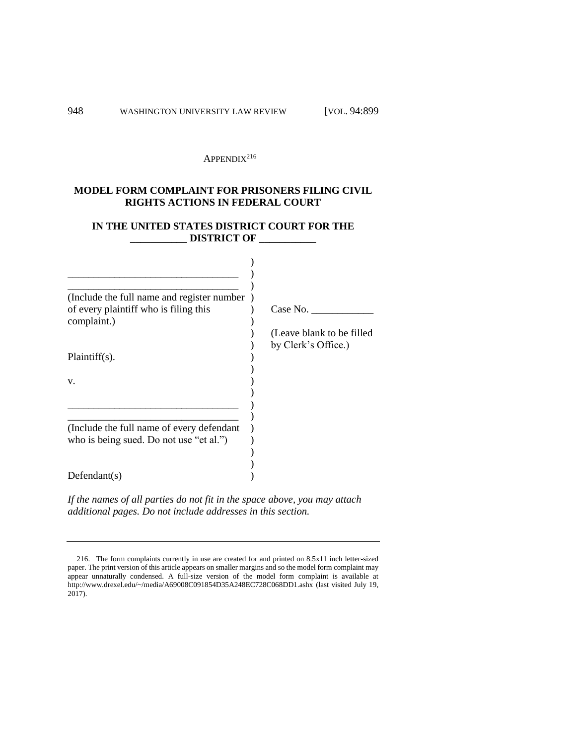APPENDIX[216]

**MODEL FORM COMPLAINT FOR PRISONERS FILING CIVIL RIGHTS ACTIONS IN FEDERAL COURT**

**IN THE UNITED STATES DISTRICT COURT FOR THE \_\_\_\_\_\_\_\_\_\_\_ DISTRICT OF \_\_\_\_\_\_\_\_\_\_\_**

| | | |
|---|---|---|
| \_\_\_\_\_\_\_\_\_\_\_\_\_\_\_\_\_\_\_\_\_\_\_\_\_\_\_\_\_\_\_\_\_\_ | ) | |
| \_\_\_\_\_\_\_\_\_\_\_\_\_\_\_\_\_\_\_\_\_\_\_\_\_\_\_\_\_\_\_\_\_\_ | ) | |
| (Include the full name and register number of every plaintiff who is filing this complaint.) | ) | Case No. \_\_\_\_\_\_\_\_\_\_\_\_ |
| | ) | (Leave blank to be filled by Clerk's Office.) |
| Plaintiff(s). | ) | |
| v. | ) | |
| \_\_\_\_\_\_\_\_\_\_\_\_\_\_\_\_\_\_\_\_\_\_\_\_\_\_\_\_\_\_\_\_\_\_ | ) | |
| \_\_\_\_\_\_\_\_\_\_\_\_\_\_\_\_\_\_\_\_\_\_\_\_\_\_\_\_\_\_\_\_\_\_ | ) | |
| (Include the full name of every defendant who is being sued. Do not use "et al.") | ) | |
| Defendant(s) | ) | |

*If the names of all parties do not fit in the space above, you may attach additional pages. Do not include addresses in this section.*

---

216. The form complaints currently in use are created for and printed on 8.5x11 inch letter-sized paper. The print version of this article appears on smaller margins and so the model form complaint may appear unnaturally condensed. A full-size version of the model form complaint is available at http://www.drexel.edu/~/media/A69008C091854D35A248EC728C068DD1.ashx (last visited July 19, 2017).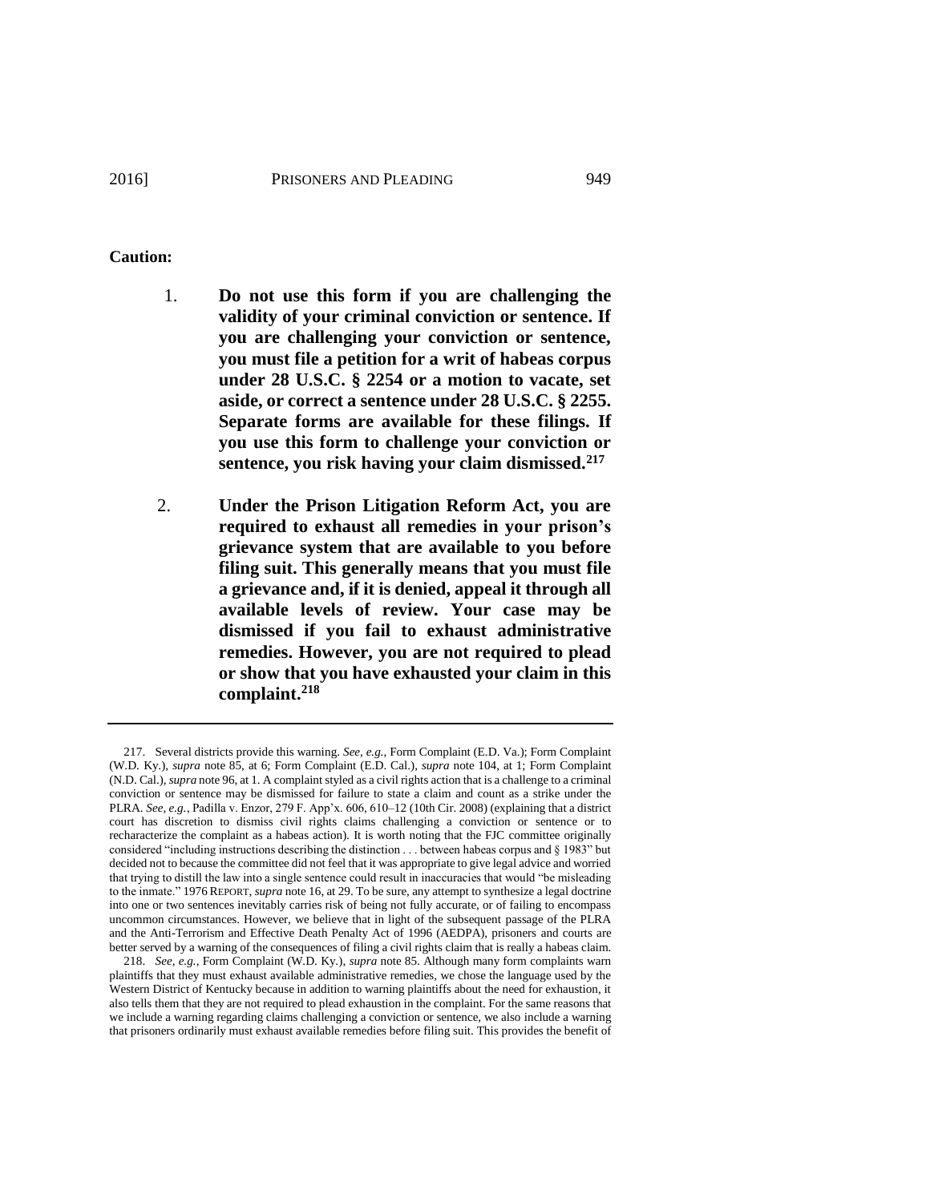**Caution:**

1. **Do not use this form if you are challenging the validity of your criminal conviction or sentence. If you are challenging your conviction or sentence, you must file a petition for a writ of habeas corpus under 28 U.S.C. § 2254 or a motion to vacate, set aside, or correct a sentence under 28 U.S.C. § 2255. Separate forms are available for these filings. If you use this form to challenge your conviction or sentence, you risk having your claim dismissed.**[217]

2. **Under the Prison Litigation Reform Act, you are required to exhaust all remedies in your prison's grievance system that are available to you before filing suit. This generally means that you must file a grievance and, if it is denied, appeal it through all available levels of review. Your case may be dismissed if you fail to exhaust administrative remedies. However, you are not required to plead or show that you have exhausted your claim in this complaint.**[218]

---

217. Several districts provide this warning. *See, e.g.*, Form Complaint (E.D. Va.); Form Complaint (W.D. Ky.), *supra* note 85, at 6; Form Complaint (E.D. Cal.), *supra* note 104, at 1; Form Complaint (N.D. Cal.), *supra* note 96, at 1. A complaint styled as a civil rights action that is a challenge to a criminal conviction or sentence may be dismissed for failure to state a claim and count as a strike under the PLRA. *See, e.g.*, Padilla v. Enzor, 279 F. App'x. 606, 610–12 (10th Cir. 2008) (explaining that a district court has discretion to dismiss civil rights claims challenging a conviction or sentence or to recharacterize the complaint as a habeas action). It is worth noting that the FJC committee originally considered "including instructions describing the distinction . . . between habeas corpus and § 1983" but decided not to because the committee did not feel that it was appropriate to give legal advice and worried that trying to distill the law into a single sentence could result in inaccuracies that would "be misleading to the inmate." 1976 REPORT, *supra* note 16, at 29. To be sure, any attempt to synthesize a legal doctrine into one or two sentences inevitably carries risk of being not fully accurate, or of failing to encompass uncommon circumstances. However, we believe that in light of the subsequent passage of the PLRA and the Anti-Terrorism and Effective Death Penalty Act of 1996 (AEDPA), prisoners and courts are better served by a warning of the consequences of filing a civil rights claim that is really a habeas claim.

218. *See, e.g.*, Form Complaint (W.D. Ky.), *supra* note 85. Although many form complaints warn plaintiffs that they must exhaust available administrative remedies, we chose the language used by the Western District of Kentucky because in addition to warning plaintiffs about the need for exhaustion, it also tells them that they are not required to plead exhaustion in the complaint. For the same reasons that we include a warning regarding claims challenging a conviction or sentence, we also include a warning that prisoners ordinarily must exhaust available remedies before filing suit. This provides the benefit of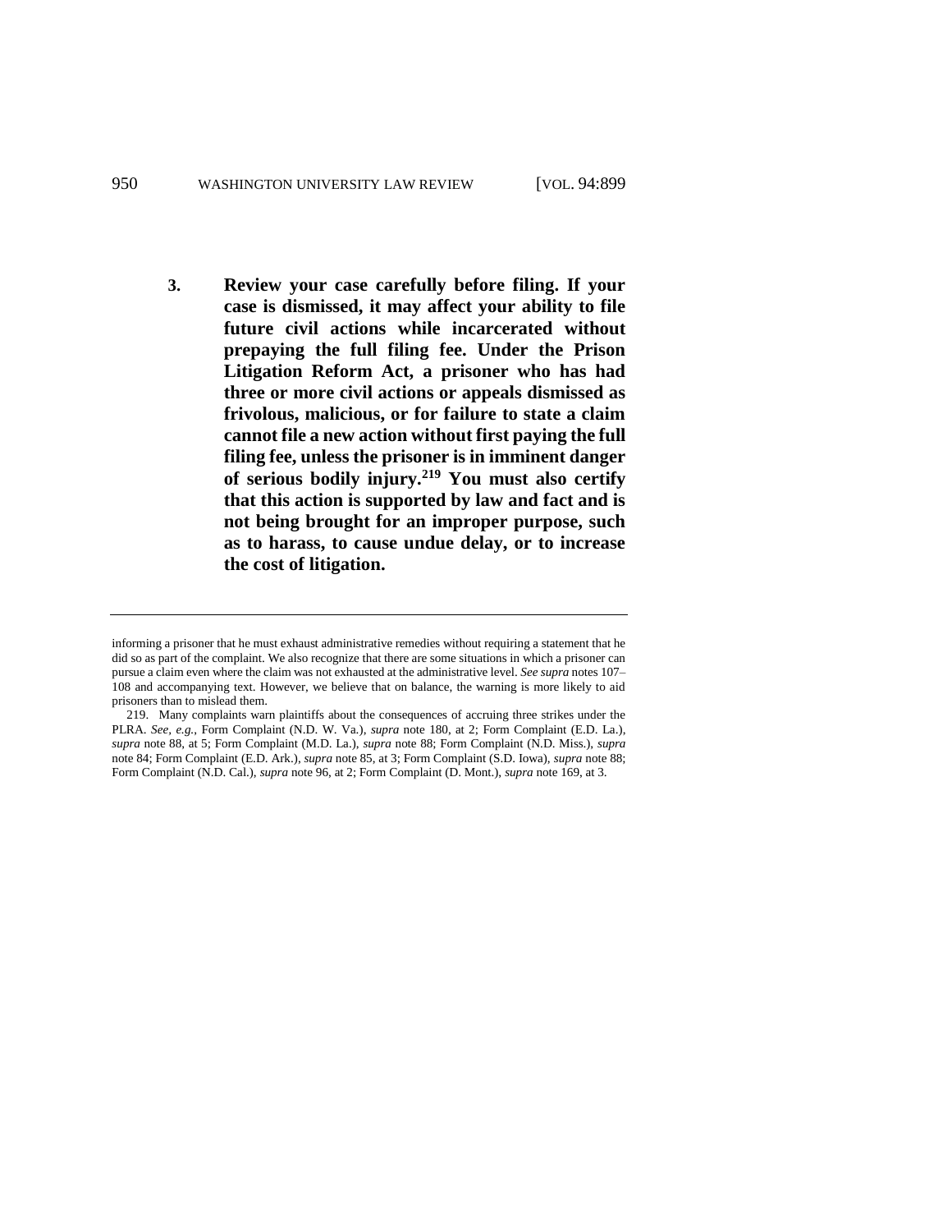**3. Review your case carefully before filing. If your case is dismissed, it may affect your ability to file future civil actions while incarcerated without prepaying the full filing fee. Under the Prison Litigation Reform Act, a prisoner who has had three or more civil actions or appeals dismissed as frivolous, malicious, or for failure to state a claim cannot file a new action without first paying the full filing fee, unless the prisoner is in imminent danger of serious bodily injury.[219] You must also certify that this action is supported by law and fact and is not being brought for an improper purpose, such as to harass, to cause undue delay, or to increase the cost of litigation.**

---

informing a prisoner that he must exhaust administrative remedies without requiring a statement that he did so as part of the complaint. We also recognize that there are some situations in which a prisoner can pursue a claim even where the claim was not exhausted at the administrative level. *See supra* notes 107–108 and accompanying text. However, we believe that on balance, the warning is more likely to aid prisoners than to mislead them.

219. Many complaints warn plaintiffs about the consequences of accruing three strikes under the PLRA. *See, e.g.*, Form Complaint (N.D. W. Va.), *supra* note 180, at 2; Form Complaint (E.D. La.), *supra* note 88, at 5; Form Complaint (M.D. La.), *supra* note 88; Form Complaint (N.D. Miss.), *supra* note 84; Form Complaint (E.D. Ark.), *supra* note 85, at 3; Form Complaint (S.D. Iowa), *supra* note 88; Form Complaint (N.D. Cal.), *supra* note 96, at 2; Form Complaint (D. Mont.), *supra* note 169, at 3.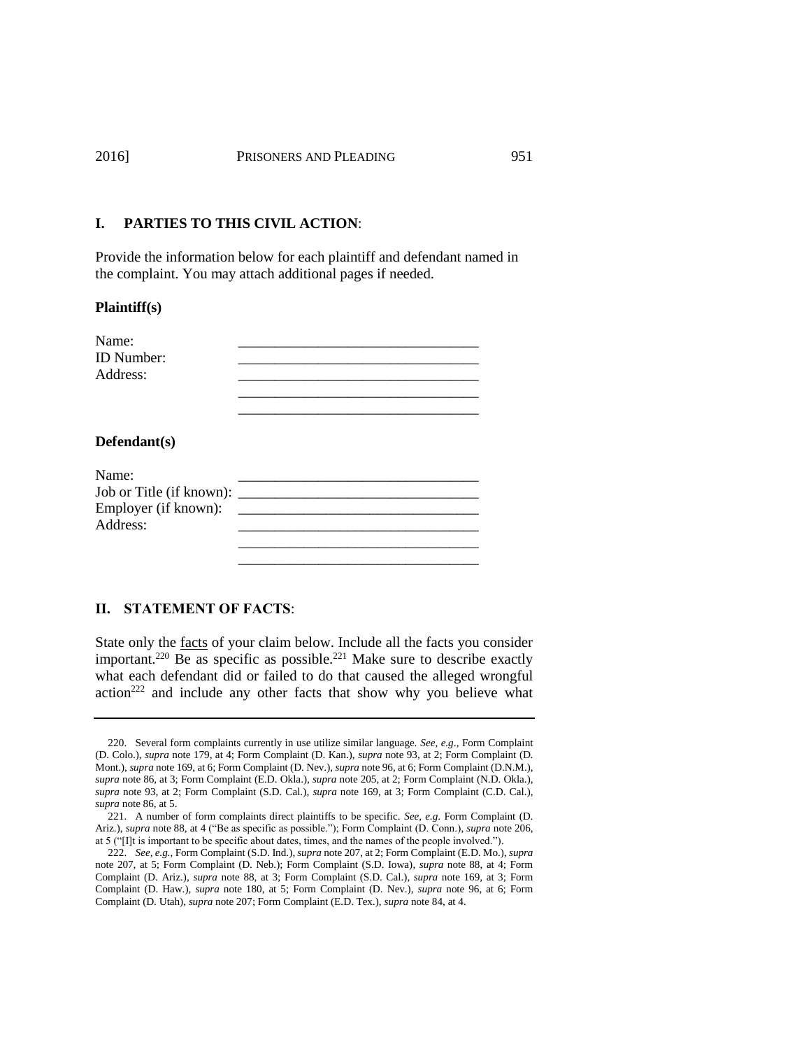## I. PARTIES TO THIS CIVIL ACTION:

Provide the information below for each plaintiff and defendant named in the complaint. You may attach additional pages if needed.

**Plaintiff(s)**

Name: \_\_\_\_\_\_\_\_\_\_\_\_\_\_\_\_\_\_\_\_\_\_\_\_\_\_\_\_\_\_\_\_\_\_
ID Number: \_\_\_\_\_\_\_\_\_\_\_\_\_\_\_\_\_\_\_\_\_\_\_\_\_\_\_\_\_\_\_\_\_\_
Address: \_\_\_\_\_\_\_\_\_\_\_\_\_\_\_\_\_\_\_\_\_\_\_\_\_\_\_\_\_\_\_\_\_\_
\_\_\_\_\_\_\_\_\_\_\_\_\_\_\_\_\_\_\_\_\_\_\_\_\_\_\_\_\_\_\_\_\_\_
\_\_\_\_\_\_\_\_\_\_\_\_\_\_\_\_\_\_\_\_\_\_\_\_\_\_\_\_\_\_\_\_\_\_

**Defendant(s)**

Name: \_\_\_\_\_\_\_\_\_\_\_\_\_\_\_\_\_\_\_\_\_\_\_\_\_\_\_\_\_\_\_\_\_\_
Job or Title (if known): \_\_\_\_\_\_\_\_\_\_\_\_\_\_\_\_\_\_\_\_\_\_\_\_\_\_\_\_\_\_\_\_\_\_
Employer (if known): \_\_\_\_\_\_\_\_\_\_\_\_\_\_\_\_\_\_\_\_\_\_\_\_\_\_\_\_\_\_\_\_\_\_
Address: \_\_\_\_\_\_\_\_\_\_\_\_\_\_\_\_\_\_\_\_\_\_\_\_\_\_\_\_\_\_\_\_\_\_
\_\_\_\_\_\_\_\_\_\_\_\_\_\_\_\_\_\_\_\_\_\_\_\_\_\_\_\_\_\_\_\_\_\_
\_\_\_\_\_\_\_\_\_\_\_\_\_\_\_\_\_\_\_\_\_\_\_\_\_\_\_\_\_\_\_\_\_\_

## II. STATEMENT OF FACTS:

State only the <u>facts</u> of your claim below. Include all the facts you consider important.[220] Be as specific as possible.[221] Make sure to describe exactly what each defendant did or failed to do that caused the alleged wrongful action[222] and include any other facts that show why you believe what

---

220. Several form complaints currently in use utilize similar language. *See, e.g.*, Form Complaint (D. Colo.), *supra* note 179, at 4; Form Complaint (D. Kan.), *supra* note 93, at 2; Form Complaint (D. Mont.), *supra* note 169, at 6; Form Complaint (D. Nev.), *supra* note 96, at 6; Form Complaint (D.N.M.), *supra* note 86, at 3; Form Complaint (E.D. Okla.), *supra* note 205, at 2; Form Complaint (N.D. Okla.), *supra* note 93, at 2; Form Complaint (S.D. Cal.), *supra* note 169, at 3; Form Complaint (C.D. Cal.), *supra* note 86, at 5.

221. A number of form complaints direct plaintiffs to be specific. *See, e.g.* Form Complaint (D. Ariz.), *supra* note 88, at 4 ("Be as specific as possible."); Form Complaint (D. Conn.), *supra* note 206, at 5 ("[I]t is important to be specific about dates, times, and the names of the people involved.").

222. *See, e.g.*, Form Complaint (S.D. Ind.), *supra* note 207, at 2; Form Complaint (E.D. Mo.), *supra* note 207, at 5; Form Complaint (D. Neb.); Form Complaint (S.D. Iowa), *supra* note 88, at 4; Form Complaint (D. Ariz.), *supra* note 88, at 3; Form Complaint (S.D. Cal.), *supra* note 169, at 3; Form Complaint (D. Haw.), *supra* note 180, at 5; Form Complaint (D. Nev.), *supra* note 96, at 6; Form Complaint (D. Utah), *supra* note 207; Form Complaint (E.D. Tex.), *supra* note 84, at 4.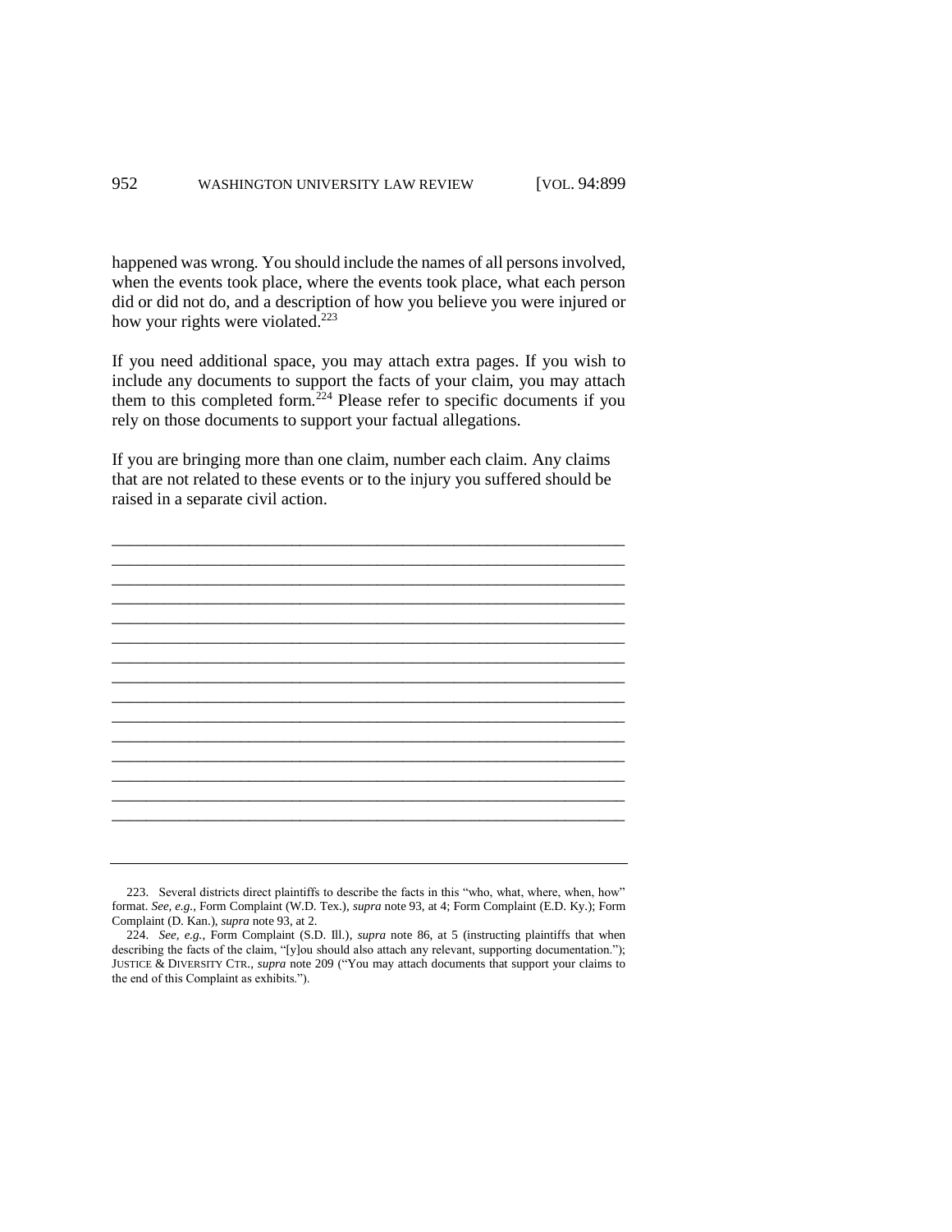happened was wrong. You should include the names of all persons involved, when the events took place, where the events took place, what each person did or did not do, and a description of how you believe you were injured or how your rights were violated.[223]

If you need additional space, you may attach extra pages. If you wish to include any documents to support the facts of your claim, you may attach them to this completed form.[224] Please refer to specific documents if you rely on those documents to support your factual allegations.

If you are bringing more than one claim, number each claim. Any claims that are not related to these events or to the injury you suffered should be raised in a separate civil action.

______________________________________________________________
______________________________________________________________
______________________________________________________________
______________________________________________________________
______________________________________________________________
______________________________________________________________
______________________________________________________________
______________________________________________________________
______________________________________________________________
______________________________________________________________
______________________________________________________________
______________________________________________________________
______________________________________________________________
______________________________________________________________
______________________________________________________________

223. Several districts direct plaintiffs to describe the facts in this "who, what, where, when, how" format. *See, e.g.*, Form Complaint (W.D. Tex.), *supra* note 93, at 4; Form Complaint (E.D. Ky.); Form Complaint (D. Kan.), *supra* note 93, at 2.

224. *See, e.g.*, Form Complaint (S.D. Ill.), *supra* note 86, at 5 (instructing plaintiffs that when describing the facts of the claim, "[y]ou should also attach any relevant, supporting documentation."); JUSTICE & DIVERSITY CTR., *supra* note 209 ("You may attach documents that support your claims to the end of this Complaint as exhibits.").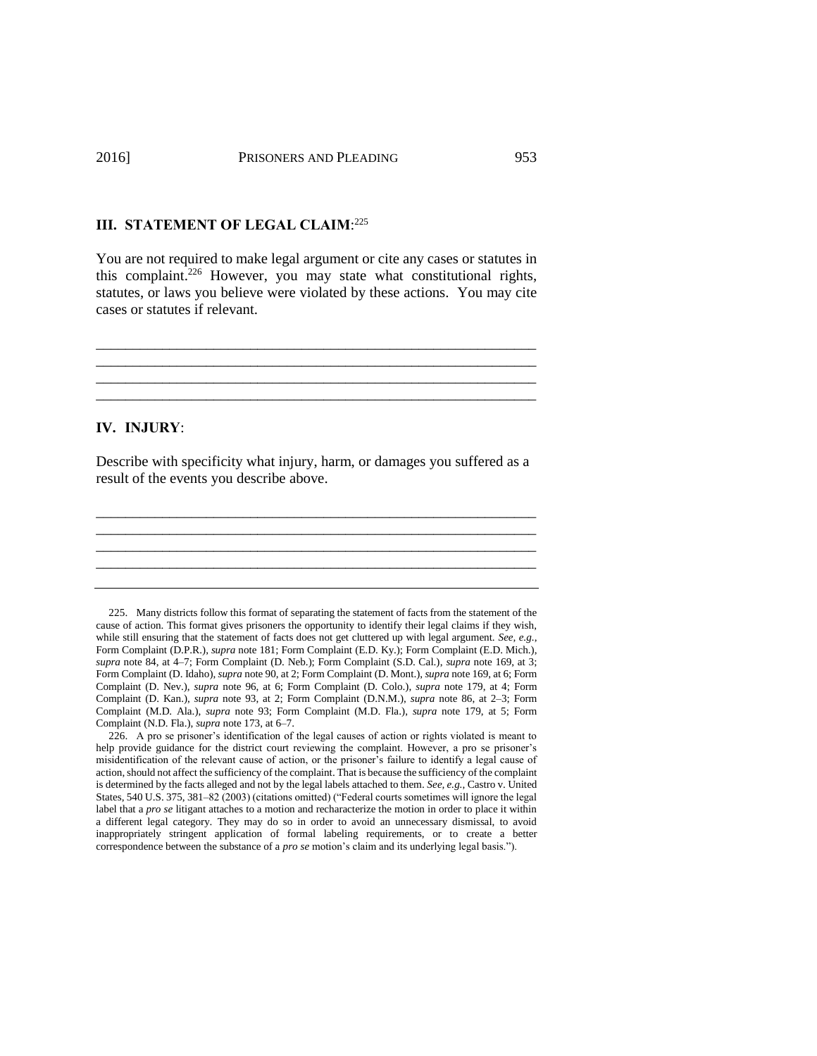### III. STATEMENT OF LEGAL CLAIM:[225]

You are not required to make legal argument or cite any cases or statutes in this complaint.[226] However, you may state what constitutional rights, statutes, or laws you believe were violated by these actions. You may cite cases or statutes if relevant.

______________________________________________________________
______________________________________________________________
______________________________________________________________
______________________________________________________________

### IV. INJURY:

Describe with specificity what injury, harm, or damages you suffered as a result of the events you describe above.

______________________________________________________________
______________________________________________________________
______________________________________________________________
______________________________________________________________

---

225. Many districts follow this format of separating the statement of facts from the statement of the cause of action. This format gives prisoners the opportunity to identify their legal claims if they wish, while still ensuring that the statement of facts does not get cluttered up with legal argument. *See, e.g.*, Form Complaint (D.P.R.), *supra* note 181; Form Complaint (E.D. Ky.); Form Complaint (E.D. Mich.), *supra* note 84, at 4–7; Form Complaint (D. Neb.); Form Complaint (S.D. Cal.), *supra* note 169, at 3; Form Complaint (D. Idaho), *supra* note 90, at 2; Form Complaint (D. Mont.), *supra* note 169, at 6; Form Complaint (D. Nev.), *supra* note 96, at 6; Form Complaint (D. Colo.), *supra* note 179, at 4; Form Complaint (D. Kan.), *supra* note 93, at 2; Form Complaint (D.N.M.), *supra* note 86, at 2–3; Form Complaint (M.D. Ala.), *supra* note 93; Form Complaint (M.D. Fla.), *supra* note 179, at 5; Form Complaint (N.D. Fla.), *supra* note 173, at 6–7.

226. A pro se prisoner's identification of the legal causes of action or rights violated is meant to help provide guidance for the district court reviewing the complaint. However, a pro se prisoner's misidentification of the relevant cause of action, or the prisoner's failure to identify a legal cause of action, should not affect the sufficiency of the complaint. That is because the sufficiency of the complaint is determined by the facts alleged and not by the legal labels attached to them. *See, e.g.*, Castro v. United States, 540 U.S. 375, 381–82 (2003) (citations omitted) ("Federal courts sometimes will ignore the legal label that a *pro se* litigant attaches to a motion and recharacterize the motion in order to place it within a different legal category. They may do so in order to avoid an unnecessary dismissal, to avoid inappropriately stringent application of formal labeling requirements, or to create a better correspondence between the substance of a *pro se* motion's claim and its underlying legal basis.").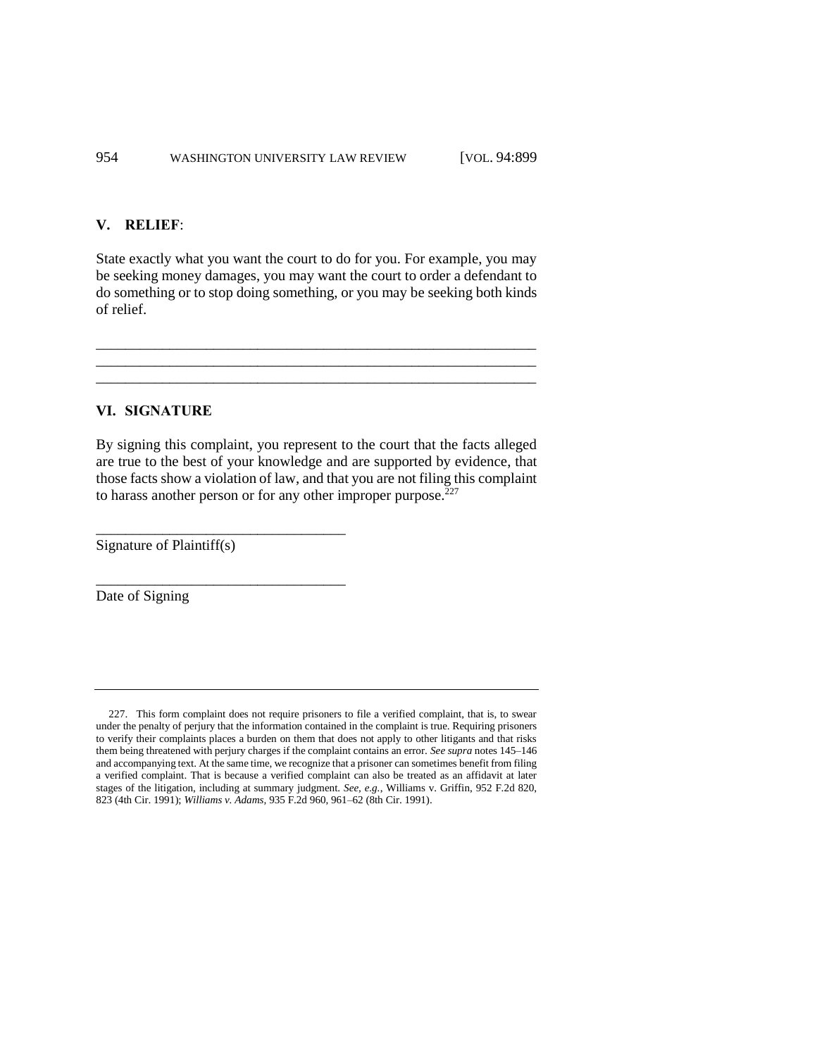## V. RELIEF:

State exactly what you want the court to do for you. For example, you may be seeking money damages, you may want the court to order a defendant to do something or to stop doing something, or you may be seeking both kinds of relief.

______________________________________________________________
______________________________________________________________
______________________________________________________________

## VI. SIGNATURE

By signing this complaint, you represent to the court that the facts alleged are true to the best of your knowledge and are supported by evidence, that those facts show a violation of law, and that you are not filing this complaint to harass another person or for any other improper purpose.[227]

_________________________________
Signature of Plaintiff(s)

_________________________________
Date of Signing

---

227. This form complaint does not require prisoners to file a verified complaint, that is, to swear under the penalty of perjury that the information contained in the complaint is true. Requiring prisoners to verify their complaints places a burden on them that does not apply to other litigants and that risks them being threatened with perjury charges if the complaint contains an error. *See supra* notes 145–146 and accompanying text. At the same time, we recognize that a prisoner can sometimes benefit from filing a verified complaint. That is because a verified complaint can also be treated as an affidavit at later stages of the litigation, including at summary judgment. *See, e.g.*, Williams v. Griffin, 952 F.2d 820, 823 (4th Cir. 1991); *Williams v. Adams*, 935 F.2d 960, 961–62 (8th Cir. 1991).